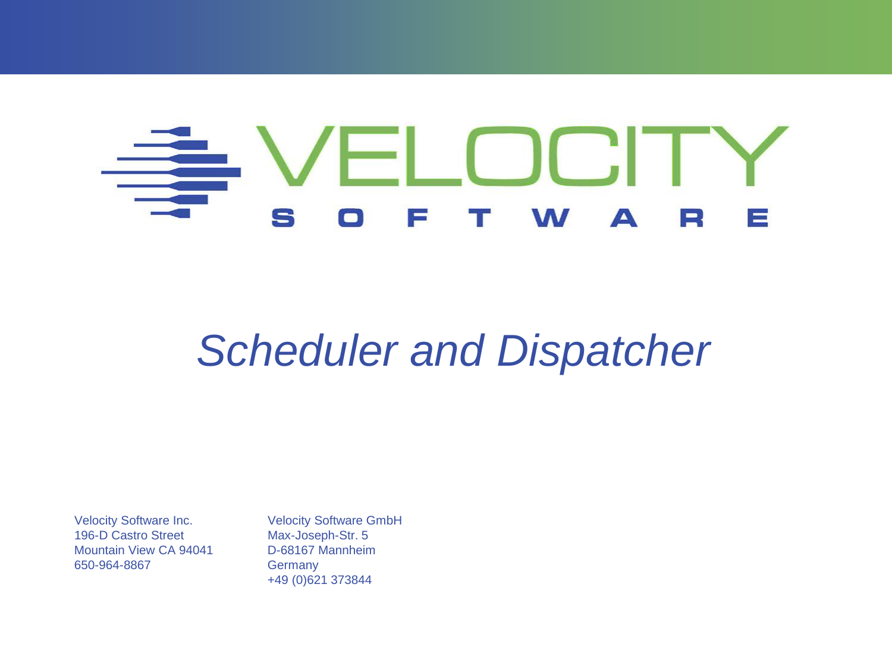VELOCITY

SOFTWARE

# *Scheduler and Dispatcher*

Velocity Software Inc.
196-D Castro Street
Mountain View CA 94041
650-964-8867

Velocity Software GmbH
Max-Joseph-Str. 5
D-68167 Mannheim
Germany
+49 (0)621 373844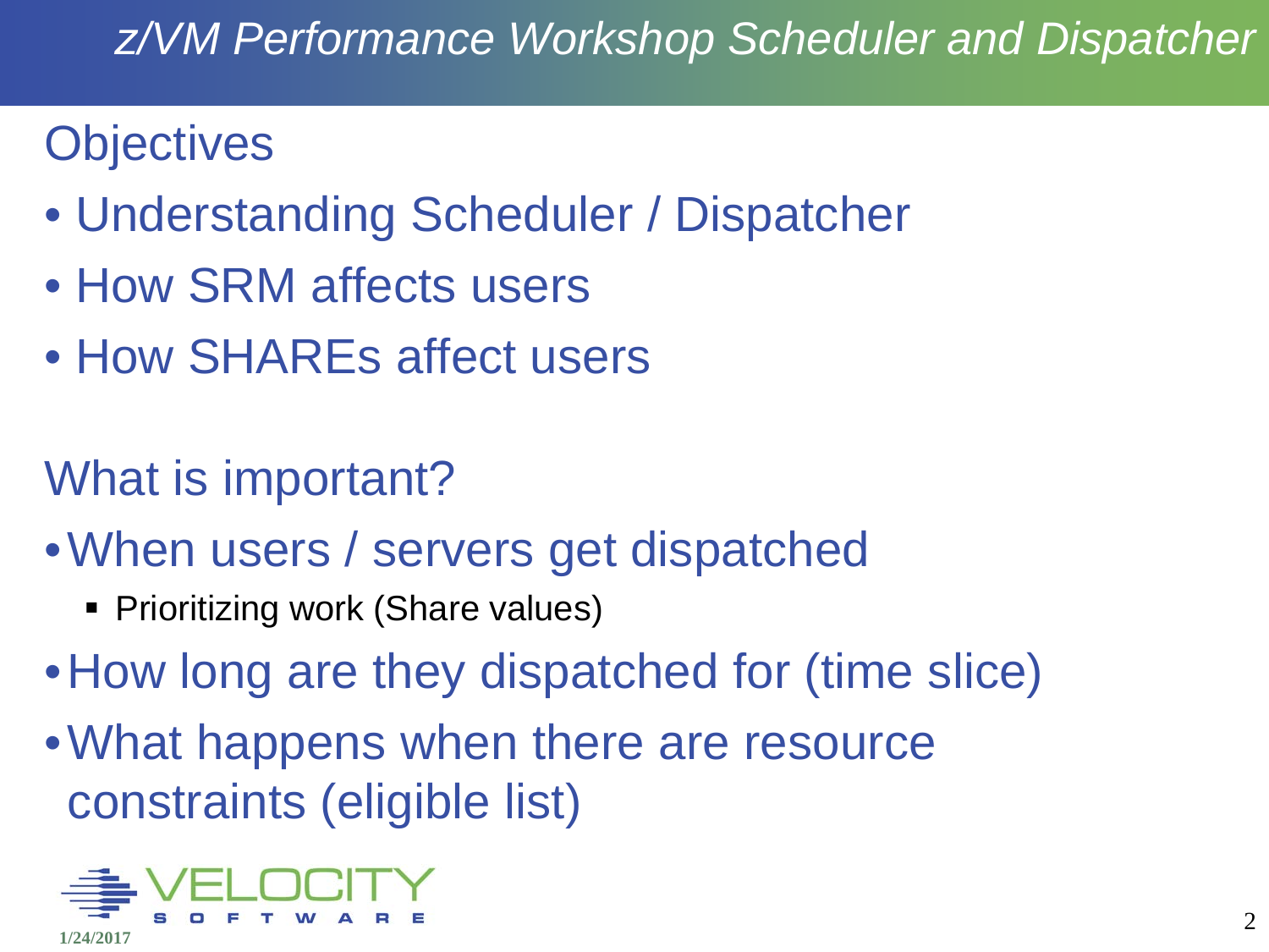## Objectives

- Understanding Scheduler / Dispatcher
- How SRM affects users
- How SHAREs affect users

## What is important?

- When users / servers get dispatched
  - Prioritizing work (Share values)
- How long are they dispatched for (time slice)
- What happens when there are resource constraints (eligible list)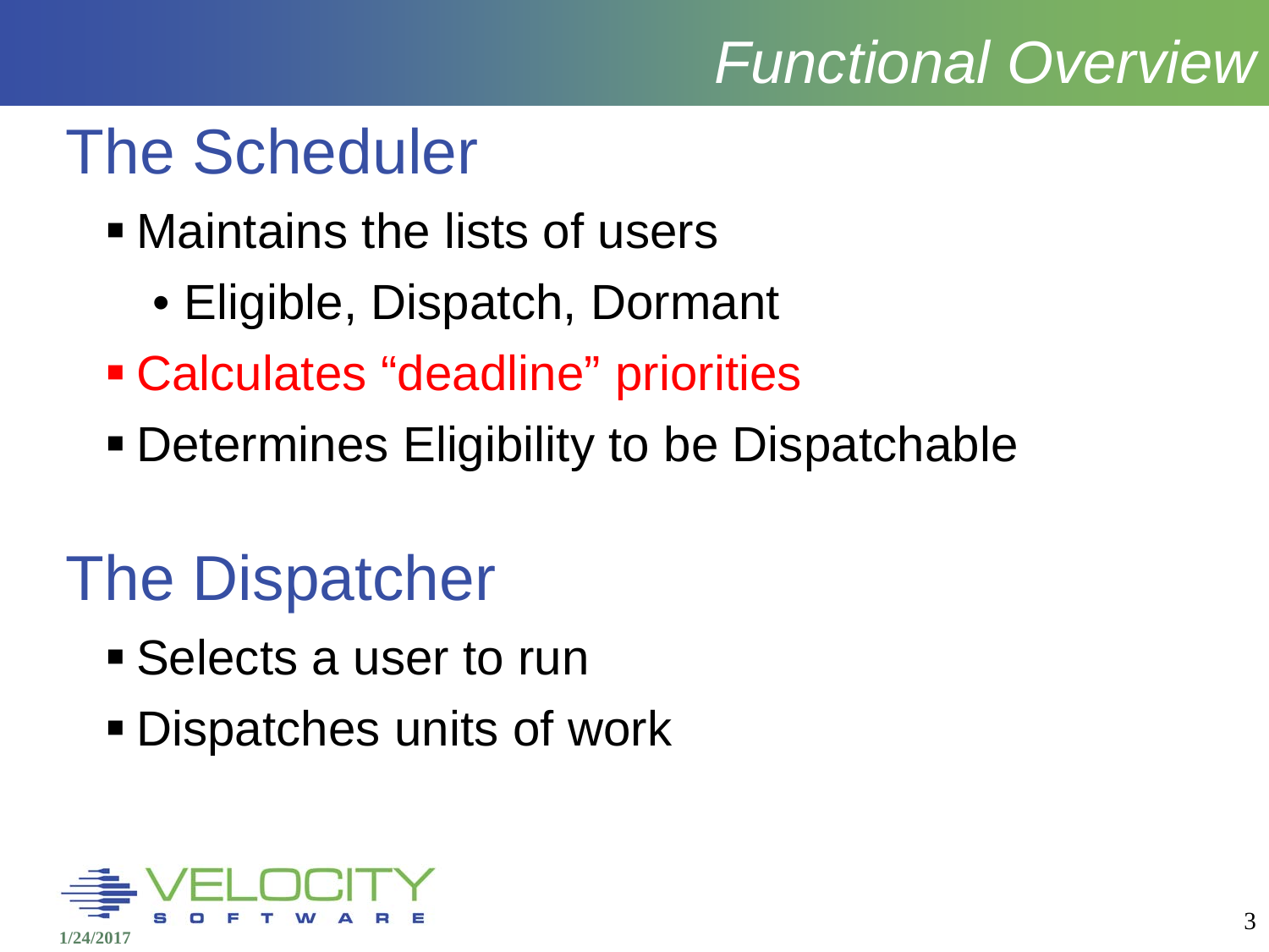# Functional Overview

## The Scheduler

- Maintains the lists of users
  - Eligible, Dispatch, Dormant
- Calculates “deadline” priorities
- Determines Eligibility to be Dispatchable

## The Dispatcher

- Selects a user to run
- Dispatches units of work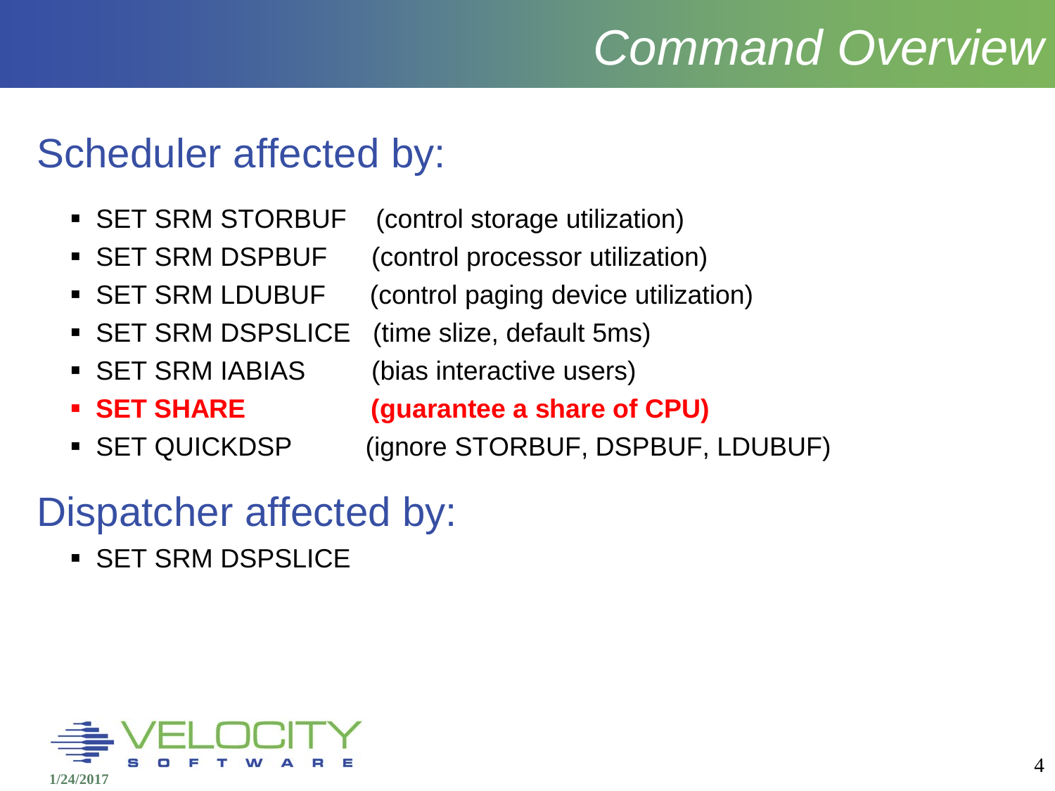# Command Overview

## Scheduler affected by:

- SET SRM STORBUF (control storage utilization)
- SET SRM DSPBUF (control processor utilization)
- SET SRM LDUBUF (control paging device utilization)
- SET SRM DSPSLICE (time slize, default 5ms)
- SET SRM IABIAS (bias interactive users)
- **SET SHARE (guarantee a share of CPU)**
- SET QUICKDSP (ignore STORBUF, DSPBUF, LDUBUF)

## Dispatcher affected by:

- SET SRM DSPSLICE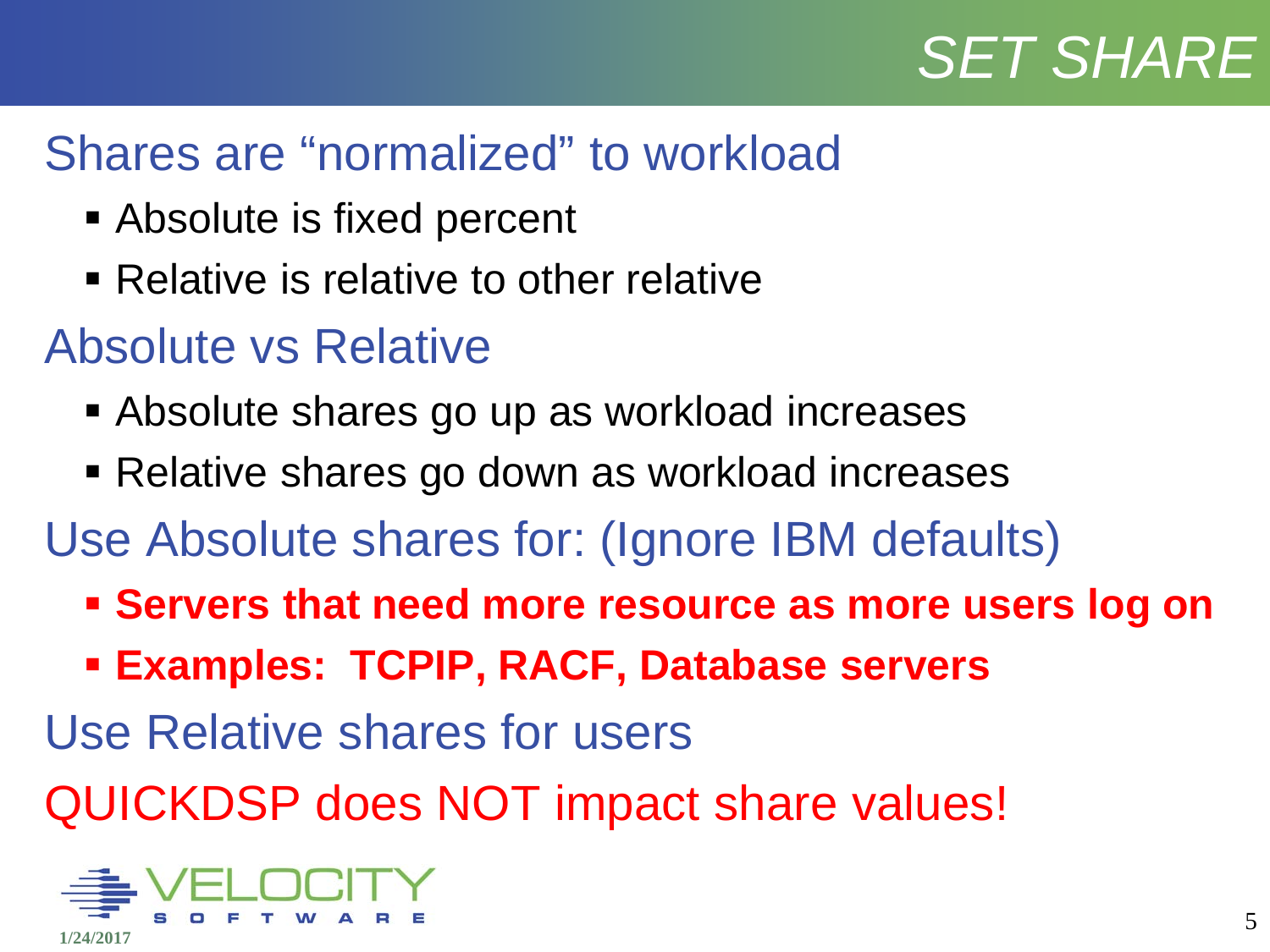# SET SHARE

## Shares are “normalized” to workload

- Absolute is fixed percent
- Relative is relative to other relative

## Absolute vs Relative

- Absolute shares go up as workload increases
- Relative shares go down as workload increases

## Use Absolute shares for: (Ignore IBM defaults)

- **Servers that need more resource as more users log on**
- **Examples:  TCPIP, RACF, Database servers**

## Use Relative shares for users

## QUICKDSP does NOT impact share values!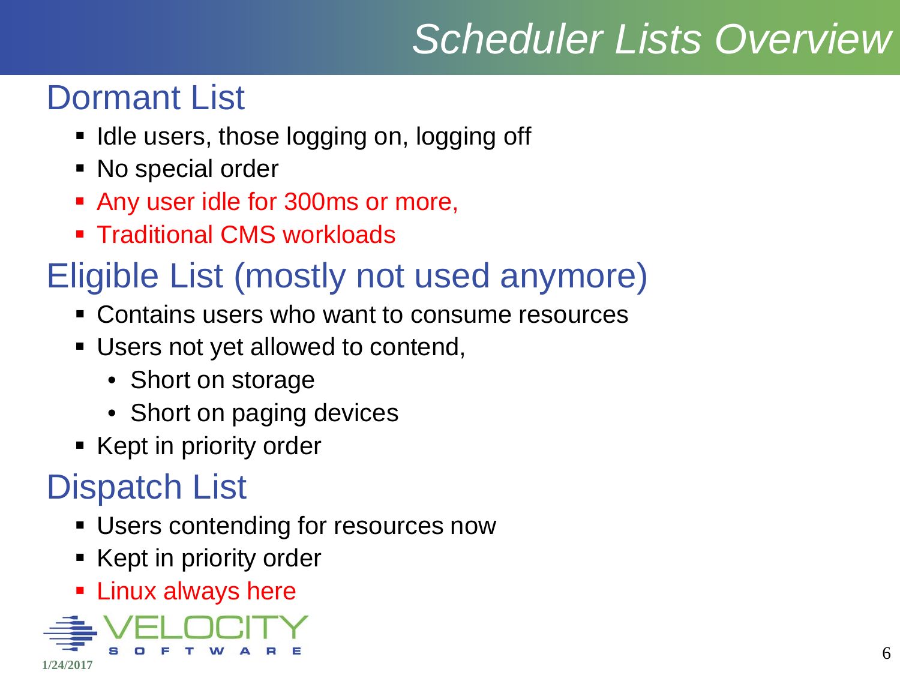# Scheduler Lists Overview

## Dormant List

- Idle users, those logging on, logging off
- No special order
- Any user idle for 300ms or more,
- Traditional CMS workloads

## Eligible List (mostly not used anymore)

- Contains users who want to consume resources
- Users not yet allowed to contend,
  - Short on storage
  - Short on paging devices
- Kept in priority order

## Dispatch List

- Users contending for resources now
- Kept in priority order
- Linux always here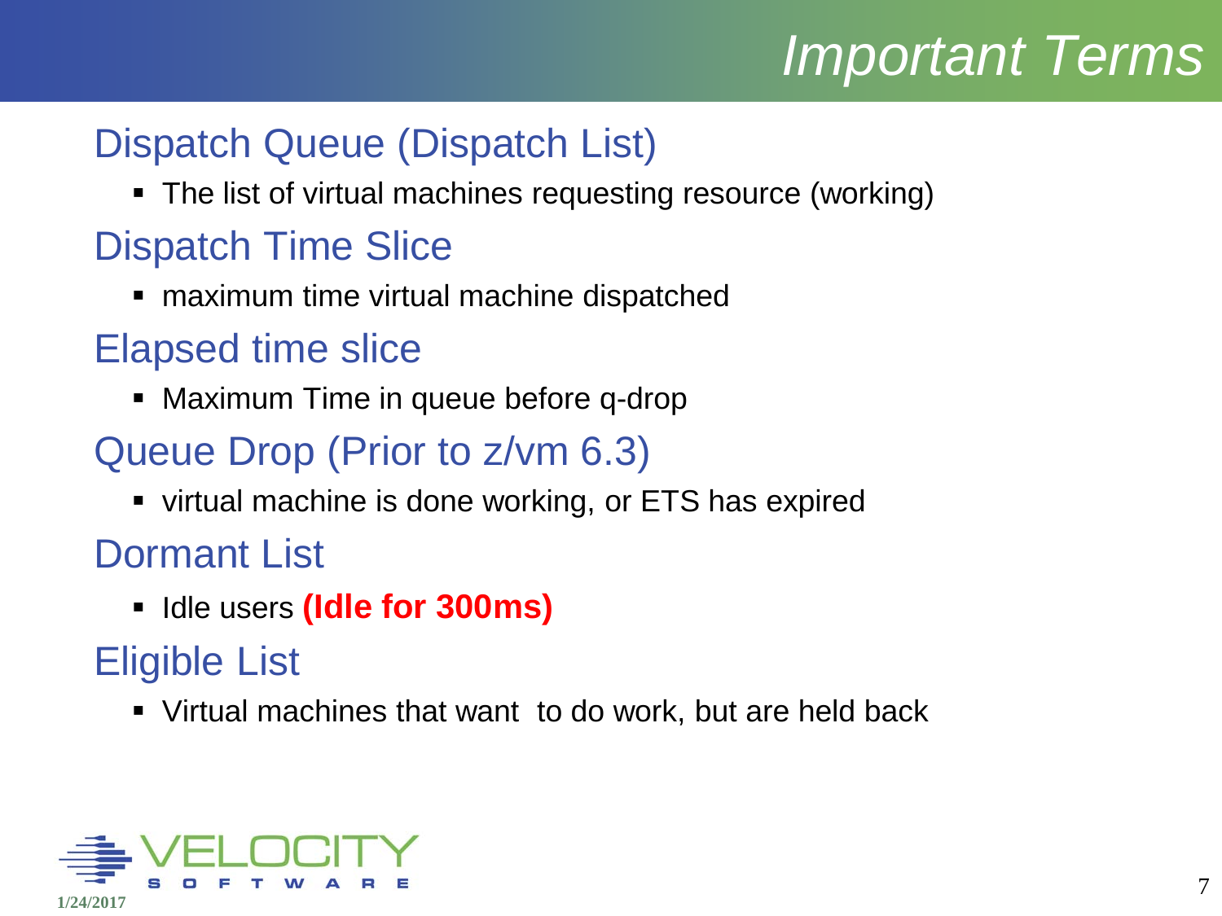# Important Terms

## Dispatch Queue (Dispatch List)

- The list of virtual machines requesting resource (working)

## Dispatch Time Slice

- maximum time virtual machine dispatched

## Elapsed time slice

- Maximum Time in queue before q-drop

## Queue Drop (Prior to z/vm 6.3)

- virtual machine is done working, or ETS has expired

## Dormant List

- Idle users **(Idle for 300ms)**

## Eligible List

- Virtual machines that want to do work, but are held back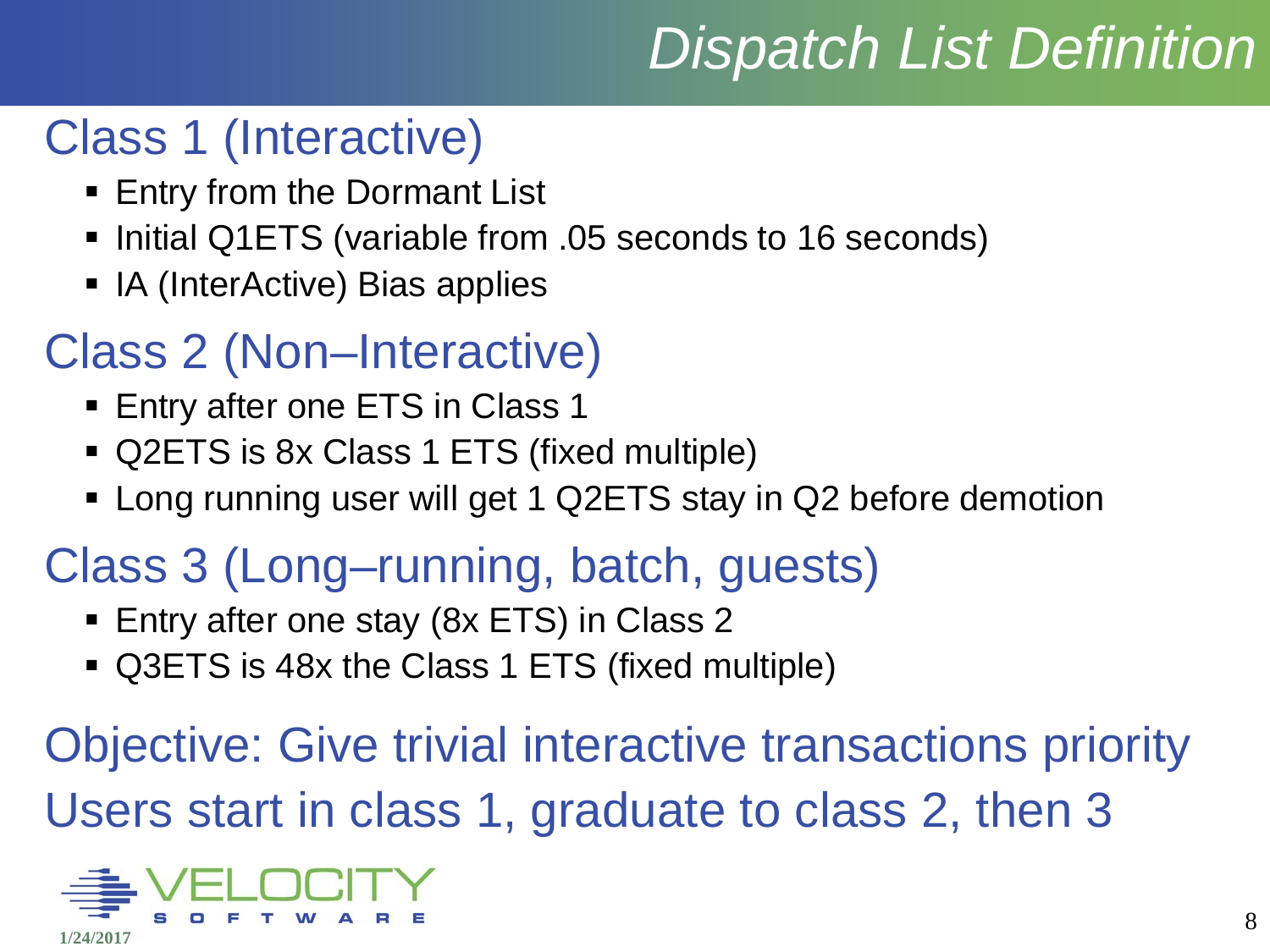# Dispatch List Definition

## Class 1 (Interactive)

- Entry from the Dormant List
- Initial Q1ETS (variable from .05 seconds to 16 seconds)
- IA (InterActive) Bias applies

## Class 2 (Non–Interactive)

- Entry after one ETS in Class 1
- Q2ETS is 8x Class 1 ETS (fixed multiple)
- Long running user will get 1 Q2ETS stay in Q2 before demotion

## Class 3 (Long–running, batch, guests)

- Entry after one stay (8x ETS) in Class 2
- Q3ETS is 48x the Class 1 ETS (fixed multiple)

Objective: Give trivial interactive transactions priority

Users start in class 1, graduate to class 2, then 3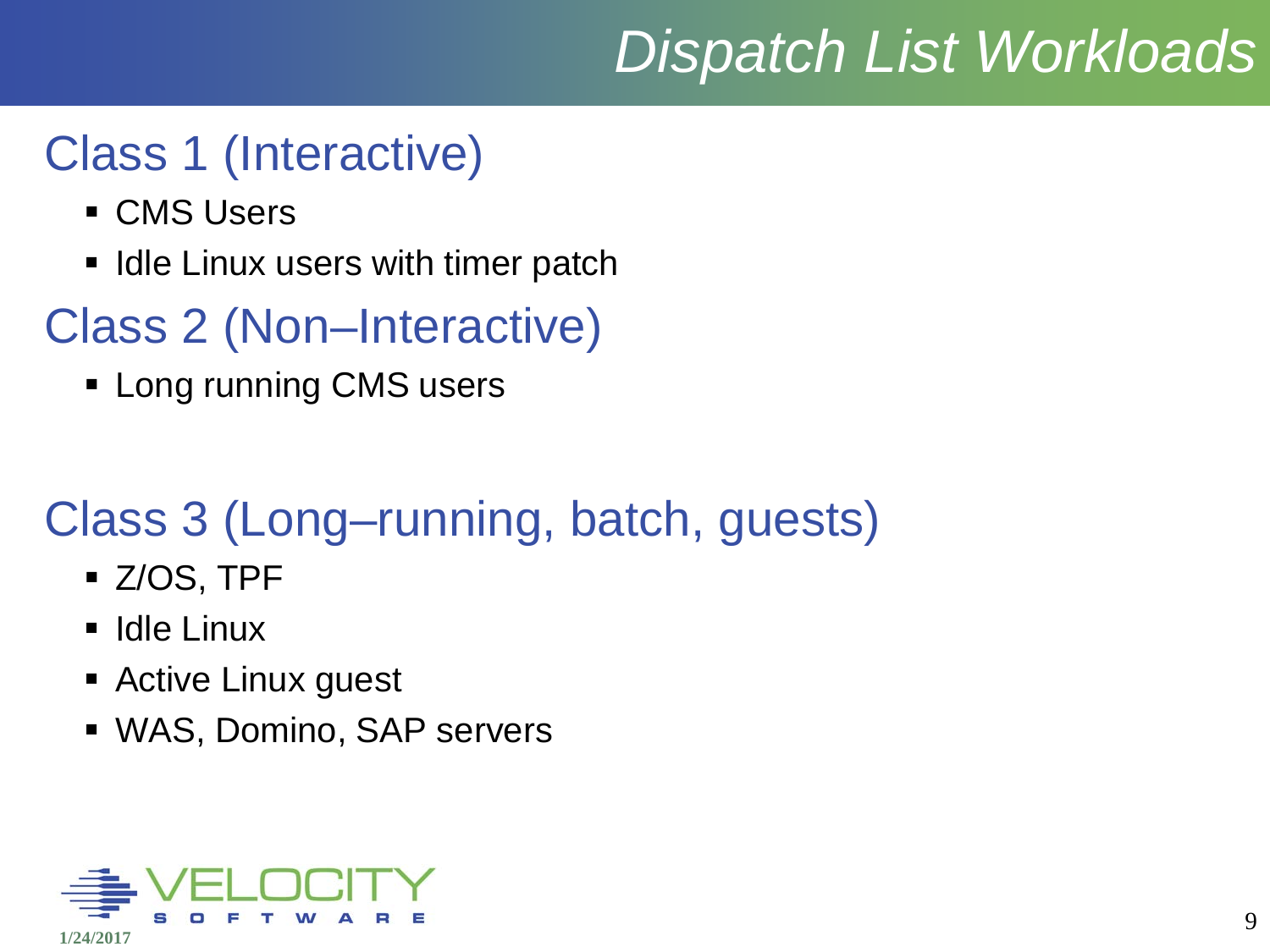# Dispatch List Workloads

## Class 1 (Interactive)

- CMS Users
- Idle Linux users with timer patch

## Class 2 (Non–Interactive)

- Long running CMS users

## Class 3 (Long–running, batch, guests)

- Z/OS, TPF
- Idle Linux
- Active Linux guest
- WAS, Domino, SAP servers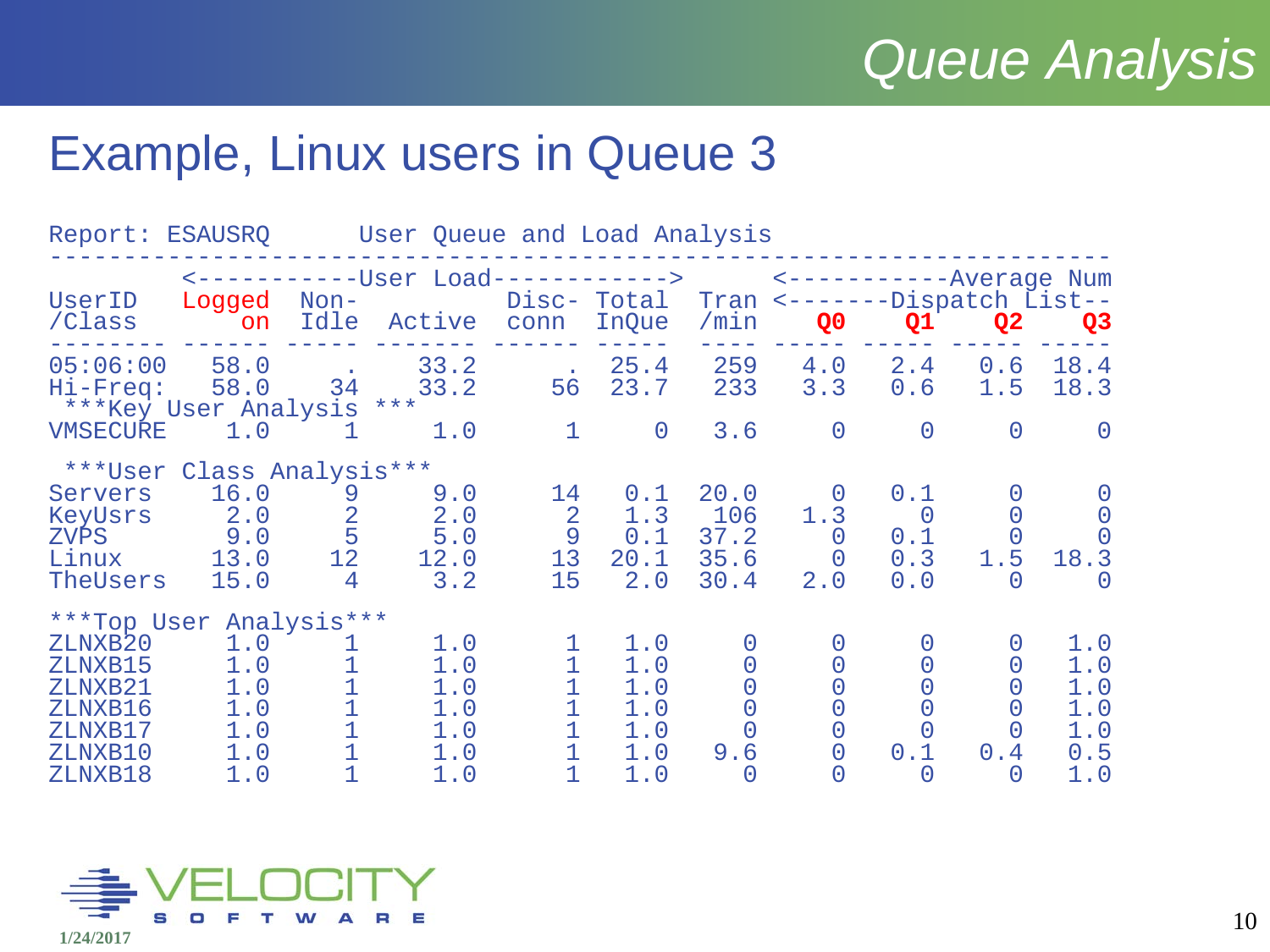# Queue Analysis

## Example, Linux users in Queue 3

```
Report: ESAUSRQ      User Queue and Load Analysis
----------------------------------------------------------------------------
         <-----------User Load------------>      <-----------Average Num
UserID   Logged  Non-          Disc- Total  Tran <-------Dispatch List--
/Class       on  Idle  Active  conn  InQue  /min    Q0    Q1    Q2    Q3
-------- ------ ----- ------- ------ -----  ---- ----- ----- ----- -----
05:06:00   58.0     .    33.2      .  25.4   259   4.0   2.4   0.6  18.4
Hi-Freq:   58.0    34    33.2     56  23.7   233   3.3   0.6   1.5  18.3
 ***Key User Analysis ***
VMSECURE    1.0     1     1.0      1     0   3.6     0     0     0     0

 ***User Class Analysis***
Servers    16.0     9     9.0     14   0.1  20.0     0   0.1     0     0
KeyUsrs     2.0     2     2.0      2   1.3   106   1.3     0     0     0
ZVPS        9.0     5     5.0      9   0.1  37.2     0   0.1     0     0
Linux      13.0    12    12.0     13  20.1  35.6     0   0.3   1.5  18.3
TheUsers   15.0     4     3.2     15   2.0  30.4   2.0   0.0     0     0

***Top User Analysis***
ZLNXB20     1.0     1     1.0      1   1.0     0     0     0     0   1.0
ZLNXB15     1.0     1     1.0      1   1.0     0     0     0     0   1.0
ZLNXB21     1.0     1     1.0      1   1.0     0     0     0     0   1.0
ZLNXB16     1.0     1     1.0      1   1.0     0     0     0     0   1.0
ZLNXB17     1.0     1     1.0      1   1.0     0     0     0     0   1.0
ZLNXB10     1.0     1     1.0      1   1.0   9.6     0   0.1   0.4   0.5
ZLNXB18     1.0     1     1.0      1   1.0     0     0     0     0   1.0
```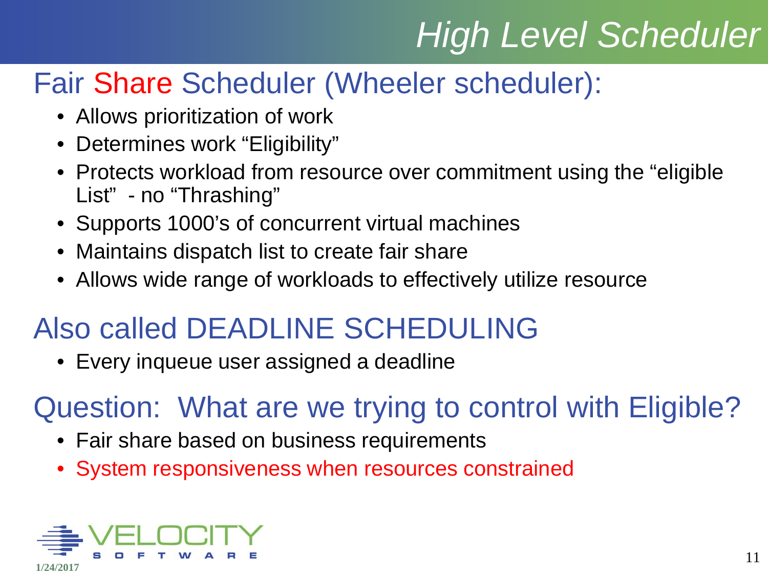# High Level Scheduler

## Fair Share Scheduler (Wheeler scheduler):

- Allows prioritization of work
- Determines work “Eligibility”
- Protects workload from resource over commitment using the “eligible List” - no “Thrashing”
- Supports 1000’s of concurrent virtual machines
- Maintains dispatch list to create fair share
- Allows wide range of workloads to effectively utilize resource

## Also called DEADLINE SCHEDULING

- Every inqueue user assigned a deadline

## Question: What are we trying to control with Eligible?

- Fair share based on business requirements
- System responsiveness when resources constrained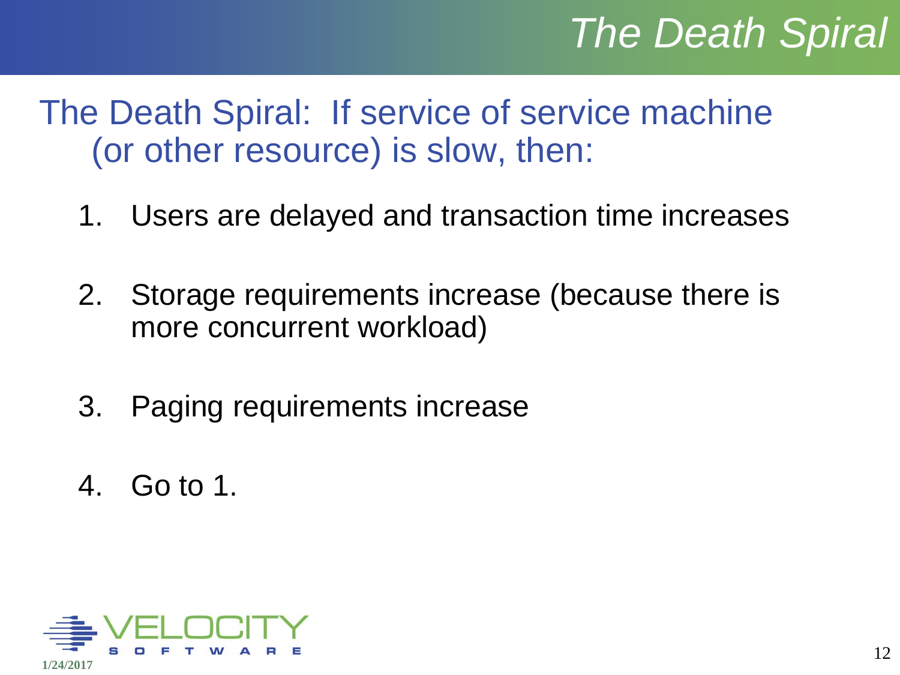# The Death Spiral

The Death Spiral: If service of service machine (or other resource) is slow, then:

1. Users are delayed and transaction time increases
2. Storage requirements increase (because there is more concurrent workload)
3. Paging requirements increase
4. Go to 1.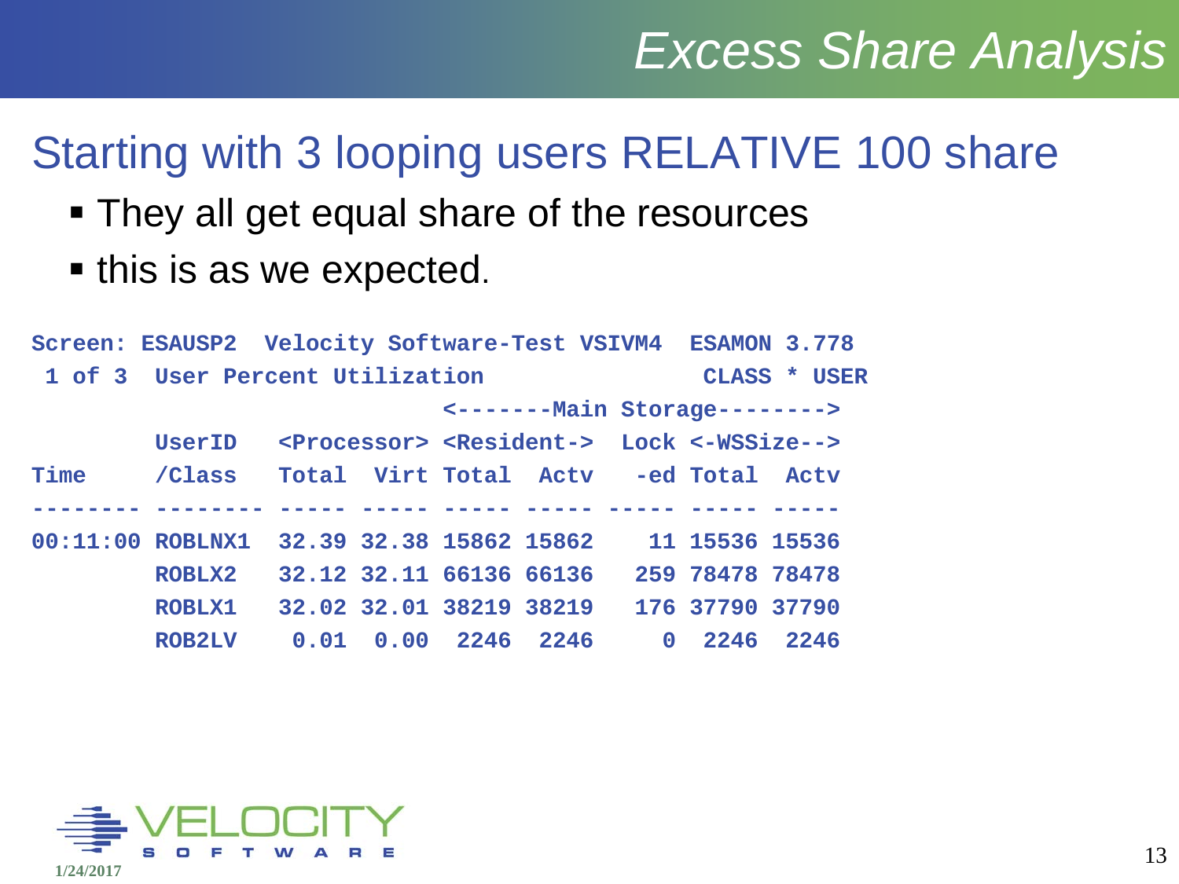# Excess Share Analysis

## Starting with 3 looping users RELATIVE 100 share

- They all get equal share of the resources
- this is as we expected.

```
Screen: ESAUSP2  Velocity Software-Test VSIVM4  ESAMON 3.778
 1 of 3  User Percent Utilization                CLASS * USER
                                <-------Main Storage-------->
         UserID   <Processor> <Resident->  Lock <-WSSize-->
Time     /Class   Total  Virt Total  Actv   -ed Total  Actv
-------- -------- ----- ----- ----- ----- ----- ----- -----
00:11:00 ROBLNX1  32.39 32.38 15862 15862    11 15536 15536
         ROBLX2   32.12 32.11 66136 66136   259 78478 78478
         ROBLX1   32.02 32.01 38219 38219   176 37790 37790
         ROB2LV    0.01  0.00  2246  2246     0  2246  2246
```

1/24/2017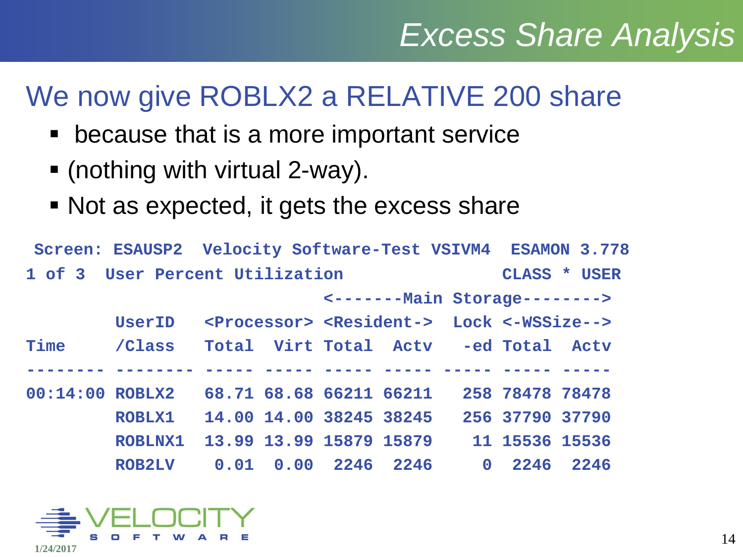## Excess Share Analysis

# We now give ROBLX2 a RELATIVE 200 share

- because that is a more important service
- (nothing with virtual 2-way).
- Not as expected, it gets the excess share

```
 Screen: ESAUSP2  Velocity Software-Test VSIVM4  ESAMON 3.778
1 of 3  User Percent Utilization                CLASS * USER
                              <-------Main Storage-------->
         UserID   <Processor> <Resident->  Lock <-WSSize-->
Time     /Class   Total  Virt Total  Actv   -ed Total  Actv
-------- -------- ----- ----- ----- ----- ----- ----- -----
00:14:00 ROBLX2   68.71 68.68 66211 66211   258 78478 78478
         ROBLX1   14.00 14.00 38245 38245   256 37790 37790
         ROBLNX1  13.99 13.99 15879 15879    11 15536 15536
         ROB2LV    0.01  0.00  2246  2246     0  2246  2246
```

VELOCITY SOFTWARE

1/24/2017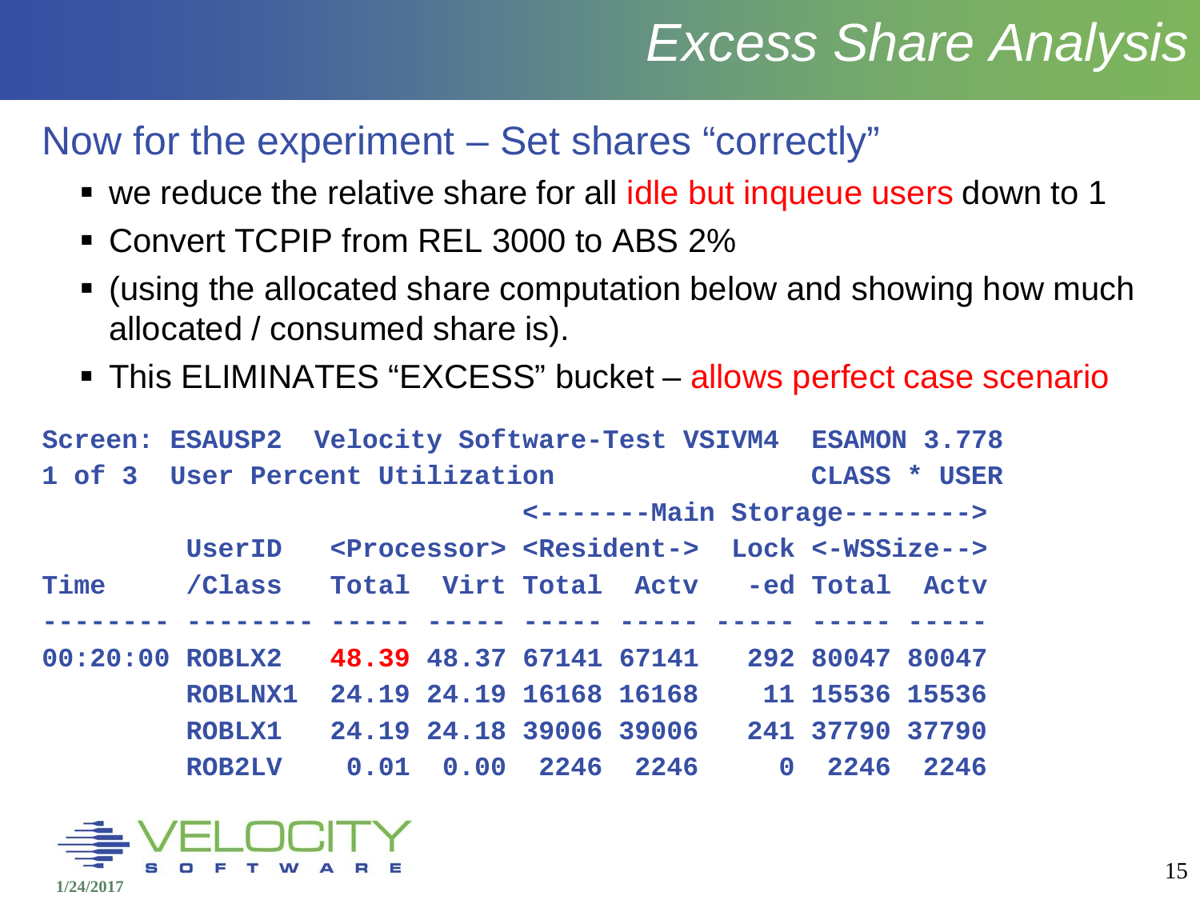# Excess Share Analysis

## Now for the experiment – Set shares "correctly"

- we reduce the relative share for all idle but inqueue users down to 1
- Convert TCPIP from REL 3000 to ABS 2%
- (using the allocated share computation below and showing how much allocated / consumed share is).
- This ELIMINATES "EXCESS" bucket – allows perfect case scenario

```
Screen: ESAUSP2  Velocity Software-Test VSIVM4  ESAMON 3.778
1 of 3  User Percent Utilization                CLASS * USER
                                <-------Main Storage-------->
         UserID   <Processor> <Resident-> Lock <-WSSize-->
Time     /Class   Total  Virt Total  Actv  -ed Total  Actv
-------- -------- ----- ----- ----- ----- ----- ----- -----
00:20:00 ROBLX2   48.39 48.37 67141 67141   292 80047 80047
         ROBLNX1  24.19 24.19 16168 16168    11 15536 15536
         ROBLX1   24.19 24.18 39006 39006   241 37790 37790
         ROB2LV    0.01  0.00  2246  2246     0  2246  2246
```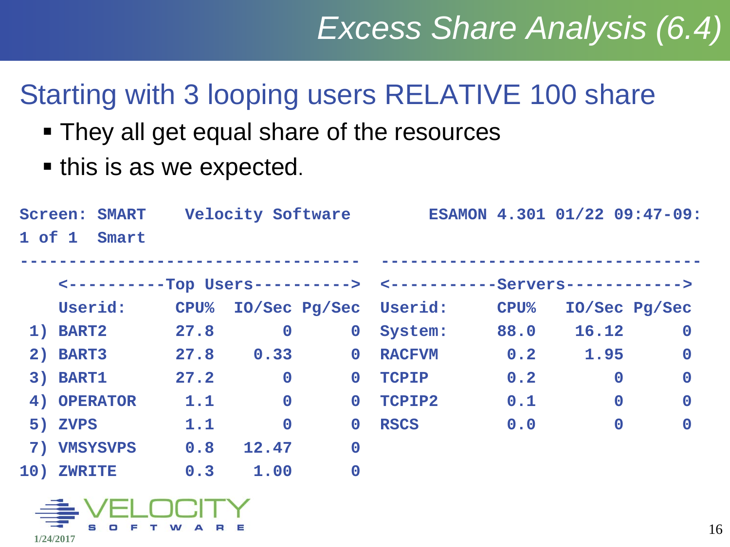# Excess Share Analysis (6.4)

## Starting with 3 looping users RELATIVE 100 share

- They all get equal share of the resources
- this is as we expected.

```
Screen: SMART    Velocity Software       ESAMON 4.301 01/22 09:47-09:
1 of 1  Smart
-----------------------------------  ---------------------------------
    <----------Top Users----------> <-----------Servers------------>
    Userid:      CPU%  IO/Sec Pg/Sec Userid:      CPU%   IO/Sec Pg/Sec
 1) BART2        27.8       0      0 System:      88.0    16.12      0
 2) BART3        27.8    0.33      0 RACFVM        0.2     1.95      0
 3) BART1        27.2       0      0 TCPIP         0.2        0      0
 4) OPERATOR      1.1       0      0 TCPIP2        0.1        0      0
 5) ZVPS          1.1       0      0 RSCS          0.0        0      0
 7) VMSYSVPS      0.8   12.47      0
10) ZWRITE        0.3    1.00      0
```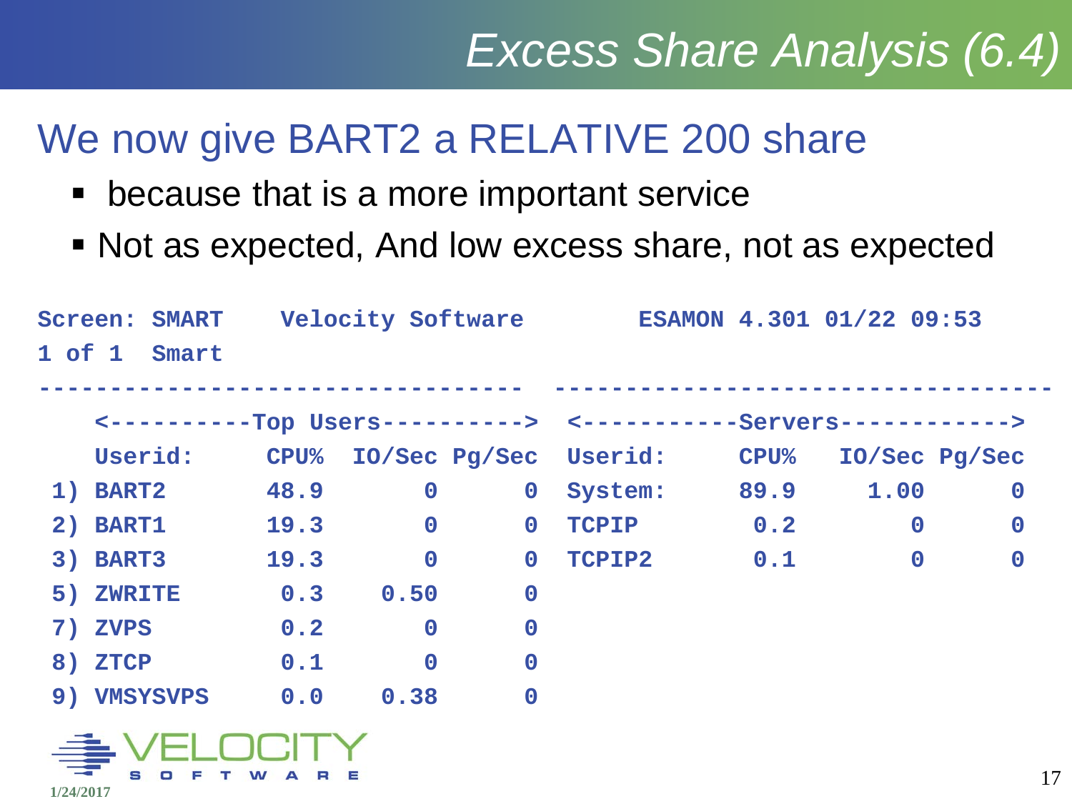# Excess Share Analysis (6.4)

## We now give BART2 a RELATIVE 200 share

- because that is a more important service
- Not as expected, And low excess share, not as expected

```
Screen: SMART    Velocity Software       ESAMON 4.301 01/22 09:53
1 of 1  Smart
----------------------------------  ------------------------------------
   <----------Top Users----------->  <-----------Servers------------>
   Userid:      CPU%  IO/Sec Pg/Sec  Userid:      CPU%   IO/Sec Pg/Sec
 1) BART2       48.9       0      0  System:      89.9    1.00      0
 2) BART1       19.3       0      0  TCPIP         0.2       0      0
 3) BART3       19.3       0      0  TCPIP2        0.1       0      0
 5) ZWRITE       0.3    0.50      0
 7) ZVPS         0.2       0      0
 8) ZTCP         0.1       0      0
 9) VMSYSVPS     0.0    0.38      0
```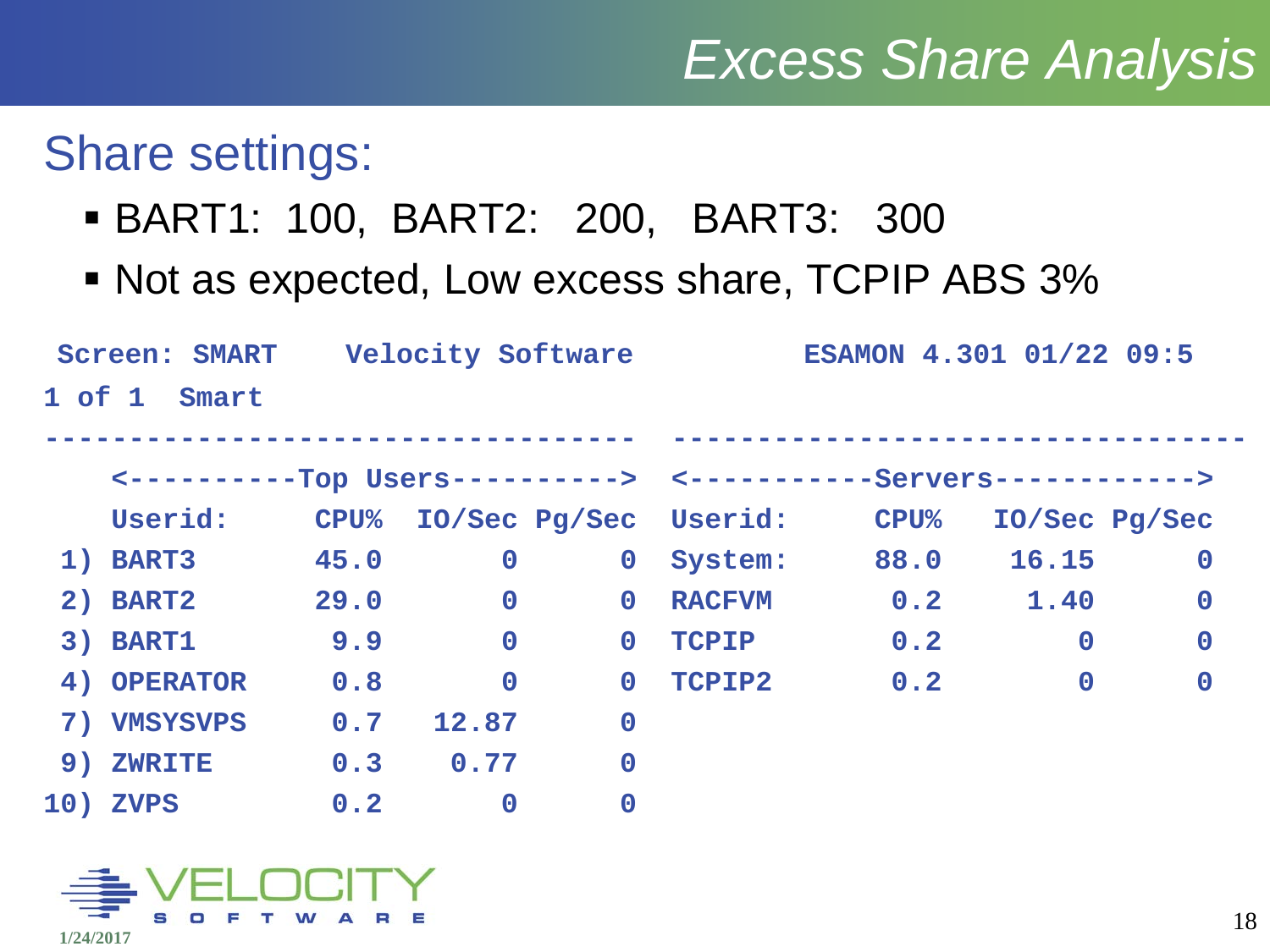# Excess Share Analysis

## Share settings:

- BART1: 100, BART2: 200, BART3: 300
- Not as expected, Low excess share, TCPIP ABS 3%

```
 Screen: SMART     Velocity Software          ESAMON 4.301 01/22 09:5
1 of 1  Smart
-----------------------------------  -----------------------------------
    <----------Top Users----------> <-----------Servers------------>
    Userid:      CPU%  IO/Sec Pg/Sec Userid:      CPU%  IO/Sec Pg/Sec
 1) BART3        45.0       0      0 System:      88.0   16.15      0
 2) BART2        29.0       0      0 RACFVM        0.2    1.40      0
 3) BART1         9.9       0      0 TCPIP         0.2       0      0
 4) OPERATOR      0.8       0      0 TCPIP2        0.2       0      0
 7) VMSYSVPS      0.7   12.87      0
 9) ZWRITE        0.3    0.77      0
10) ZVPS          0.2       0      0
```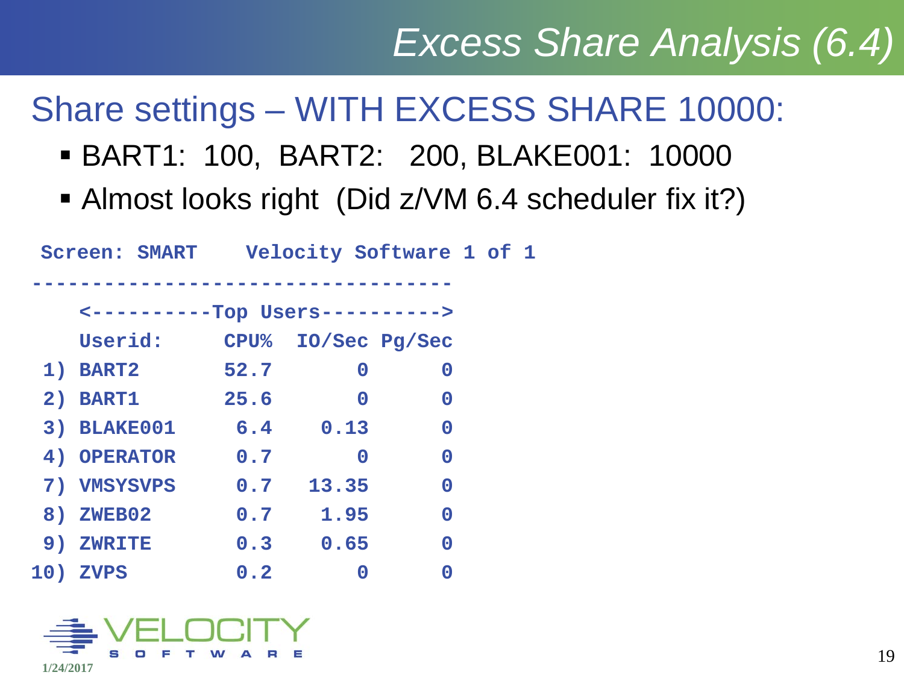# Excess Share Analysis (6.4)

## Share settings – WITH EXCESS SHARE 10000:

- BART1: 100, BART2: 200, BLAKE001: 10000
- Almost looks right (Did z/VM 6.4 scheduler fix it?)

```
 Screen: SMART    Velocity Software 1 of 1
-----------------------------------
    <----------Top Users---------->
    Userid:     CPU%  IO/Sec Pg/Sec
 1) BART2       52.7       0      0
 2) BART1       25.6       0      0
 3) BLAKE001     6.4    0.13      0
 4) OPERATOR     0.7       0      0
 7) VMSYSVPS     0.7   13.35      0
 8) ZWEB02       0.7    1.95      0
 9) ZWRITE       0.3    0.65      0
10) ZVPS         0.2       0      0
```

1/24/2017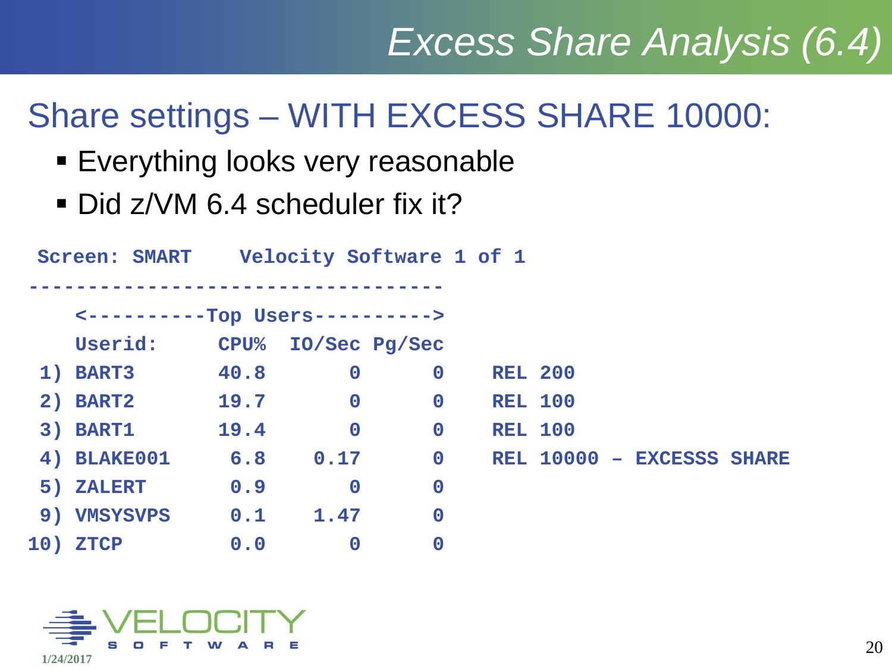# Excess Share Analysis (6.4)

## Share settings – WITH EXCESS SHARE 10000:

- Everything looks very reasonable
- Did z/VM 6.4 scheduler fix it?

```
 Screen: SMART    Velocity Software 1 of 1
-----------------------------------
    <----------Top Users---------->
    Userid:     CPU%  IO/Sec Pg/Sec
 1) BART3       40.8       0      0    REL 200
 2) BART2       19.7       0      0    REL 100
 3) BART1       19.4       0      0    REL 100
 4) BLAKE001     6.8    0.17      0    REL 10000 – EXCESSS SHARE
 5) ZALERT       0.9       0      0
 9) VMSYSVPS     0.1    1.47      0
10) ZTCP         0.0       0      0
```

1/24/2017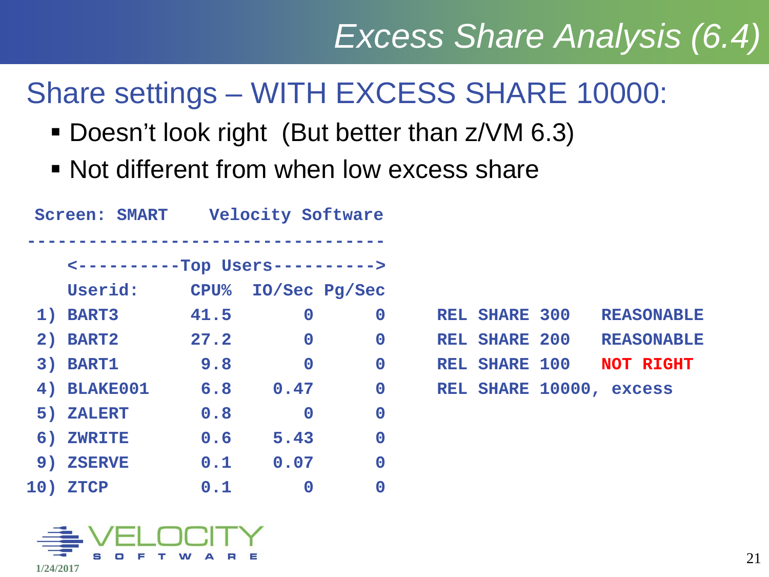# Excess Share Analysis (6.4)

## Share settings – WITH EXCESS SHARE 10000:

- Doesn't look right  (But better than z/VM 6.3)
- Not different from when low excess share

```
 Screen: SMART    Velocity Software
-----------------------------------
   <----------Top Users---------->
   Userid:     CPU%  IO/Sec Pg/Sec
 1) BART3      41.5       0      0     REL SHARE 300    REASONABLE
 2) BART2      27.2       0      0     REL SHARE 200    REASONABLE
 3) BART1       9.8       0      0     REL SHARE 100    NOT RIGHT
 4) BLAKE001    6.8    0.47      0     REL SHARE 10000, excess
 5) ZALERT      0.8       0      0
 6) ZWRITE      0.6    5.43      0
 9) ZSERVE      0.1    0.07      0
10) ZTCP        0.1       0      0
```

1/24/2017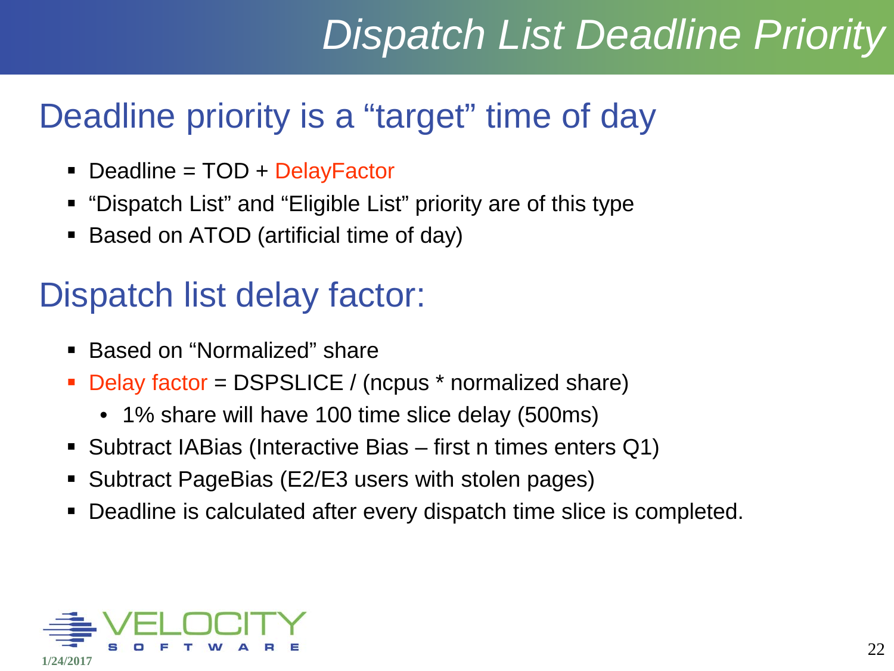# Dispatch List Deadline Priority

## Deadline priority is a "target" time of day

- Deadline = TOD + DelayFactor
- "Dispatch List" and "Eligible List" priority are of this type
- Based on ATOD (artificial time of day)

## Dispatch list delay factor:

- Based on "Normalized" share
- Delay factor = DSPSLICE / (ncpus * normalized share)
  - 1% share will have 100 time slice delay (500ms)
- Subtract IABias (Interactive Bias – first n times enters Q1)
- Subtract PageBias (E2/E3 users with stolen pages)
- Deadline is calculated after every dispatch time slice is completed.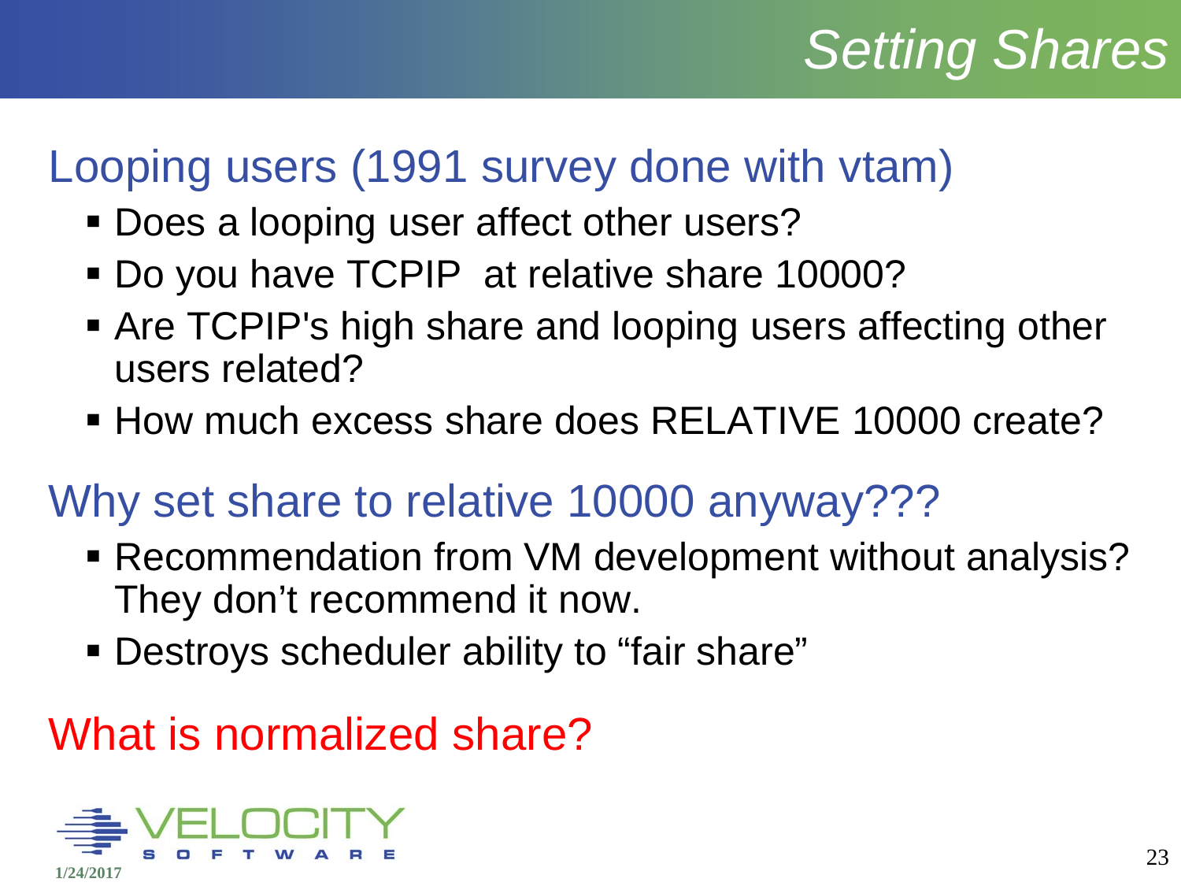# Setting Shares

## Looping users (1991 survey done with vtam)

- Does a looping user affect other users?
- Do you have TCPIP at relative share 10000?
- Are TCPIP's high share and looping users affecting other users related?
- How much excess share does RELATIVE 10000 create?

## Why set share to relative 10000 anyway???

- Recommendation from VM development without analysis? They don't recommend it now.
- Destroys scheduler ability to "fair share"

## What is normalized share?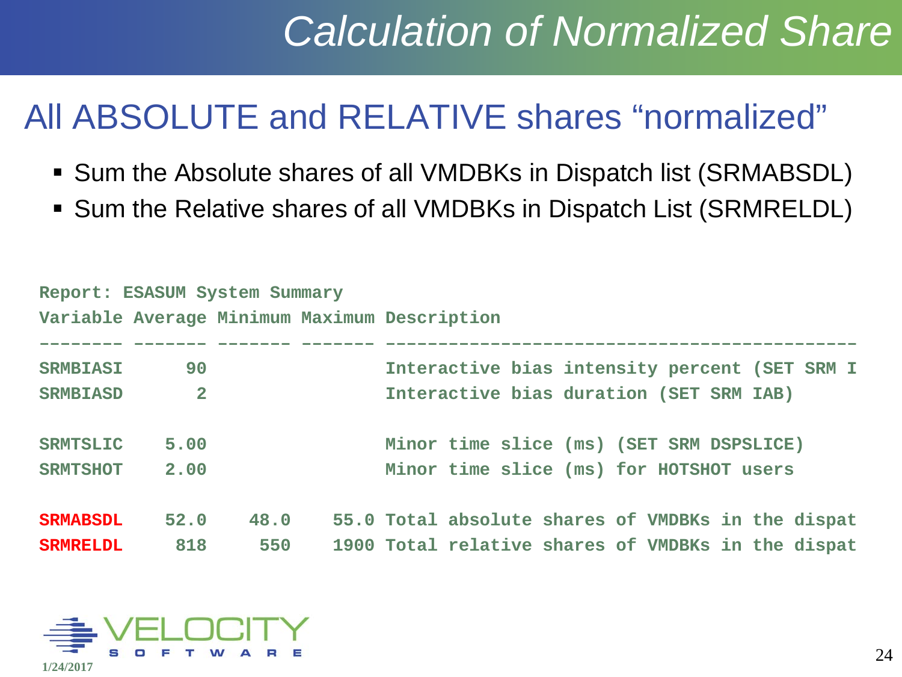# Calculation of Normalized Share

## All ABSOLUTE and RELATIVE shares "normalized"

- Sum the Absolute shares of all VMDBKs in Dispatch list (SRMABSDL)
- Sum the Relative shares of all VMDBKs in Dispatch List (SRMRELDL)

```
Report: ESASUM System Summary
Variable Average Minimum Maximum Description
-------- ------- ------- ------- ---------------------------------------------
SRMBIASI      90                 Interactive bias intensity percent (SET SRM I
SRMBIASD       2                 Interactive bias duration (SET SRM IAB)

SRMTSLIC    5.00                 Minor time slice (ms) (SET SRM DSPSLICE)
SRMTSHOT    2.00                 Minor time slice (ms) for HOTSHOT users

SRMABSDL    52.0    48.0    55.0 Total absolute shares of VMDBKs in the dispat
SRMRELDL     818     550    1900 Total relative shares of VMDBKs in the dispat
```

1/24/2017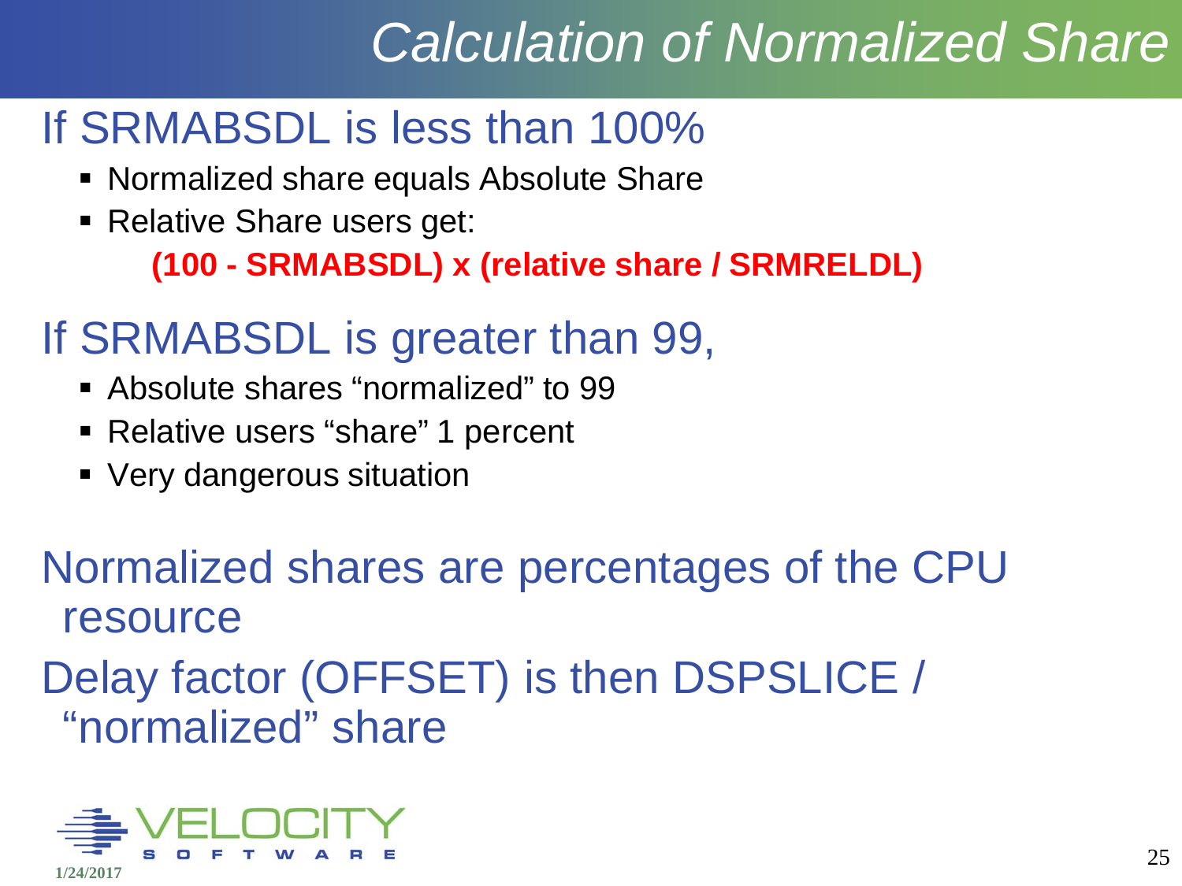# Calculation of Normalized Share

## If SRMABSDL is less than 100%

- Normalized share equals Absolute Share
- Relative Share users get:

  **(100 - SRMABSDL) x (relative share / SRMRELDL)**

## If SRMABSDL is greater than 99,

- Absolute shares “normalized” to 99
- Relative users “share” 1 percent
- Very dangerous situation

## Normalized shares are percentages of the CPU resource

## Delay factor (OFFSET) is then DSPSLICE / “normalized” share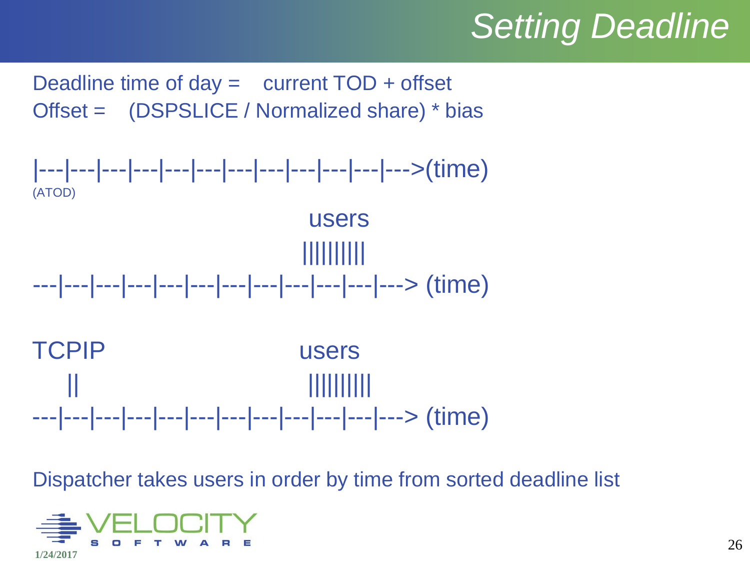# Setting Deadline

Deadline time of day = current TOD + offset

Offset = (DSPSLICE / Normalized share) * bias

```
|---|---|---|---|---|---|---|---|---|---|---|--->(time)
(ATOD)
                                   users
                                 ||||||||||
---|---|---|---|---|---|---|---|---|---|---|---> (time)

TCPIP                             users
   ||                            ||||||||||
---|---|---|---|---|---|---|---|---|---|---|---> (time)
```

Dispatcher takes users in order by time from sorted deadline list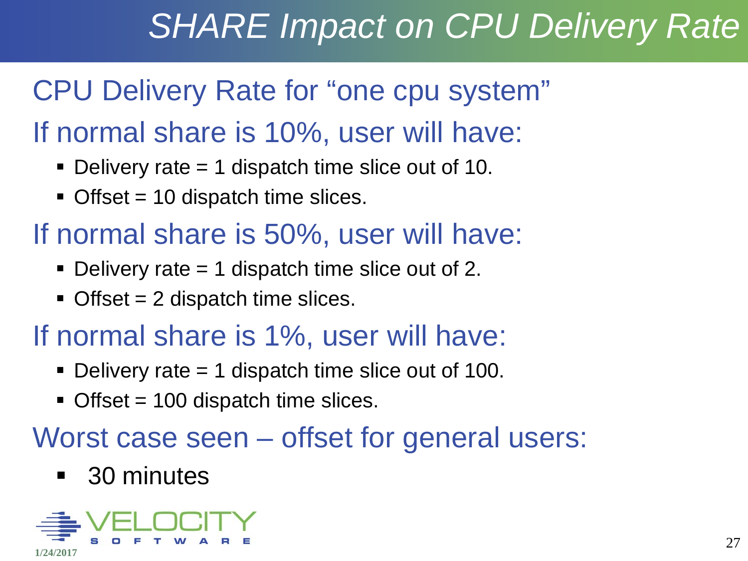# SHARE Impact on CPU Delivery Rate

## CPU Delivery Rate for "one cpu system"

## If normal share is 10%, user will have:

- Delivery rate = 1 dispatch time slice out of 10.
- Offset = 10 dispatch time slices.

## If normal share is 50%, user will have:

- Delivery rate = 1 dispatch time slice out of 2.
- Offset = 2 dispatch time slices.

## If normal share is 1%, user will have:

- Delivery rate = 1 dispatch time slice out of 100.
- Offset = 100 dispatch time slices.

## Worst case seen – offset for general users:

- 30 minutes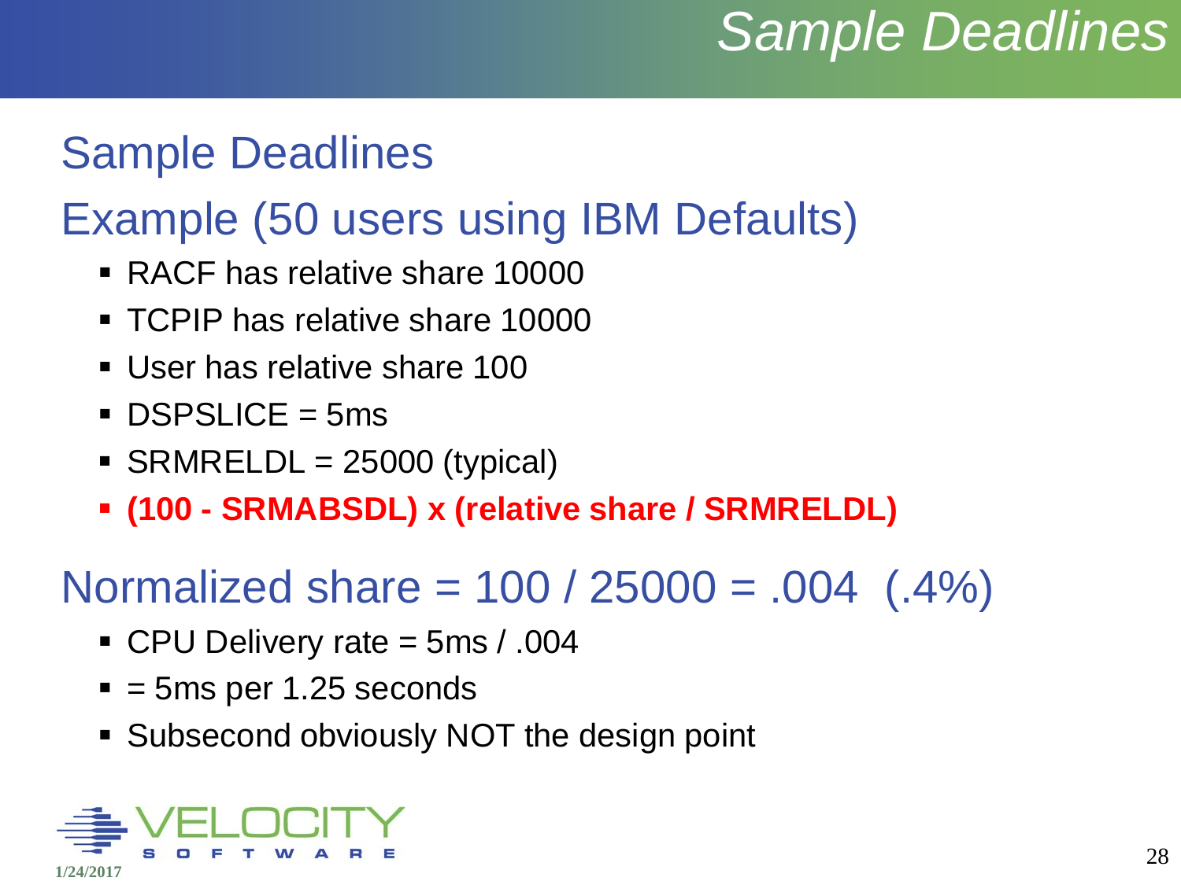# Sample Deadlines

## Sample Deadlines

## Example (50 users using IBM Defaults)

- RACF has relative share 10000
- TCPIP has relative share 10000
- User has relative share 100
- DSPSLICE = 5ms
- SRMRELDL = 25000 (typical)
- **(100 - SRMABSDL) x (relative share / SRMRELDL)**

## Normalized share = 100 / 25000 = .004 (.4%)

- CPU Delivery rate = 5ms / .004
- = 5ms per 1.25 seconds
- Subsecond obviously NOT the design point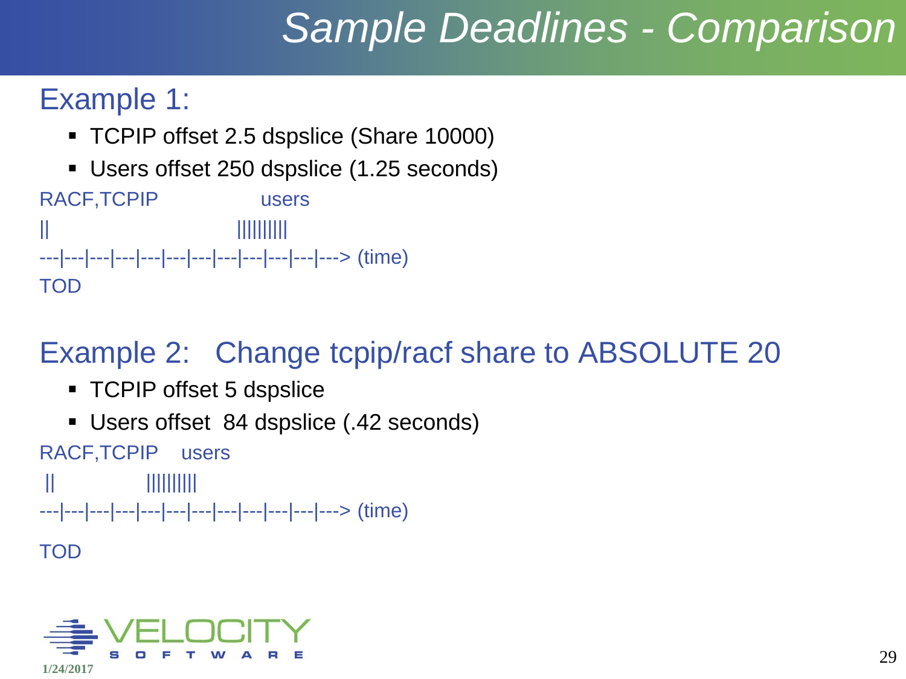# Sample Deadlines - Comparison

## Example 1:

- TCPIP offset 2.5 dspslice (Share 10000)
- Users offset 250 dspslice (1.25 seconds)

```
RACF,TCPIP              users
||                      ||||||||||
---|---|---|---|---|---|---|---|---|---|---|---|---> (time)
TOD
```

## Example 2: Change tcpip/racf share to ABSOLUTE 20

- TCPIP offset 5 dspslice
- Users offset 84 dspslice (.42 seconds)

```
RACF,TCPIP    users
 ||           ||||||||||
---|---|---|---|---|---|---|---|---|---|---|---|---> (time)
TOD
```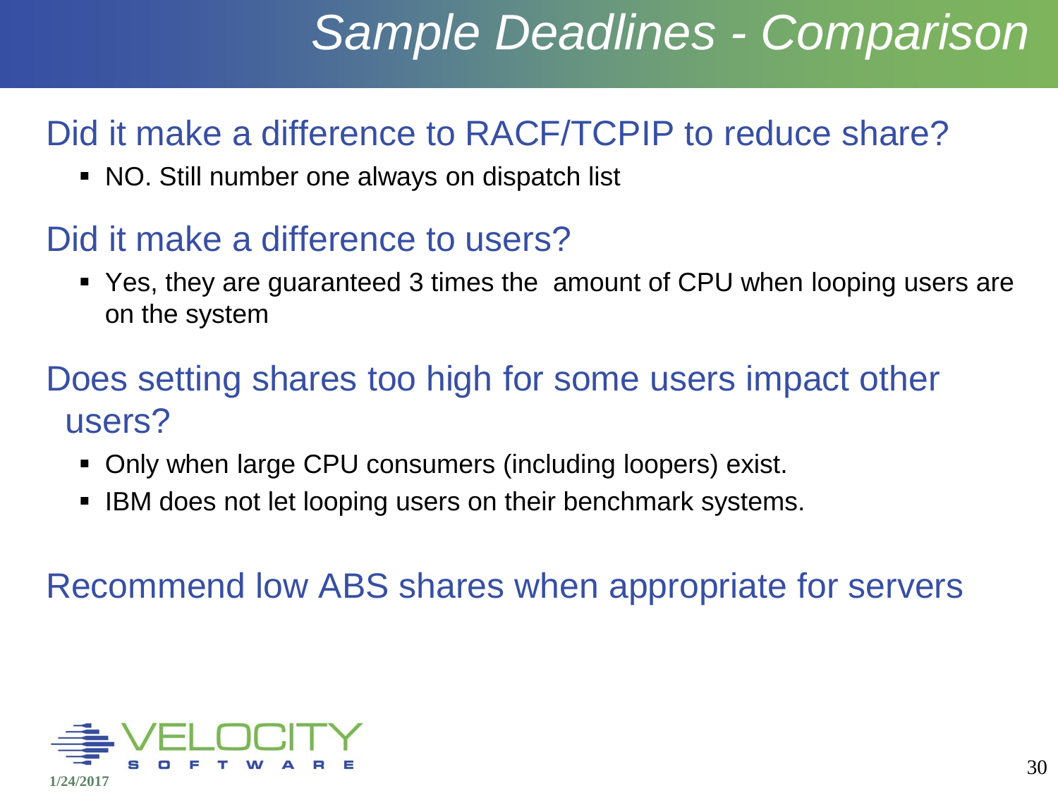# Sample Deadlines - Comparison

## Did it make a difference to RACF/TCPIP to reduce share?

- NO. Still number one always on dispatch list

## Did it make a difference to users?

- Yes, they are guaranteed 3 times the amount of CPU when looping users are on the system

## Does setting shares too high for some users impact other users?

- Only when large CPU consumers (including loopers) exist.
- IBM does not let looping users on their benchmark systems.

## Recommend low ABS shares when appropriate for servers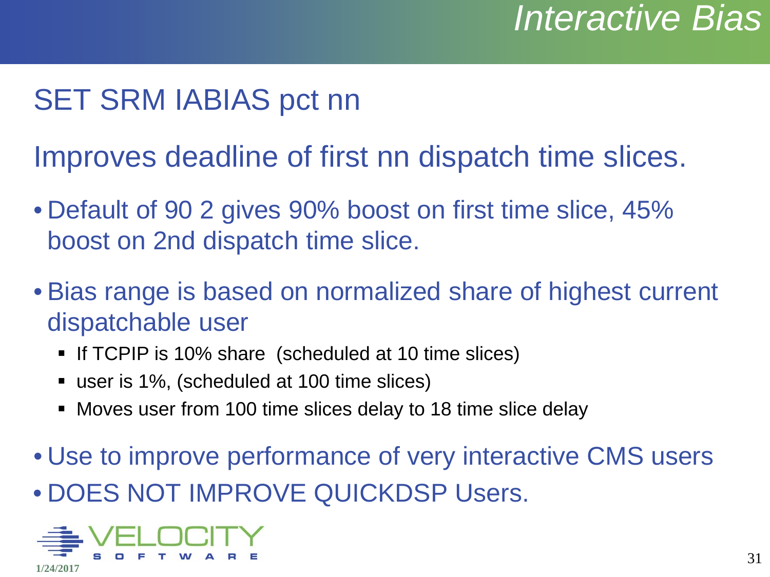# Interactive Bias

## SET SRM IABIAS pct nn

## Improves deadline of first nn dispatch time slices.

- Default of 90 2 gives 90% boost on first time slice, 45% boost on 2nd dispatch time slice.
- Bias range is based on normalized share of highest current dispatchable user
  - If TCPIP is 10% share (scheduled at 10 time slices)
  - user is 1%, (scheduled at 100 time slices)
  - Moves user from 100 time slices delay to 18 time slice delay
- Use to improve performance of very interactive CMS users
- DOES NOT IMPROVE QUICKDSP Users.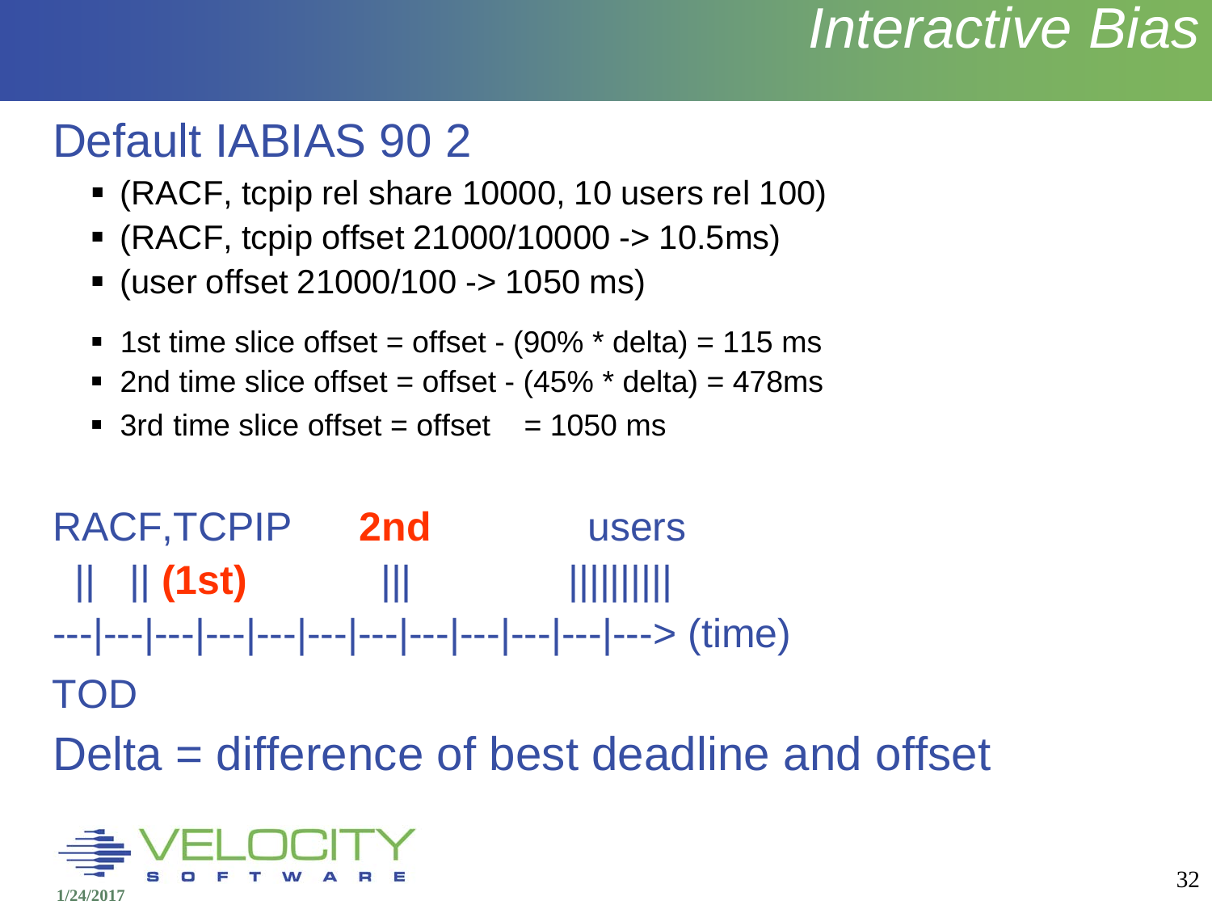# Interactive Bias

## Default IABIAS 90 2

- (RACF, tcpip rel share 10000, 10 users rel 100)
- (RACF, tcpip offset 21000/10000 -> 10.5ms)
- (user offset 21000/100 -> 1050 ms)

- 1st time slice offset = offset - (90% * delta) = 115 ms
- 2nd time slice offset = offset - (45% * delta) = 478ms
- 3rd time slice offset = offset    = 1050 ms

```
RACF,TCPIP      2nd            users
 ||   || (1st)          |||            ||||||||||
---|---|---|---|---|---|---|---|---|---|---|---|---> (time)
TOD
```

Delta = difference of best deadline and offset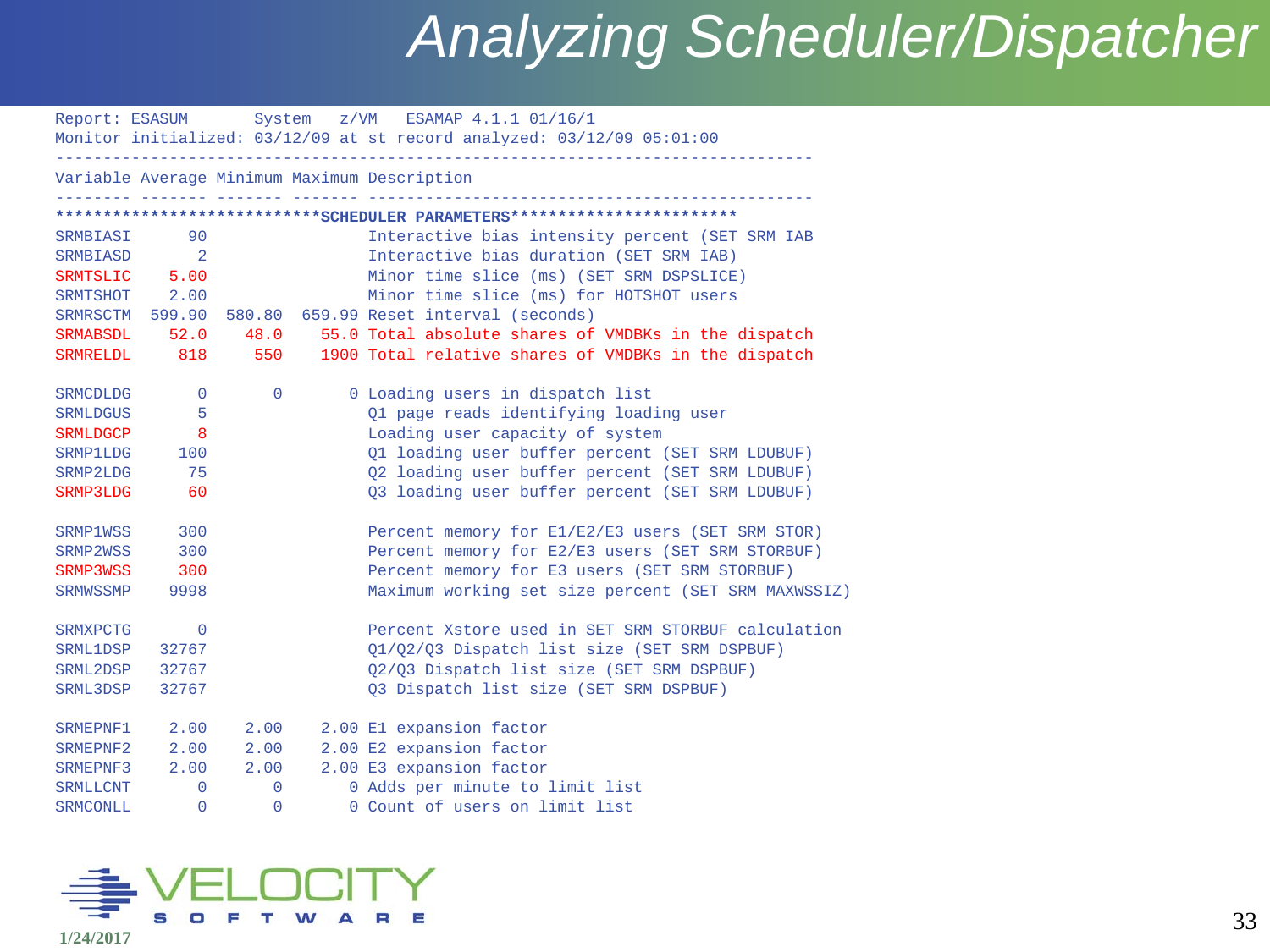# Analyzing Scheduler/Dispatcher

```
Report: ESASUM       System   z/VM   ESAMAP 4.1.1 01/16/1
Monitor initialized: 03/12/09 at st record analyzed: 03/12/09 05:01:00
---------------------------------------------------------------------------
Variable Average Minimum Maximum Description
-------- ------- ------- ------- ------------------------------------------
***************************SCHEDULER PARAMETERS***********************
SRMBIASI      90                 Interactive bias intensity percent (SET SRM IAB
SRMBIASD       2                 Interactive bias duration (SET SRM IAB)
SRMTSLIC    5.00                 Minor time slice (ms) (SET SRM DSPSLICE)
SRMTSHOT    2.00                 Minor time slice (ms) for HOTSHOT users
SRMRSCTM  599.90  580.80  659.99 Reset interval (seconds)
SRMABSDL    52.0    48.0    55.0 Total absolute shares of VMDBKs in the dispatch
SRMRELDL     818     550    1900 Total relative shares of VMDBKs in the dispatch

SRMCDLDG       0       0       0 Loading users in dispatch list
SRMLDGUS       5                 Q1 page reads identifying loading user
SRMLDGCP       8                 Loading user capacity of system
SRMP1LDG     100                 Q1 loading user buffer percent (SET SRM LDUBUF)
SRMP2LDG      75                 Q2 loading user buffer percent (SET SRM LDUBUF)
SRMP3LDG      60                 Q3 loading user buffer percent (SET SRM LDUBUF)

SRMP1WSS     300                 Percent memory for E1/E2/E3 users (SET SRM STOR)
SRMP2WSS     300                 Percent memory for E2/E3 users (SET SRM STORBUF)
SRMP3WSS     300                 Percent memory for E3 users (SET SRM STORBUF)
SRMWSSMP    9998                 Maximum working set size percent (SET SRM MAXWSSIZ)

SRMXPCTG       0                 Percent Xstore used in SET SRM STORBUF calculation
SRML1DSP   32767                 Q1/Q2/Q3 Dispatch list size (SET SRM DSPBUF)
SRML2DSP   32767                 Q2/Q3 Dispatch list size (SET SRM DSPBUF)
SRML3DSP   32767                 Q3 Dispatch list size (SET SRM DSPBUF)

SRMEPNF1    2.00    2.00    2.00 E1 expansion factor
SRMEPNF2    2.00    2.00    2.00 E2 expansion factor
SRMEPNF3    2.00    2.00    2.00 E3 expansion factor
SRMLLCNT       0       0       0 Adds per minute to limit list
SRMCONLL       0       0       0 Count of users on limit list
```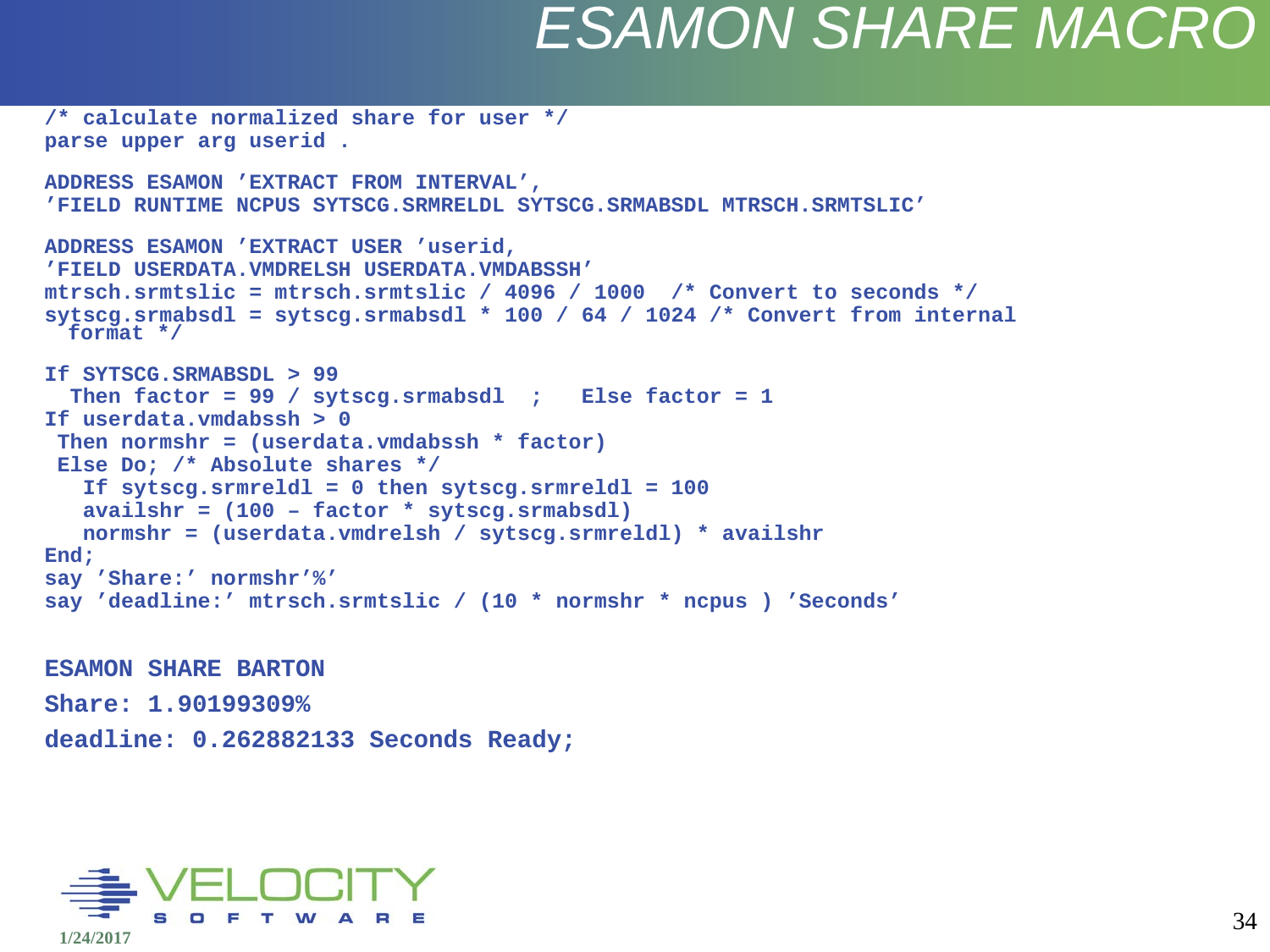# ESAMON SHARE MACRO

```
/* calculate normalized share for user */
parse upper arg userid .

ADDRESS ESAMON 'EXTRACT FROM INTERVAL',
'FIELD RUNTIME NCPUS SYTSCG.SRMRELDL SYTSCG.SRMABSDL MTRSCH.SRMTSLIC'

ADDRESS ESAMON 'EXTRACT USER 'userid,
'FIELD USERDATA.VMDRELSH USERDATA.VMDABSSH'
mtrsch.srmtslic = mtrsch.srmtslic / 4096 / 1000  /* Convert to seconds */
sytscg.srmabsdl = sytscg.srmabsdl * 100 / 64 / 1024 /* Convert from internal
  format */

If SYTSCG.SRMABSDL > 99
  Then factor = 99 / sytscg.srmabsdl  ;   Else factor = 1
If userdata.vmdabssh > 0
 Then normshr = (userdata.vmdabssh * factor)
 Else Do; /* Absolute shares */
   If sytscg.srmreldl = 0 then sytscg.srmreldl = 100
   availshr = (100 – factor * sytscg.srmabsdl)
   normshr = (userdata.vmdrelsh / sytscg.srmreldl) * availshr
End;
say 'Share:' normshr'%'
say 'deadline:' mtrsch.srmtslic / (10 * normshr * ncpus ) 'Seconds'
```

```
ESAMON SHARE BARTON
Share: 1.90199309%
deadline: 0.262882133 Seconds Ready;
```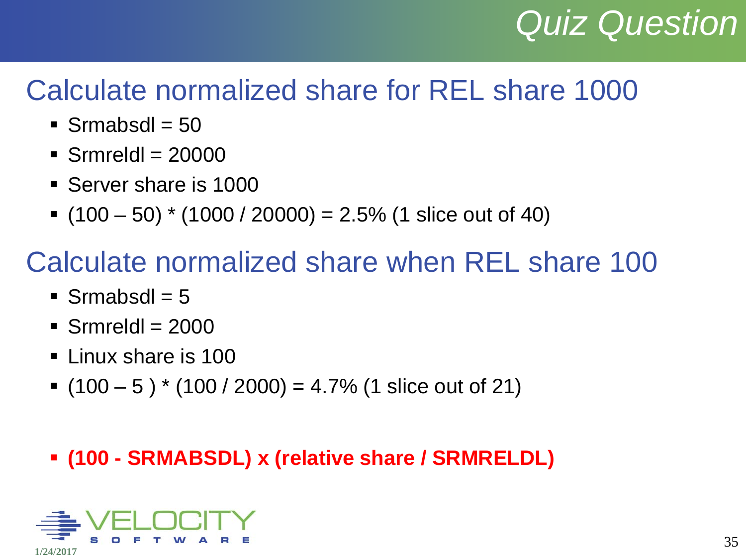# Quiz Question

## Calculate normalized share for REL share 1000

- Srmabsdl = 50
- Srmreldl = 20000
- Server share is 1000
- (100 – 50) * (1000 / 20000) = 2.5% (1 slice out of 40)

## Calculate normalized share when REL share 100

- Srmabsdl = 5
- Srmreldl = 2000
- Linux share is 100
- (100 – 5 ) * (100 / 2000) = 4.7% (1 slice out of 21)

- **(100 - SRMABSDL) x (relative share / SRMRELDL)**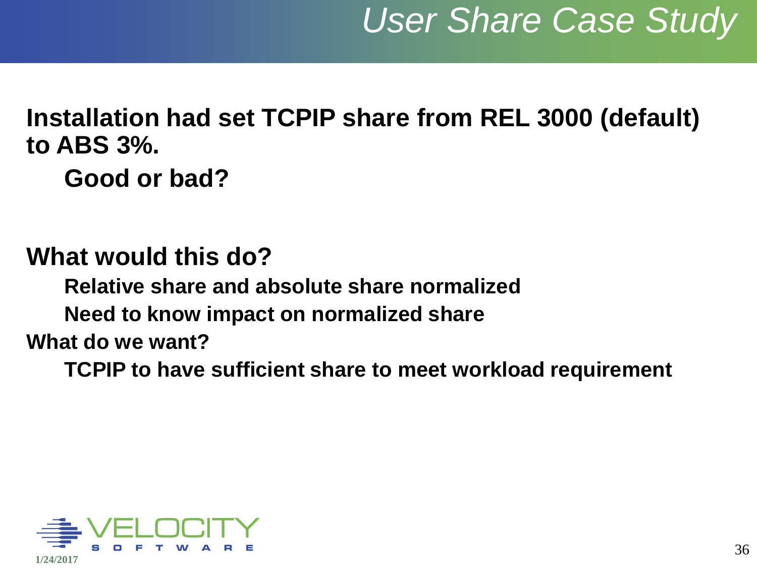# User Share Case Study

**Installation had set TCPIP share from REL 3000 (default) to ABS 3%.**

- **Good or bad?**

**What would this do?**

- **Relative share and absolute share normalized**
- **Need to know impact on normalized share**

**What do we want?**

- **TCPIP to have sufficient share to meet workload requirement**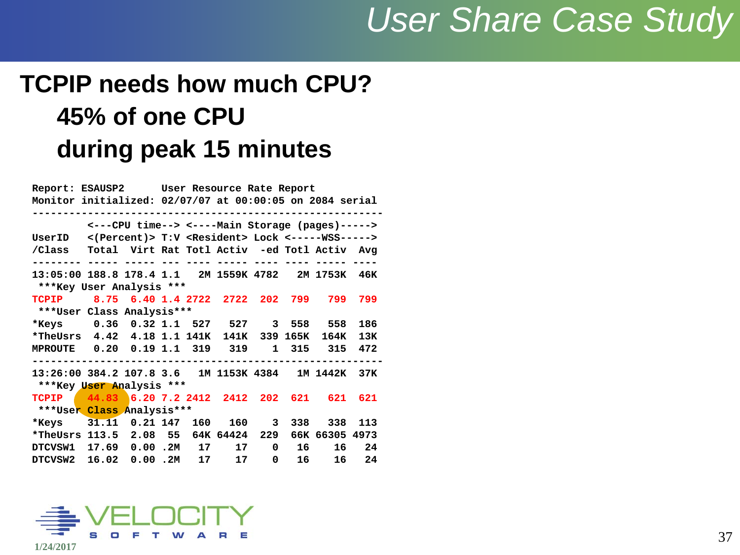# User Share Case Study

## TCPIP needs how much CPU?

**45% of one CPU**

**during peak 15 minutes**

```
Report: ESAUSP2      User Resource Rate Report
Monitor initialized: 02/07/07 at 00:00:05 on 2084 serial
---------------------------------------------------------
         <---CPU time--> <----Main Storage (pages)----->
UserID   <(Percent)> T:V <Resident> Lock <-----WSS----->
/Class   Total  Virt Rat Totl Activ  -ed Totl Activ  Avg
-------- ----- ----- --- ---- ----- ---- ---- ----- ----
13:05:00 188.8 178.4 1.1   2M 1559K 4782   2M 1753K  46K
 ***Key User Analysis ***
TCPIP     8.75  6.40 1.4 2722  2722  202  799   799  799
 ***User Class Analysis***
*Keys     0.36  0.32 1.1  527   527    3  558   558  186
*TheUsrs  4.42  4.18 1.1 141K  141K  339 165K  164K  13K
MPROUTE   0.20  0.19 1.1  319   319    1  315   315  472
---------------------------------------------------------
13:26:00 384.2 107.8 3.6   1M 1153K 4384   1M 1442K  37K
 ***Key User Analysis ***
TCPIP    44.83  6.20 7.2 2412  2412  202  621   621  621
 ***User Class Analysis***
*Keys    31.11  0.21 147  160   160    3  338   338  113
*TheUsrs 113.5  2.08  55  64K 64424  229  66K 66305 4973
DTCVSW1  17.69  0.00 .2M   17    17    0   16    16   24
DTCVSW2  16.02  0.00 .2M   17    17    0   16    16   24
```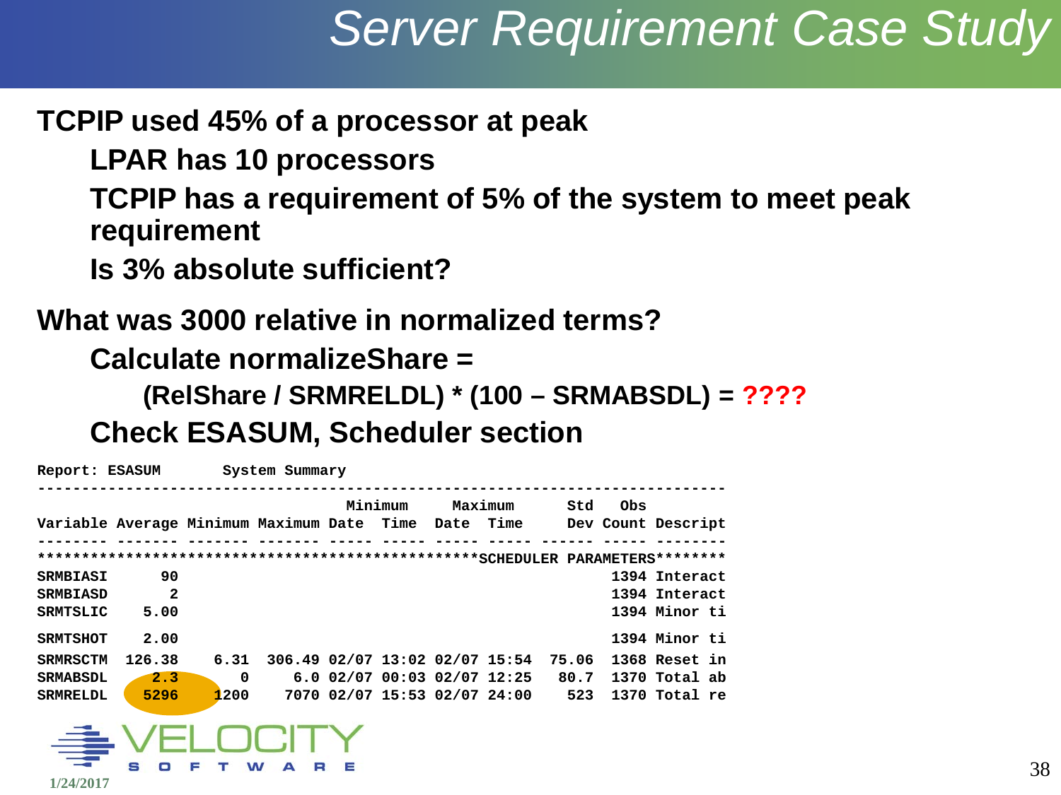# Server Requirement Case Study

**TCPIP used 45% of a processor at peak**

- **LPAR has 10 processors**
- **TCPIP has a requirement of 5% of the system to meet peak requirement**
- **Is 3% absolute sufficient?**

**What was 3000 relative in normalized terms?**

- **Calculate normalizeShare =**
  - **(RelShare / SRMRELDL) * (100 – SRMABSDL) = ????**
- **Check ESASUM, Scheduler section**

```
Report: ESASUM       System Summary
-----------------------------------------------------------------------------
                                        Minimum      Maximum       Std   Obs
Variable Average Minimum Maximum Date  Time  Date  Time      Dev Count Descript
-------- ------- ------- ------- ----- ----- ----- ----- ------ ----- --------
*************************************************SCHEDULER PARAMETERS********
SRMBIASI      90                                                 1394 Interact
SRMBIASD       2                                                 1394 Interact
SRMTSLIC    5.00                                                 1394 Minor ti

SRMTSHOT    2.00                                                 1394 Minor ti
SRMRSCTM  126.38    6.31  306.49 02/07 13:02 02/07 15:54  75.06  1368 Reset in
SRMABSDL     2.3       0     6.0 02/07 00:03 02/07 12:25   80.7  1370 Total ab
SRMRELDL    5296    1200    7070 02/07 15:53 02/07 24:00    523  1370 Total re
```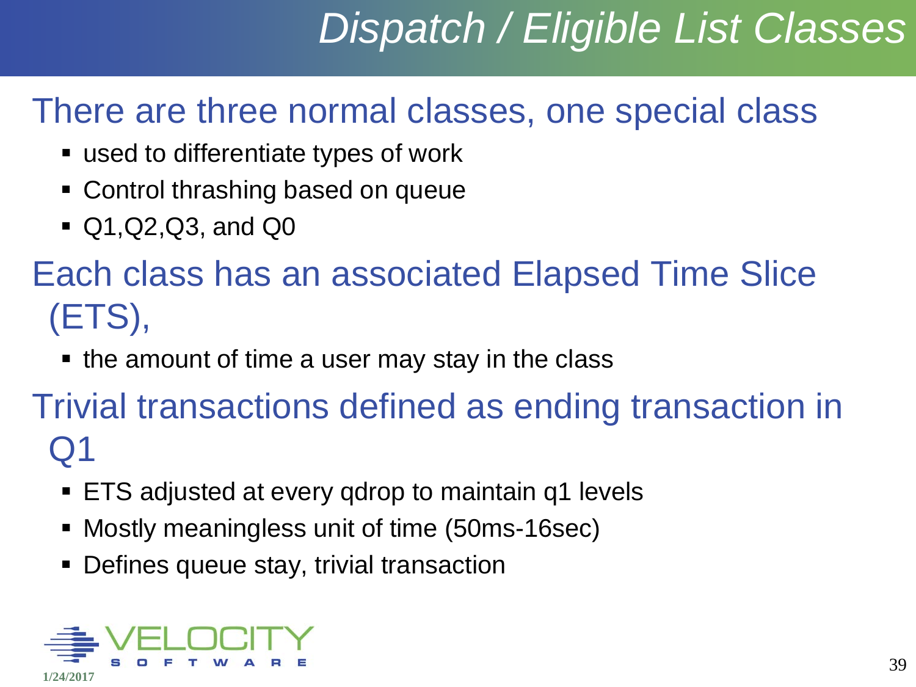# Dispatch / Eligible List Classes

## There are three normal classes, one special class

- used to differentiate types of work
- Control thrashing based on queue
- Q1,Q2,Q3, and Q0

## Each class has an associated Elapsed Time Slice (ETS),

- the amount of time a user may stay in the class

## Trivial transactions defined as ending transaction in Q1

- ETS adjusted at every qdrop to maintain q1 levels
- Mostly meaningless unit of time (50ms-16sec)
- Defines queue stay, trivial transaction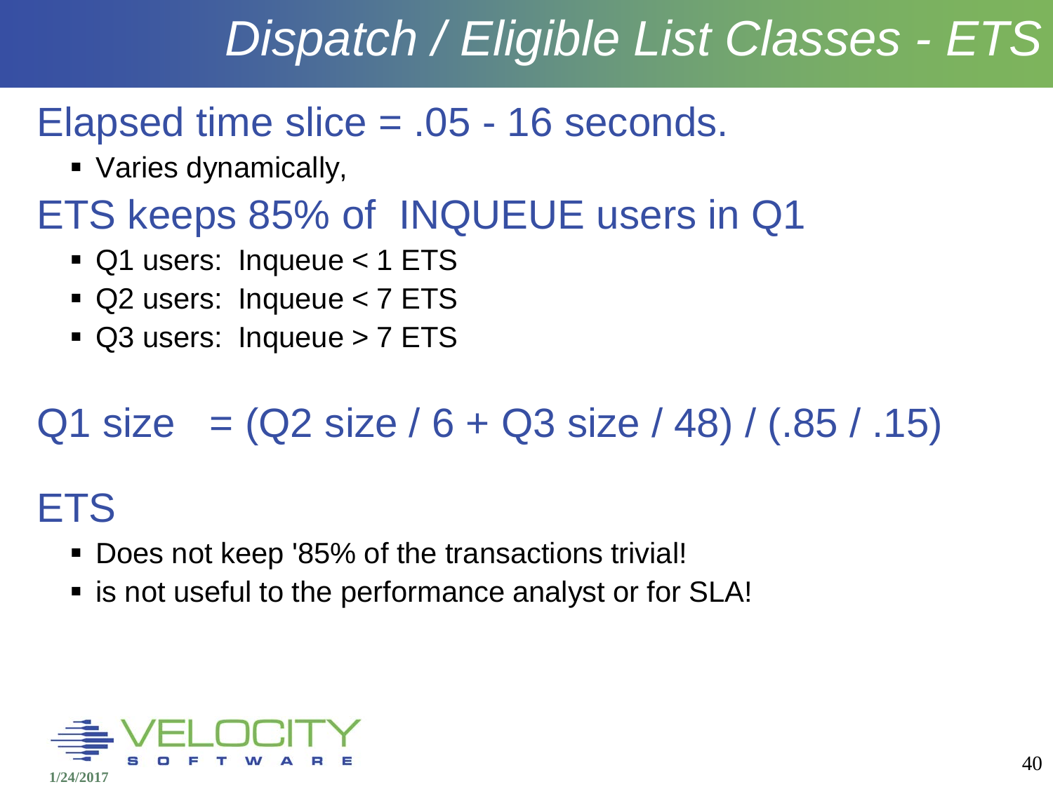# Dispatch / Eligible List Classes - ETS

## Elapsed time slice = .05 - 16 seconds.

- Varies dynamically,

## ETS keeps 85% of INQUEUE users in Q1

- Q1 users: Inqueue < 1 ETS
- Q2 users: Inqueue < 7 ETS
- Q3 users: Inqueue > 7 ETS

## Q1 size = (Q2 size / 6 + Q3 size / 48) / (.85 / .15)

## ETS

- Does not keep '85% of the transactions trivial!
- is not useful to the performance analyst or for SLA!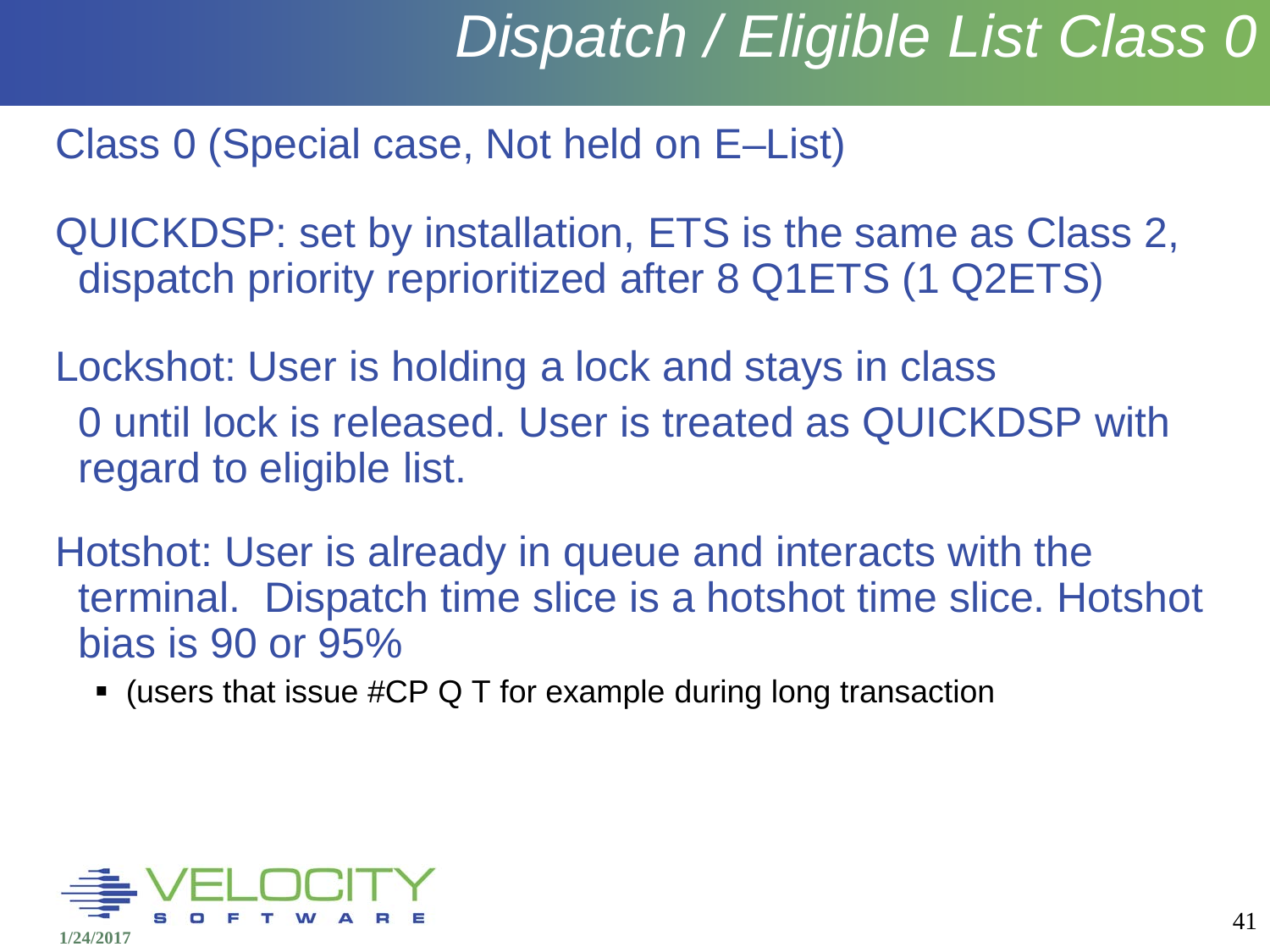# Dispatch / Eligible List Class 0

Class 0 (Special case, Not held on E–List)

QUICKDSP: set by installation, ETS is the same as Class 2, dispatch priority reprioritized after 8 Q1ETS (1 Q2ETS)

Lockshot: User is holding a lock and stays in class 0 until lock is released. User is treated as QUICKDSP with regard to eligible list.

Hotshot: User is already in queue and interacts with the terminal. Dispatch time slice is a hotshot time slice. Hotshot bias is 90 or 95%

- (users that issue #CP Q T for example during long transaction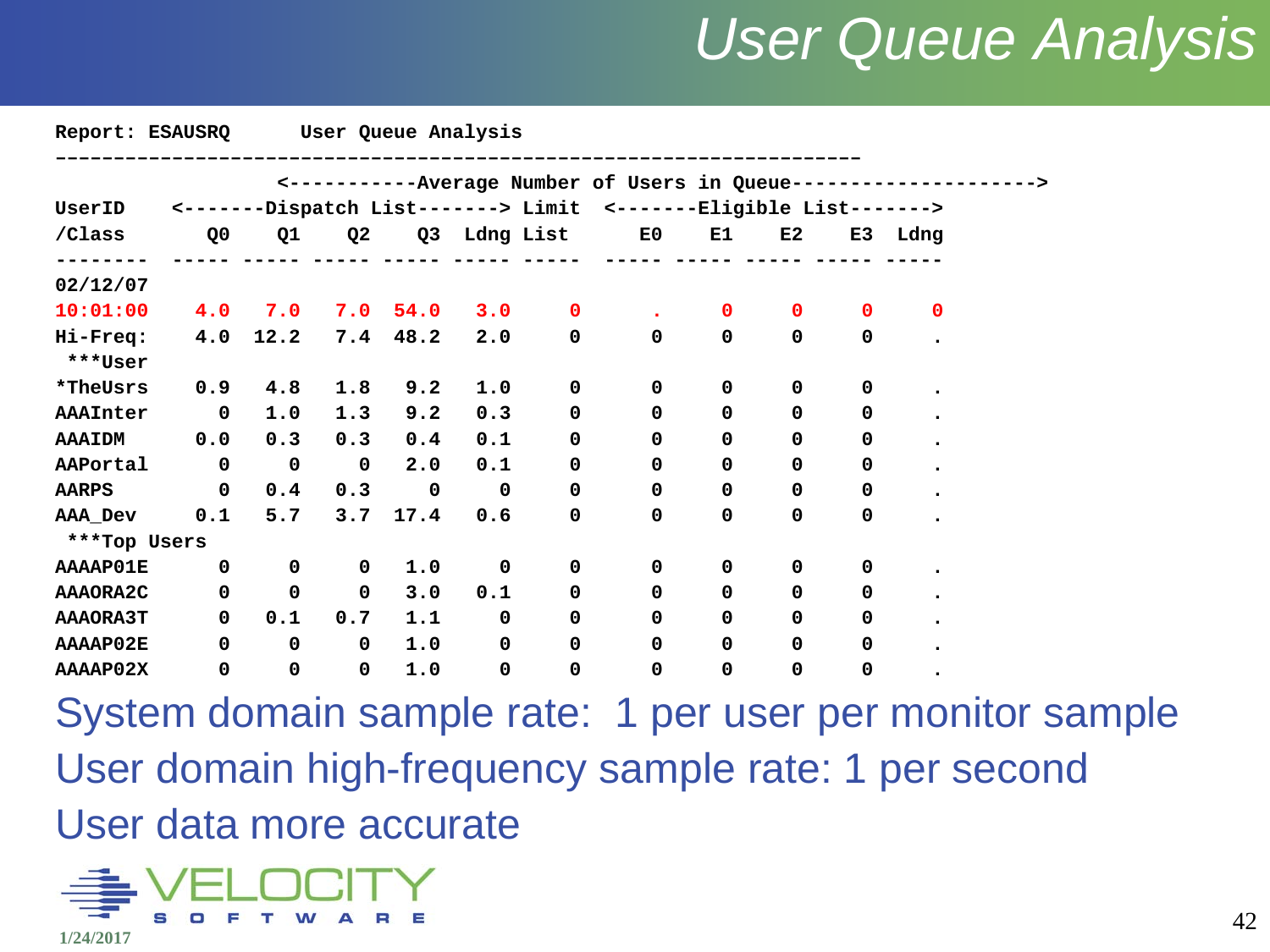# User Queue Analysis

```
Report: ESAUSRQ      User Queue Analysis
----------------------------------------------------------------------
                   <-----------Average Number of Users in Queue--------------------->
UserID    <-------Dispatch List-------> Limit  <-------Eligible List------->
/Class       Q0    Q1    Q2    Q3  Ldng List      E0    E1    E2    E3  Ldng
--------  ----- ----- ----- ----- ----- -----  ----- ----- ----- ----- -----
02/12/07
10:01:00    4.0   7.0   7.0  54.0   3.0     0      .     0     0     0     0
Hi-Freq:    4.0  12.2   7.4  48.2   2.0     0      0     0     0     0     .
 ***User
*TheUsrs    0.9   4.8   1.8   9.2   1.0     0      0     0     0     0     .
AAAInter      0   1.0   1.3   9.2   0.3     0      0     0     0     0     .
AAAIDM      0.0   0.3   0.3   0.4   0.1     0      0     0     0     0     .
AAPortal      0     0     0   2.0   0.1     0      0     0     0     0     .
AARPS         0   0.4   0.3     0     0     0      0     0     0     0     .
AAA_Dev     0.1   5.7   3.7  17.4   0.6     0      0     0     0     0     .
 ***Top Users
AAAAP01E      0     0     0   1.0     0     0      0     0     0     0     .
AAAORA2C      0     0     0   3.0   0.1     0      0     0     0     0     .
AAAORA3T      0   0.1   0.7   1.1     0     0      0     0     0     0     .
AAAAP02E      0     0     0   1.0     0     0      0     0     0     0     .
AAAAP02X      0     0     0   1.0     0     0      0     0     0     0     .
```

System domain sample rate: 1 per user per monitor sample

User domain high-frequency sample rate: 1 per second

User data more accurate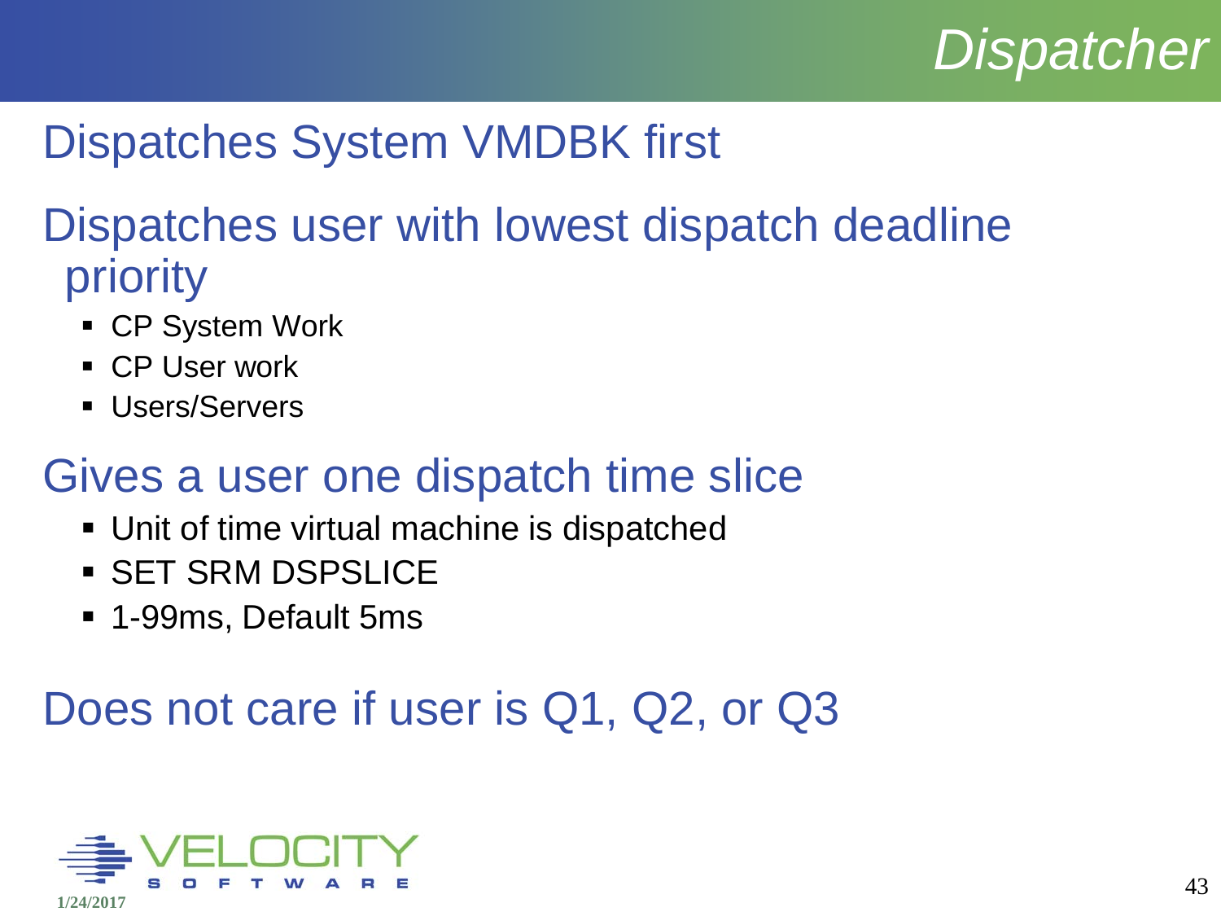# Dispatcher

## Dispatches System VMDBK first

## Dispatches user with lowest dispatch deadline priority

- CP System Work
- CP User work
- Users/Servers

## Gives a user one dispatch time slice

- Unit of time virtual machine is dispatched
- SET SRM DSPSLICE
- 1-99ms, Default 5ms

## Does not care if user is Q1, Q2, or Q3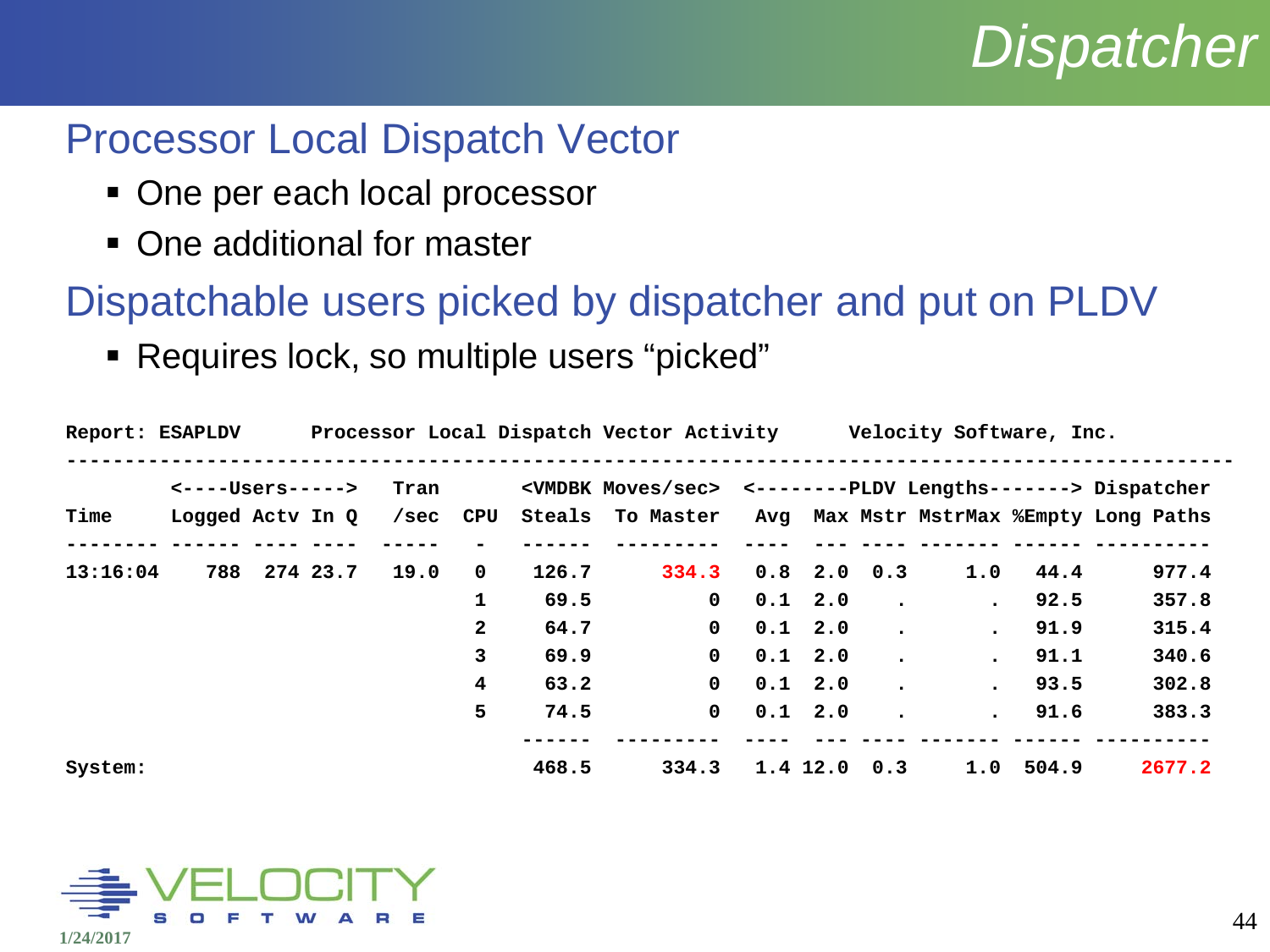# Dispatcher

## Processor Local Dispatch Vector

- One per each local processor
- One additional for master

## Dispatchable users picked by dispatcher and put on PLDV

- Requires lock, so multiple users "picked"

```
Report: ESAPLDV      Processor Local Dispatch Vector Activity      Velocity Software, Inc.
-------------------------------------------------------------------------------------------
         <----Users----->  Tran       <VMDBK Moves/sec> <--------PLDV Lengths-------> Dispatcher
Time     Logged Actv In Q  /sec  CPU  Steals  To Master  Avg  Max Mstr MstrMax %Empty Long Paths
-------- ------ ---- ----  ----- -    ------  ---------  ---- --- ---- ------- ------ ----------
13:16:04    788  274 23.7  19.0  0     126.7      334.3  0.8  2.0  0.3     1.0   44.4      977.4
                                 1      69.5          0  0.1  2.0    .       .   92.5      357.8
                                 2      64.7          0  0.1  2.0    .       .   91.9      315.4
                                 3      69.9          0  0.1  2.0    .       .   91.1      340.6
                                 4      63.2          0  0.1  2.0    .       .   93.5      302.8
                                 5      74.5          0  0.1  2.0    .       .   91.6      383.3
                                      ------  ---------  ---- --- ---- ------- ------ ----------
System:                                468.5      334.3  1.4 12.0  0.3     1.0  504.9     2677.2
```

1/24/2017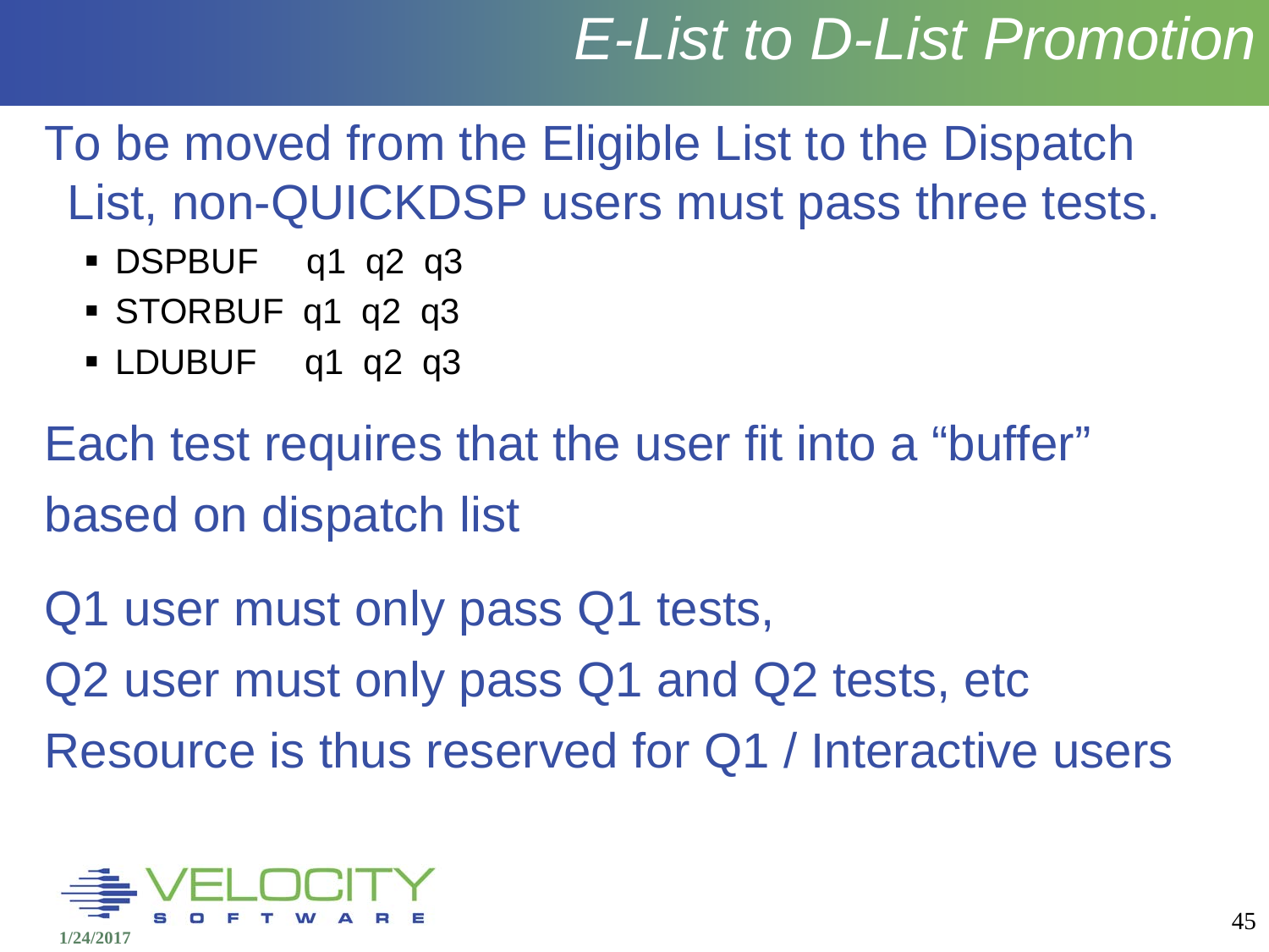# E-List to D-List Promotion

To be moved from the Eligible List to the Dispatch List, non-QUICKDSP users must pass three tests.

- DSPBUF q1 q2 q3
- STORBUF q1 q2 q3
- LDUBUF q1 q2 q3

Each test requires that the user fit into a “buffer” based on dispatch list

Q1 user must only pass Q1 tests,

Q2 user must only pass Q1 and Q2 tests, etc

Resource is thus reserved for Q1 / Interactive users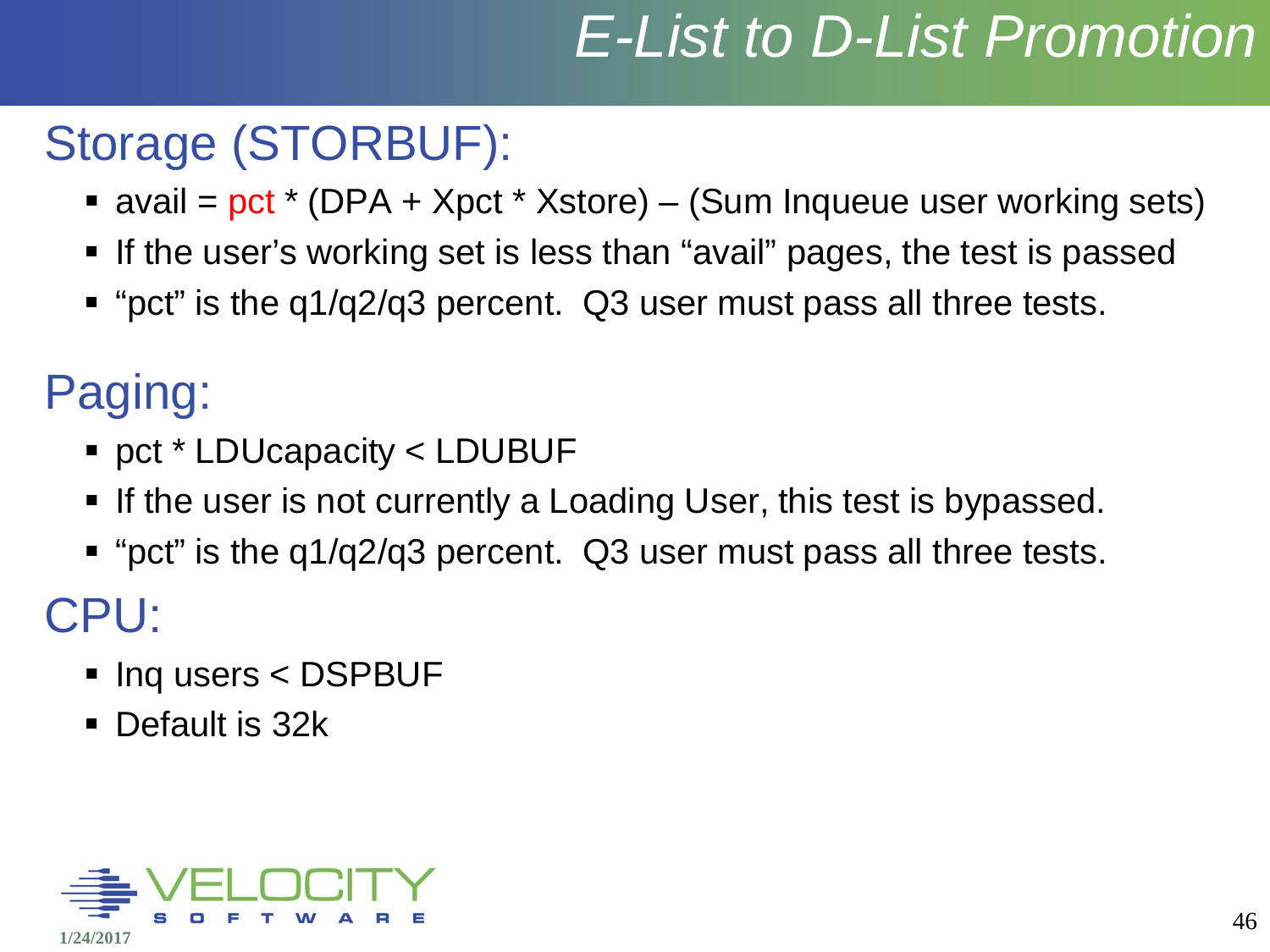# E-List to D-List Promotion

## Storage (STORBUF):

- avail = pct * (DPA + Xpct * Xstore) – (Sum Inqueue user working sets)
- If the user's working set is less than "avail" pages, the test is passed
- "pct" is the q1/q2/q3 percent. Q3 user must pass all three tests.

## Paging:

- pct * LDUcapacity < LDUBUF
- If the user is not currently a Loading User, this test is bypassed.
- "pct" is the q1/q2/q3 percent. Q3 user must pass all three tests.

## CPU:

- Inq users < DSPBUF
- Default is 32k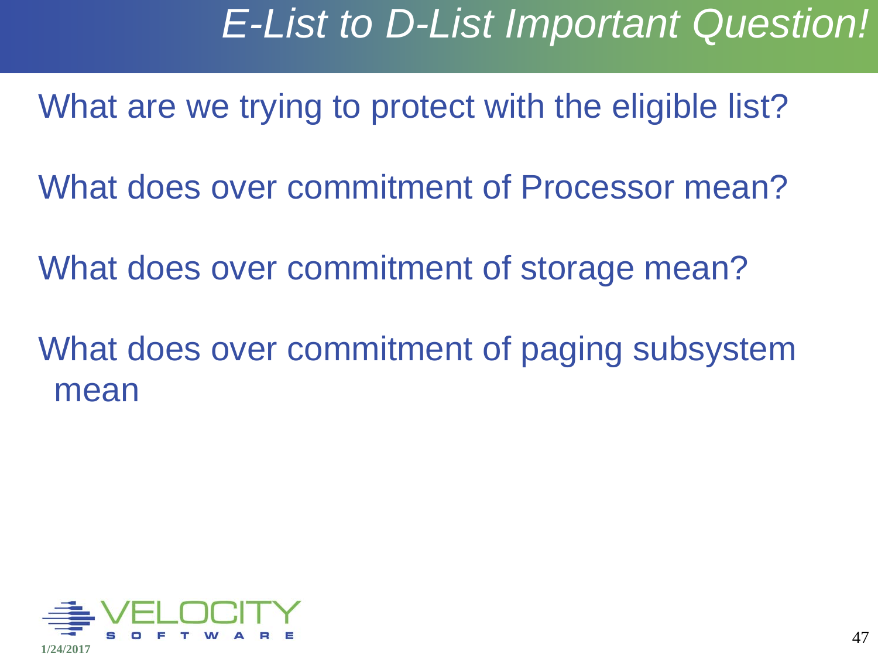# *E-List to D-List Important Question!*

What are we trying to protect with the eligible list?

What does over commitment of Processor mean?

What does over commitment of storage mean?

What does over commitment of paging subsystem mean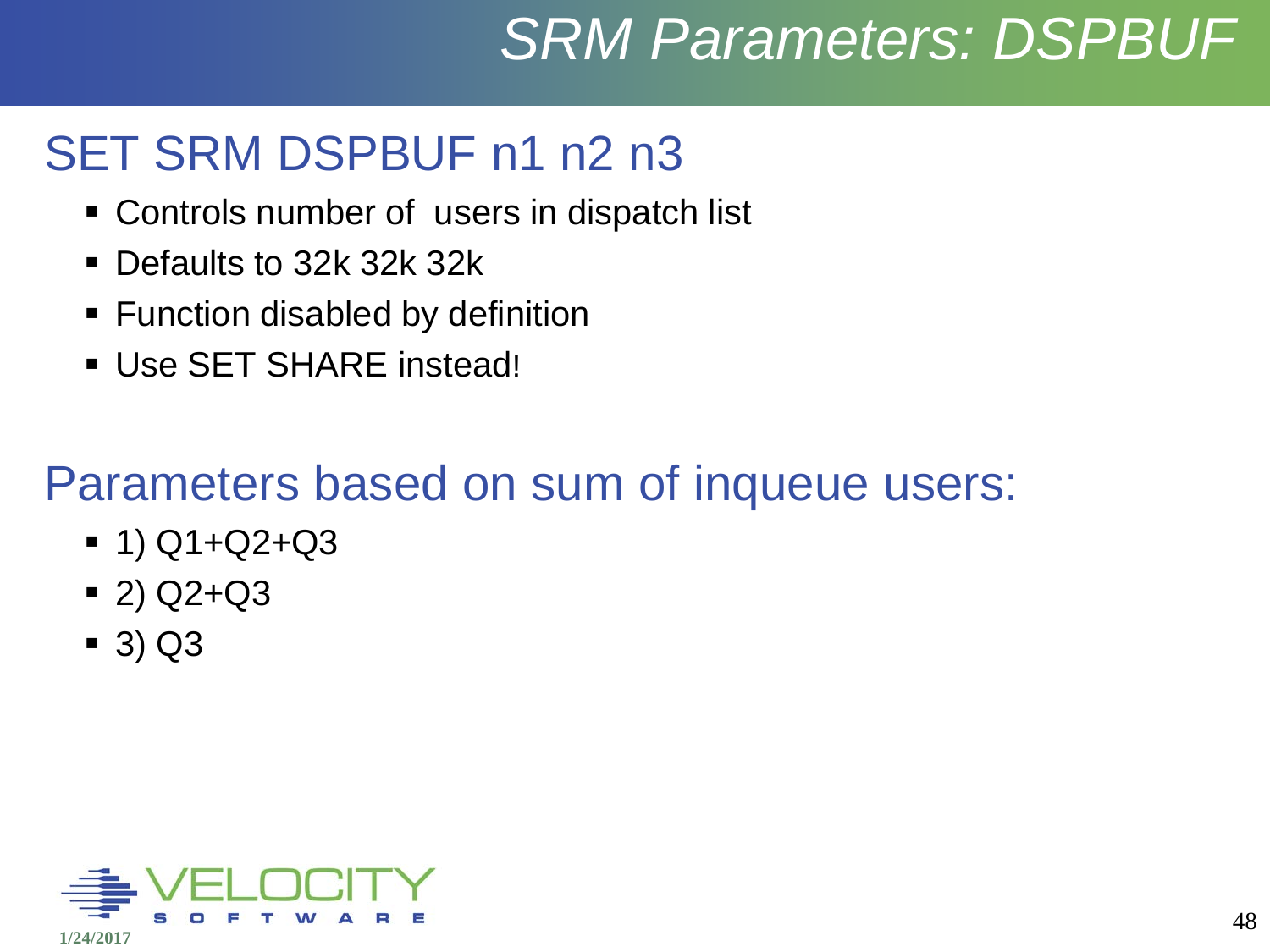# SRM Parameters: DSPBUF

## SET SRM DSPBUF n1 n2 n3

- Controls number of users in dispatch list
- Defaults to 32k 32k 32k
- Function disabled by definition
- Use SET SHARE instead!

## Parameters based on sum of inqueue users:

- 1) Q1+Q2+Q3
- 2) Q2+Q3
- 3) Q3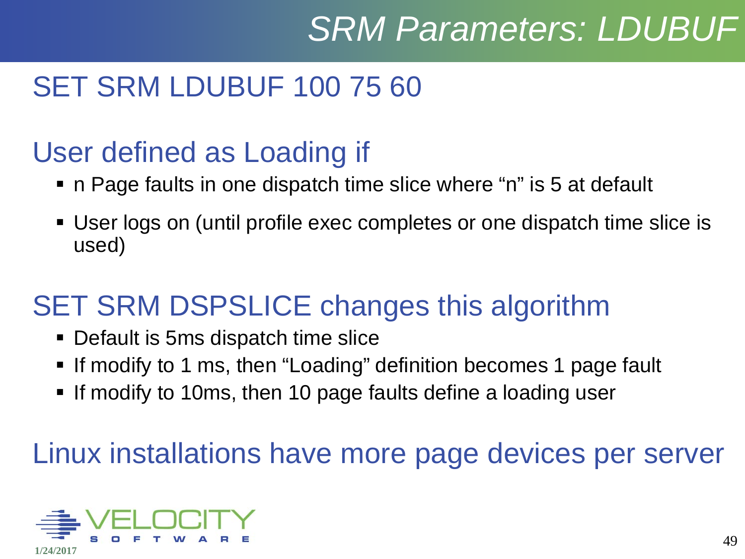# SRM Parameters: LDUBUF

## SET SRM LDUBUF 100 75 60

## User defined as Loading if

- n Page faults in one dispatch time slice where “n” is 5 at default
- User logs on (until profile exec completes or one dispatch time slice is used)

## SET SRM DSPSLICE changes this algorithm

- Default is 5ms dispatch time slice
- If modify to 1 ms, then “Loading” definition becomes 1 page fault
- If modify to 10ms, then 10 page faults define a loading user

## Linux installations have more page devices per server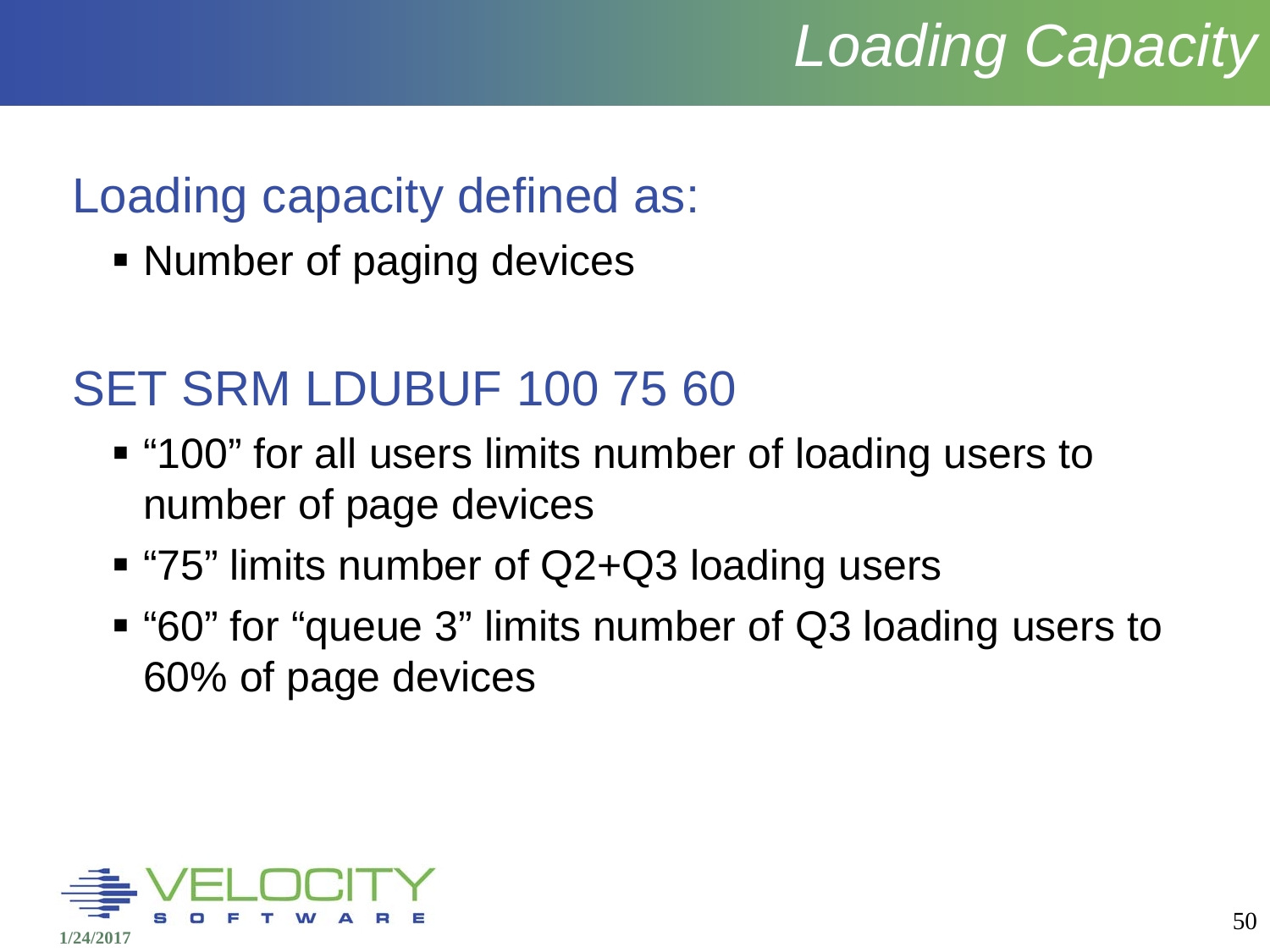# Loading Capacity

## Loading capacity defined as:

- Number of paging devices

## SET SRM LDUBUF 100 75 60

- “100” for all users limits number of loading users to number of page devices
- “75” limits number of Q2+Q3 loading users
- “60” for “queue 3” limits number of Q3 loading users to 60% of page devices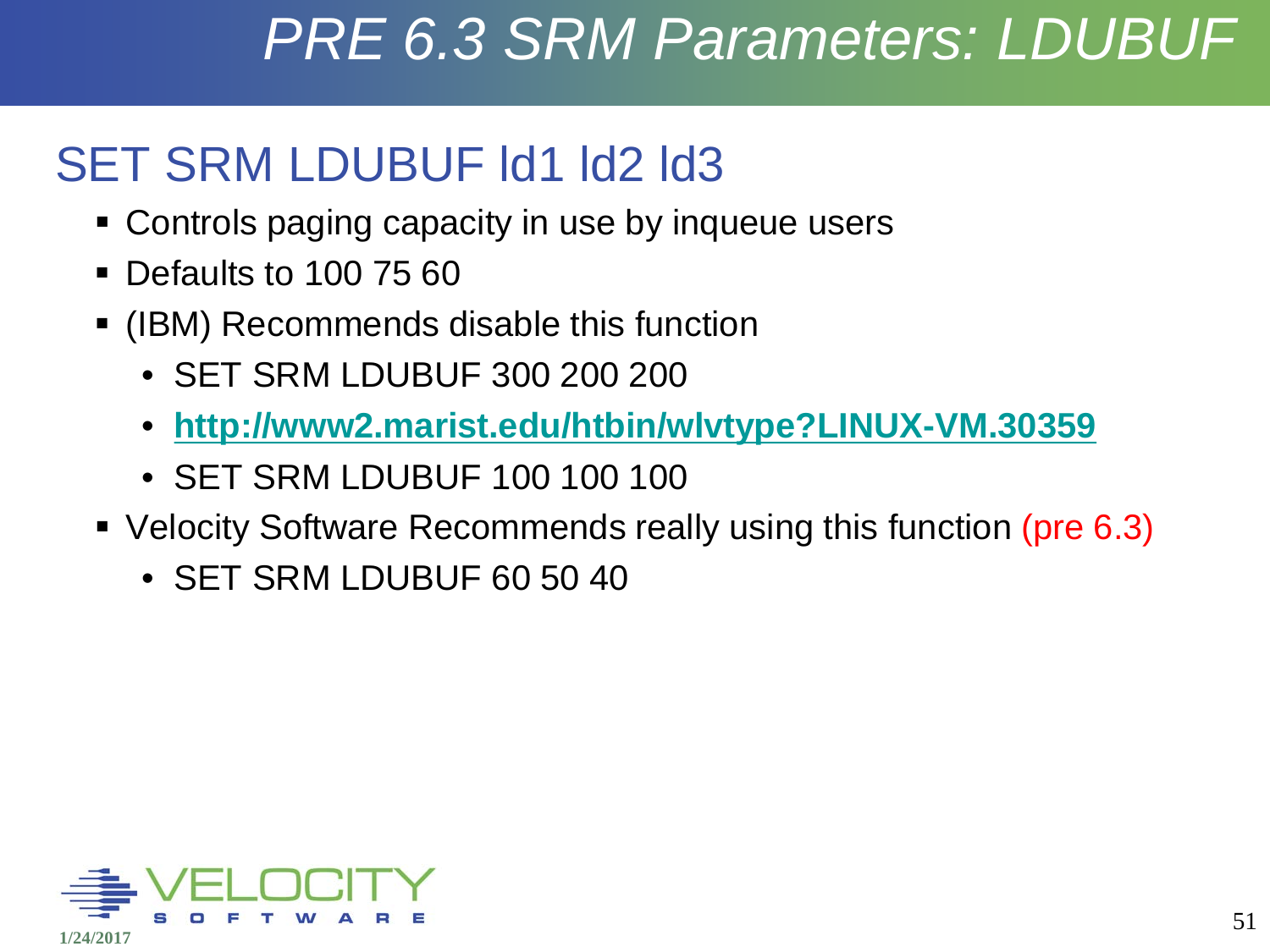# PRE 6.3 SRM Parameters: LDUBUF

## SET SRM LDUBUF ld1 ld2 ld3

- Controls paging capacity in use by inqueue users
- Defaults to 100 75 60
- (IBM) Recommends disable this function
  - SET SRM LDUBUF 300 200 200
  - **http://www2.marist.edu/htbin/wlvtype?LINUX-VM.30359**
  - SET SRM LDUBUF 100 100 100
- Velocity Software Recommends really using this function (pre 6.3)
  - SET SRM LDUBUF 60 50 40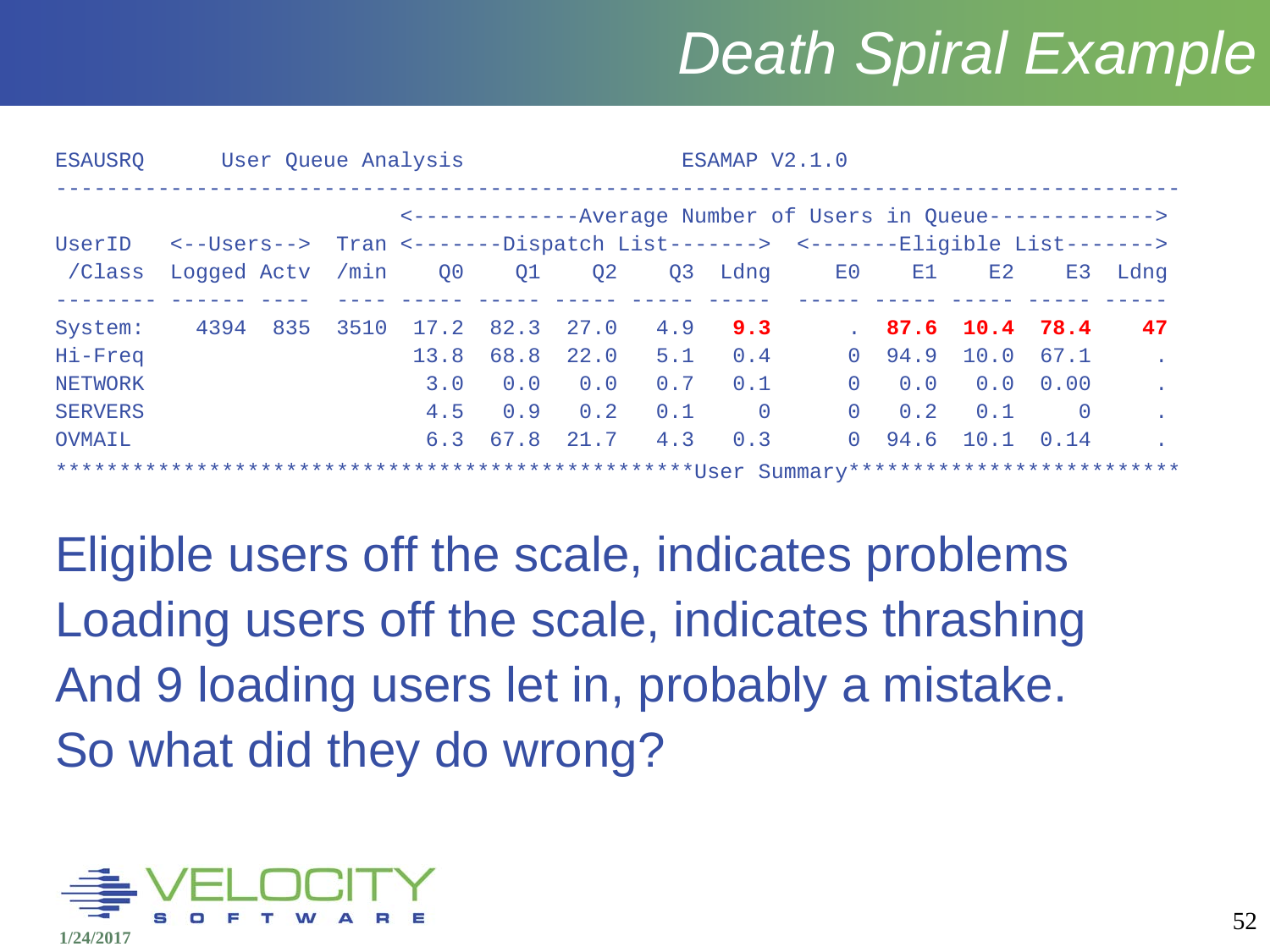# Death Spiral Example

```
ESAUSRQ      User Queue Analysis                        ESAMAP V2.1.0
------------------------------------------------------------------------------------------
                           <-------------Average Number of Users in Queue------------->
UserID   <--Users-->  Tran <-------Dispatch List-------> <-------Eligible List------->
 /Class  Logged Actv  /min    Q0    Q1    Q2    Q3  Ldng     E0    E1    E2    E3  Ldng
-------- ------ ----  ---- ----- ----- ----- ----- -----  ----- ----- ----- ----- -----
System:    4394  835  3510  17.2  82.3  27.0   4.9   9.3      .  87.6  10.4  78.4    47
Hi-Freq                     13.8  68.8  22.0   5.1   0.4      0  94.9  10.0  67.1     .
NETWORK                      3.0   0.0   0.0   0.7   0.1      0   0.0   0.0  0.00     .
SERVERS                      4.5   0.9   0.2   0.1     0      0   0.2   0.1     0     .
OVMAIL                       6.3  67.8  21.7   4.3   0.3      0  94.6  10.1  0.14     .
*************************************************User Summary*************************
```

Eligible users off the scale, indicates problems

Loading users off the scale, indicates thrashing

And 9 loading users let in, probably a mistake.

So what did they do wrong?

VELOCITY SOFTWARE

1/24/2017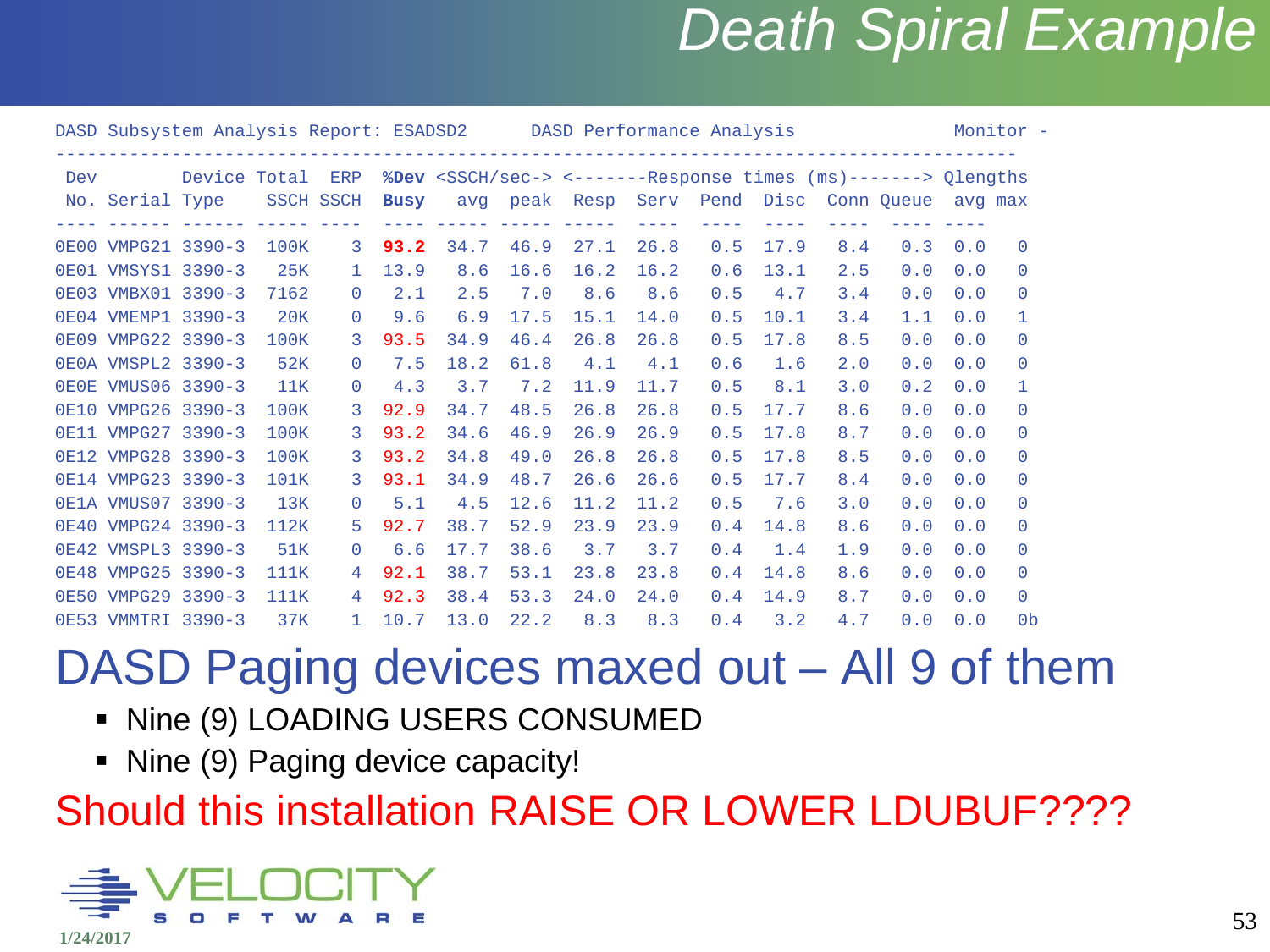# Death Spiral Example

DASD Subsystem Analysis Report: ESADSD2      DASD Performance Analysis      Monitor -

| Dev No. | Serial | Device Type | Total SSCH | ERP SSCH | %Dev Busy | SSCH/sec avg | SSCH/sec peak | Resp | Serv | Pend | Disc | Conn | Queue | Qlengths avg | Qlengths max |
|---|---|---|---|---|---|---|---|---|---|---|---|---|---|---|---|
| 0E00 | VMPG21 | 3390-3 | 100K | 3 | **93.2** | 34.7 | 46.9 | 27.1 | 26.8 | 0.5 | 17.9 | 8.4 | 0.3 | 0.0 | 0 |
| 0E01 | VMSYS1 | 3390-3 | 25K | 1 | 13.9 | 8.6 | 16.6 | 16.2 | 16.2 | 0.6 | 13.1 | 2.5 | 0.0 | 0.0 | 0 |
| 0E03 | VMBX01 | 3390-3 | 7162 | 0 | 2.1 | 2.5 | 7.0 | 8.6 | 8.6 | 0.5 | 4.7 | 3.4 | 0.0 | 0.0 | 0 |
| 0E04 | VMEMP1 | 3390-3 | 20K | 0 | 9.6 | 6.9 | 17.5 | 15.1 | 14.0 | 0.5 | 10.1 | 3.4 | 1.1 | 0.0 | 1 |
| 0E09 | VMPG22 | 3390-3 | 100K | 3 | 93.5 | 34.9 | 46.4 | 26.8 | 26.8 | 0.5 | 17.8 | 8.5 | 0.0 | 0.0 | 0 |
| 0E0A | VMSPL2 | 3390-3 | 52K | 0 | 7.5 | 18.2 | 61.8 | 4.1 | 4.1 | 0.6 | 1.6 | 2.0 | 0.0 | 0.0 | 0 |
| 0E0E | VMUS06 | 3390-3 | 11K | 0 | 4.3 | 3.7 | 7.2 | 11.9 | 11.7 | 0.5 | 8.1 | 3.0 | 0.2 | 0.0 | 1 |
| 0E10 | VMPG26 | 3390-3 | 100K | 3 | 92.9 | 34.7 | 48.5 | 26.8 | 26.8 | 0.5 | 17.7 | 8.6 | 0.0 | 0.0 | 0 |
| 0E11 | VMPG27 | 3390-3 | 100K | 3 | 93.2 | 34.6 | 46.9 | 26.9 | 26.9 | 0.5 | 17.8 | 8.7 | 0.0 | 0.0 | 0 |
| 0E12 | VMPG28 | 3390-3 | 100K | 3 | 93.2 | 34.8 | 49.0 | 26.8 | 26.8 | 0.5 | 17.8 | 8.5 | 0.0 | 0.0 | 0 |
| 0E14 | VMPG23 | 3390-3 | 101K | 3 | 93.1 | 34.9 | 48.7 | 26.6 | 26.6 | 0.5 | 17.7 | 8.4 | 0.0 | 0.0 | 0 |
| 0E1A | VMUS07 | 3390-3 | 13K | 0 | 5.1 | 4.5 | 12.6 | 11.2 | 11.2 | 0.5 | 7.6 | 3.0 | 0.0 | 0.0 | 0 |
| 0E40 | VMPG24 | 3390-3 | 112K | 5 | 92.7 | 38.7 | 52.9 | 23.9 | 23.9 | 0.4 | 14.8 | 8.6 | 0.0 | 0.0 | 0 |
| 0E42 | VMSPL3 | 3390-3 | 51K | 0 | 6.6 | 17.7 | 38.6 | 3.7 | 3.7 | 0.4 | 1.4 | 1.9 | 0.0 | 0.0 | 0 |
| 0E48 | VMPG25 | 3390-3 | 111K | 4 | 92.1 | 38.7 | 53.1 | 23.8 | 23.8 | 0.4 | 14.8 | 8.6 | 0.0 | 0.0 | 0 |
| 0E50 | VMPG29 | 3390-3 | 111K | 4 | 92.3 | 38.4 | 53.3 | 24.0 | 24.0 | 0.4 | 14.9 | 8.7 | 0.0 | 0.0 | 0 |
| 0E53 | VMMTRI | 3390-3 | 37K | 1 | 10.7 | 13.0 | 22.2 | 8.3 | 8.3 | 0.4 | 3.2 | 4.7 | 0.0 | 0.0 | 0b |

## DASD Paging devices maxed out – All 9 of them

- Nine (9) LOADING USERS CONSUMED
- Nine (9) Paging device capacity!

## Should this installation RAISE OR LOWER LDUBUF????

VELOCITY SOFTWARE

1/24/2017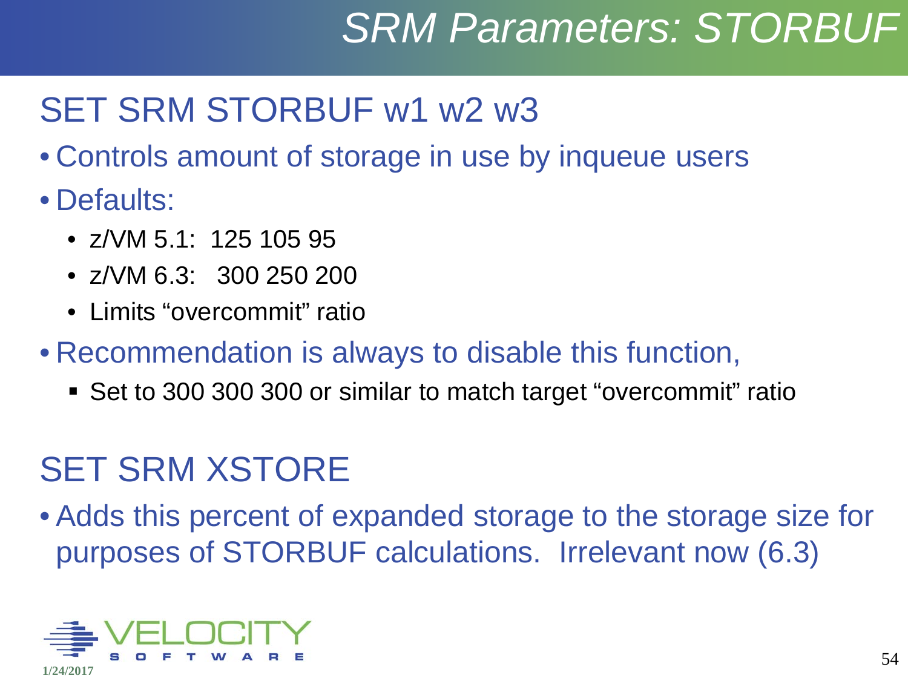# SRM Parameters: STORBUF

## SET SRM STORBUF w1 w2 w3

- Controls amount of storage in use by inqueue users
- Defaults:
  - z/VM 5.1: 125 105 95
  - z/VM 6.3: 300 250 200
  - Limits “overcommit” ratio
- Recommendation is always to disable this function,
  - Set to 300 300 300 or similar to match target “overcommit” ratio

## SET SRM XSTORE

- Adds this percent of expanded storage to the storage size for purposes of STORBUF calculations. Irrelevant now (6.3)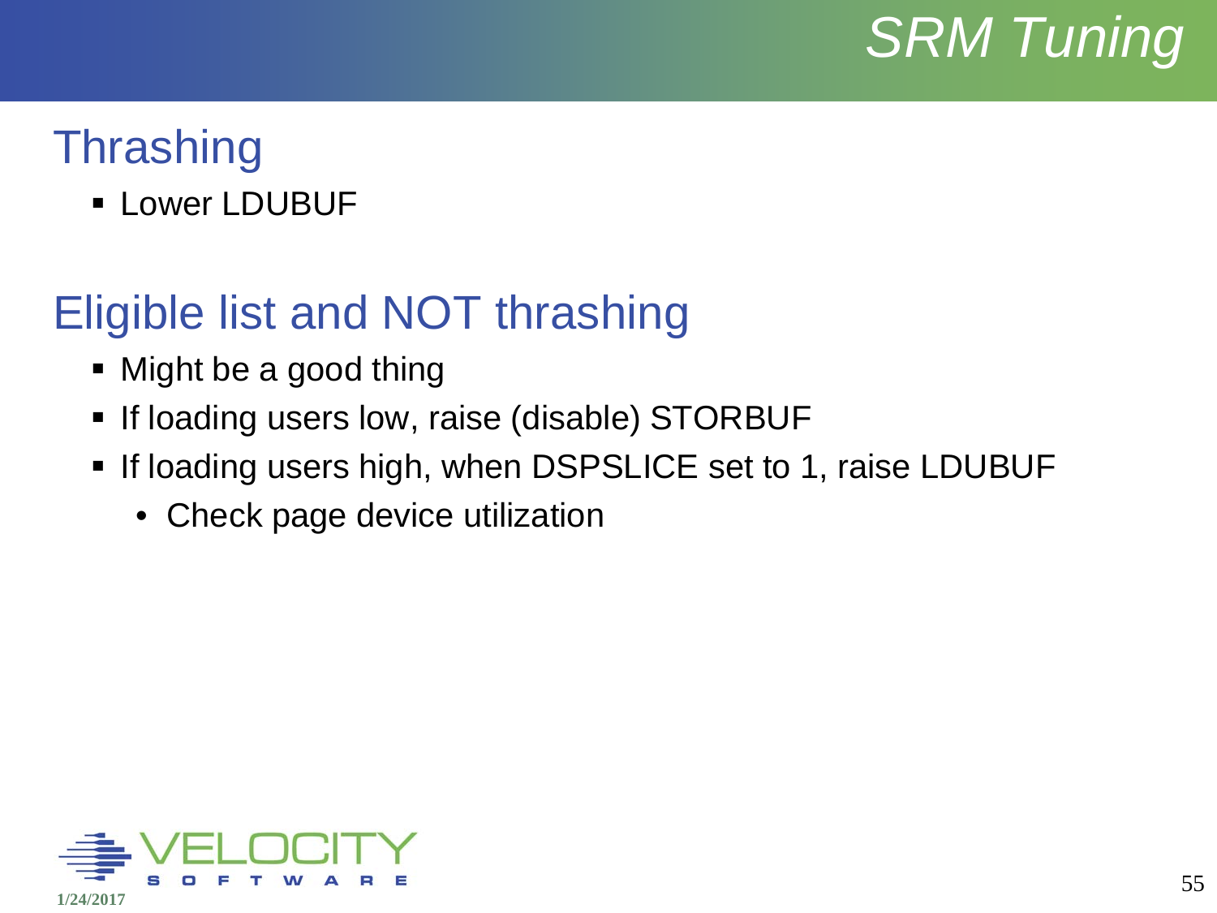# SRM Tuning

## Thrashing

- Lower LDUBUF

## Eligible list and NOT thrashing

- Might be a good thing
- If loading users low, raise (disable) STORBUF
- If loading users high, when DSPSLICE set to 1, raise LDUBUF
  - Check page device utilization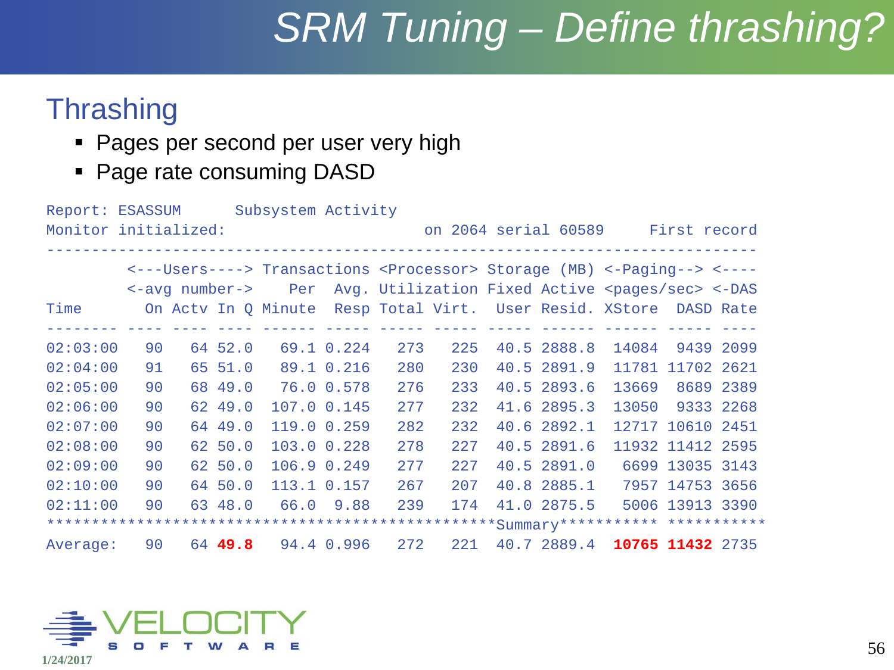# SRM Tuning – Define thrashing?

## Thrashing

- Pages per second per user very high
- Page rate consuming DASD

```
Report: ESASSUM      Subsystem Activity
Monitor initialized:                          on 2064 serial 60589     First record
--------------------------------------------------------------------------------
         <---Users----> Transactions <Processor> Storage (MB) <-Paging--> <----
         <-avg number->    Per  Avg. Utilization Fixed Active <pages/sec> <-DAS
Time       On Actv In Q Minute  Resp Total Virt.  User Resid. XStore  DASD Rate
-------- ---- ---- ---- ------ ----- ----- ----- ----- ------ ------ ----- ----
02:03:00   90   64 52.0   69.1 0.224   273   225  40.5 2888.8  14084  9439 2099
02:04:00   91   65 51.0   89.1 0.216   280   230  40.5 2891.9  11781 11702 2621
02:05:00   90   68 49.0   76.0 0.578   276   233  40.5 2893.6  13669  8689 2389
02:06:00   90   62 49.0  107.0 0.145   277   232  41.6 2895.3  13050  9333 2268
02:07:00   90   64 49.0  119.0 0.259   282   232  40.6 2892.1  12717 10610 2451
02:08:00   90   62 50.0  103.0 0.228   278   227  40.5 2891.6  11932 11412 2595
02:09:00   90   62 50.0  106.9 0.249   277   227  40.5 2891.0   6699 13035 3143
02:10:00   90   64 50.0  113.1 0.157   267   207  40.8 2885.1   7957 14753 3656
02:11:00   90   63 48.0   66.0  9.88   239   174  41.0 2875.5   5006 13913 3390
*************************************************Summary*********** ***********
Average:   90   64 49.8   94.4 0.996   272   221  40.7 2889.4  10765 11432 2735
```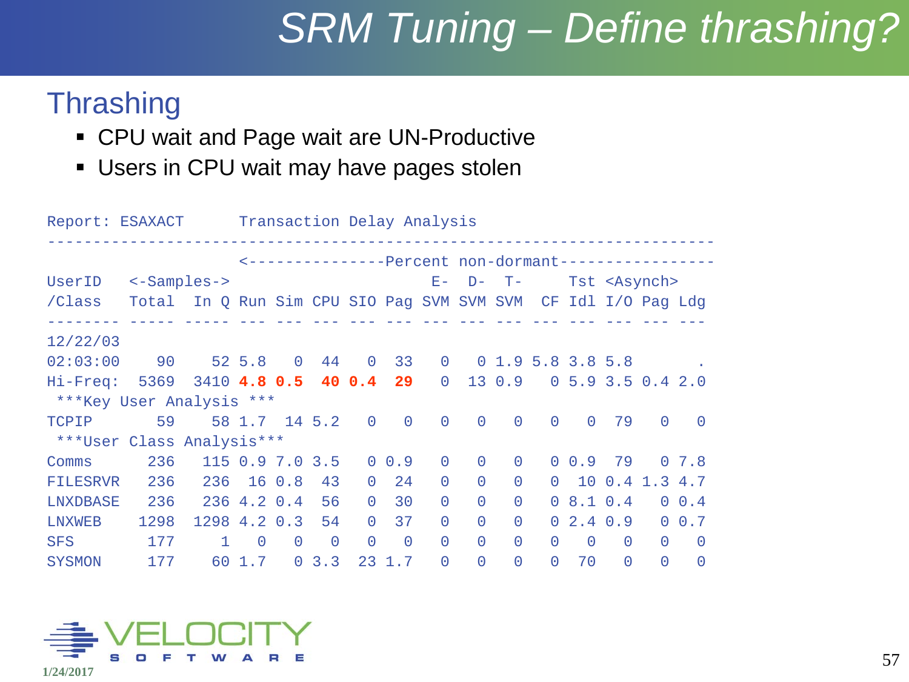# SRM Tuning – Define thrashing?

## Thrashing

- CPU wait and Page wait are UN-Productive
- Users in CPU wait may have pages stolen

```
Report: ESAXACT      Transaction Delay Analysis
----------------------------------------------------------------------
                                 <---------------Percent non-dormant-----------------
UserID   <-Samples->                                E-   D-   T-        Tst <Asynch>
/Class   Total   In Q Run Sim CPU SIO Pag SVM SVM SVM  CF Idl I/O Pag Ldg
-------- ----- ----- --- --- --- --- --- --- --- --- --- --- --- --- ---
12/22/03
02:03:00    90    52 5.8   0  44   0  33   0    0 1.9 5.8 3.8 5.8       .
Hi-Freq:  5369  3410 4.8 0.5  40 0.4  29   0   13 0.9   0 5.9 3.5 0.4 2.0
 ***Key User Analysis ***
TCPIP       59    58 1.7  14 5.2   0   0   0    0   0   0   0  79   0   0
 ***User Class Analysis***
Comms      236   115 0.9 7.0 3.5   0 0.9   0    0   0   0 0.9  79   0 7.8
FILESRVR   236   236  16 0.8  43   0  24   0    0   0   0  10 0.4 1.3 4.7
LNXDBASE   236   236 4.2 0.4  56   0  30   0    0   0   0 8.1 0.4   0 0.4
LNXWEB    1298  1298 4.2 0.3  54   0  37   0    0   0   0 2.4 0.9   0 0.7
SFS        177     1   0   0   0   0   0   0    0   0   0   0   0   0   0
SYSMON     177    60 1.7   0 3.3  23 1.7   0    0   0   0  70   0   0   0
```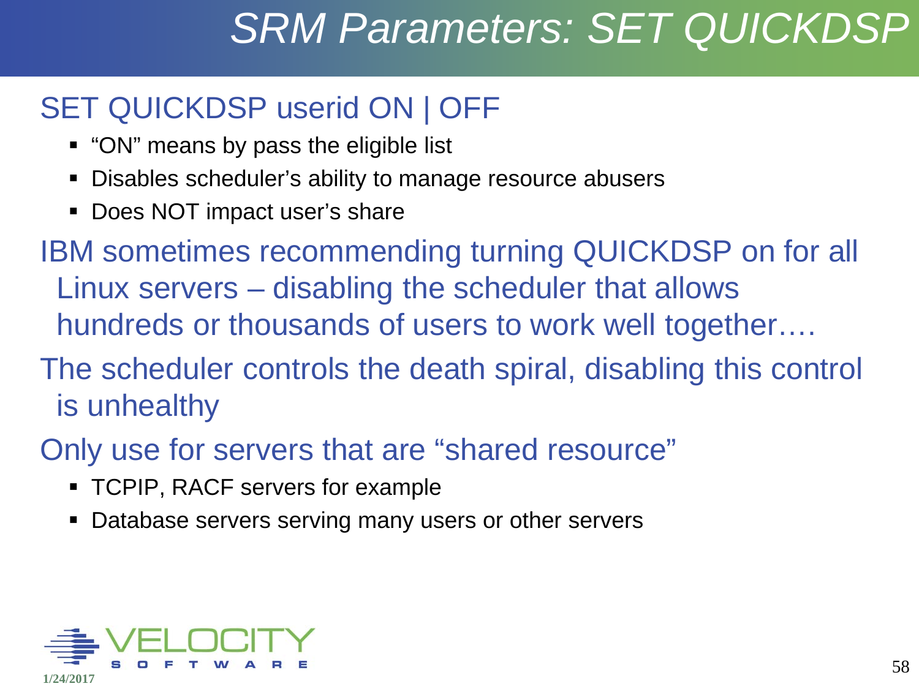# SRM Parameters: SET QUICKDSP

SET QUICKDSP userid ON | OFF

- "ON" means by pass the eligible list
- Disables scheduler's ability to manage resource abusers
- Does NOT impact user's share

IBM sometimes recommending turning QUICKDSP on for all Linux servers – disabling the scheduler that allows hundreds or thousands of users to work well together….

The scheduler controls the death spiral, disabling this control is unhealthy

Only use for servers that are "shared resource"

- TCPIP, RACF servers for example
- Database servers serving many users or other servers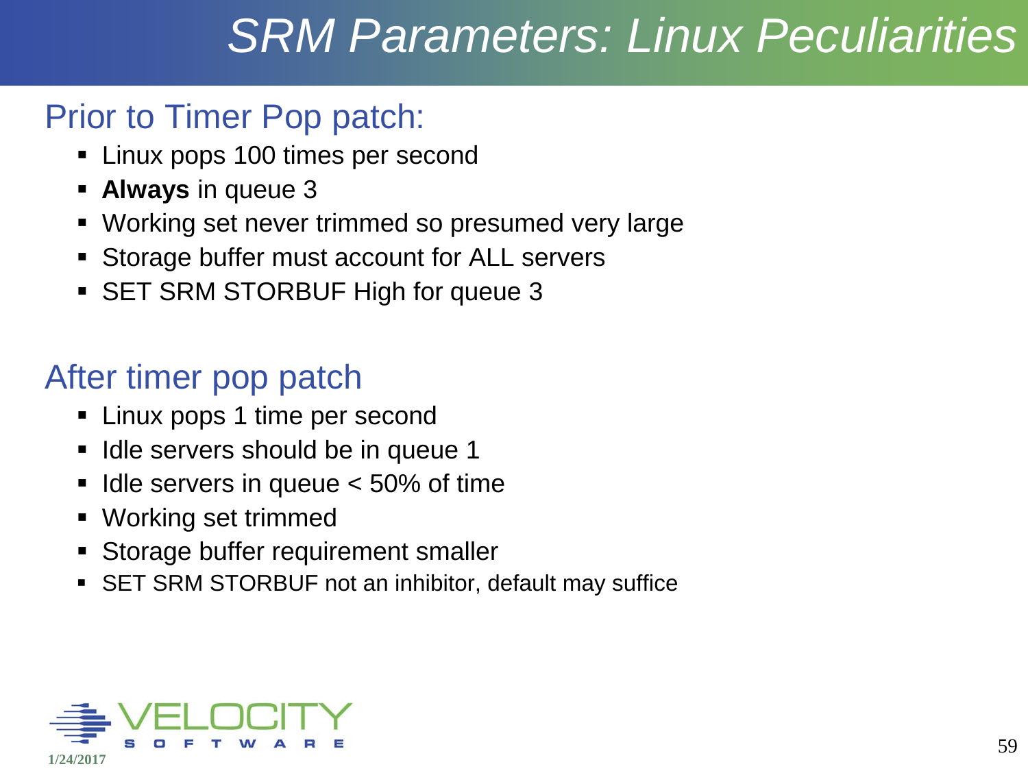# SRM Parameters: Linux Peculiarities

## Prior to Timer Pop patch:

- Linux pops 100 times per second
- **Always** in queue 3
- Working set never trimmed so presumed very large
- Storage buffer must account for ALL servers
- SET SRM STORBUF High for queue 3

## After timer pop patch

- Linux pops 1 time per second
- Idle servers should be in queue 1
- Idle servers in queue < 50% of time
- Working set trimmed
- Storage buffer requirement smaller
- SET SRM STORBUF not an inhibitor, default may suffice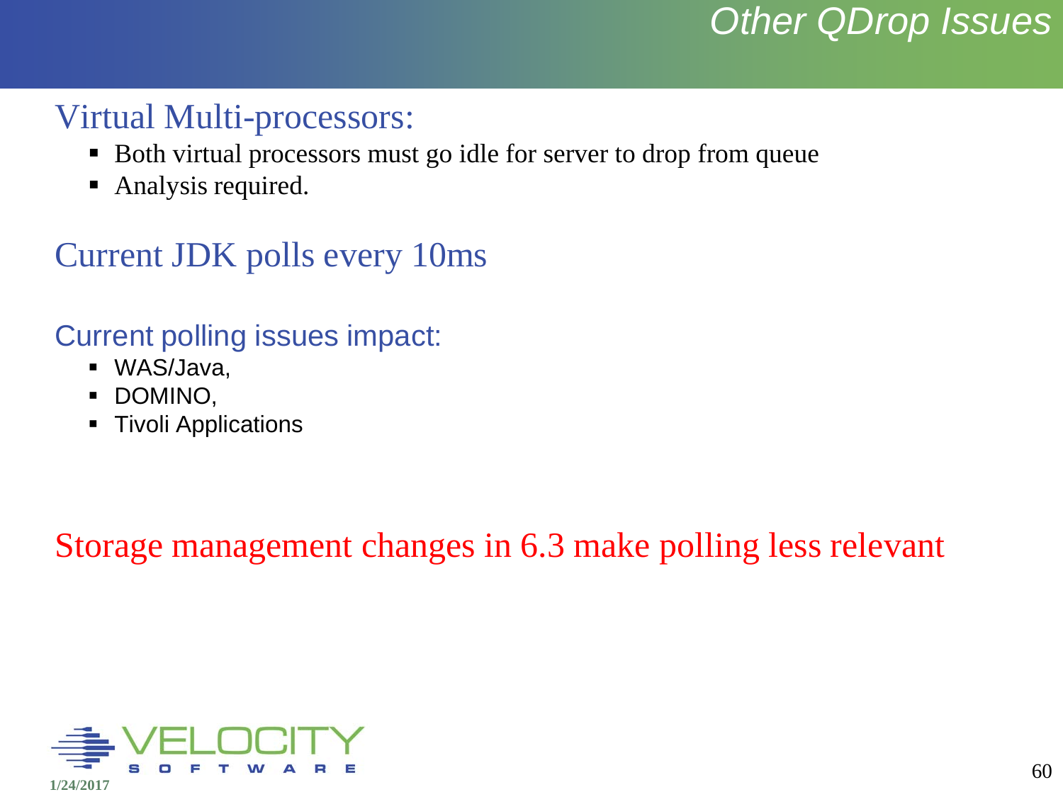# Other QDrop Issues

## Virtual Multi-processors:

- Both virtual processors must go idle for server to drop from queue
- Analysis required.

## Current JDK polls every 10ms

### Current polling issues impact:

- WAS/Java,
- DOMINO,
- Tivoli Applications

Storage management changes in 6.3 make polling less relevant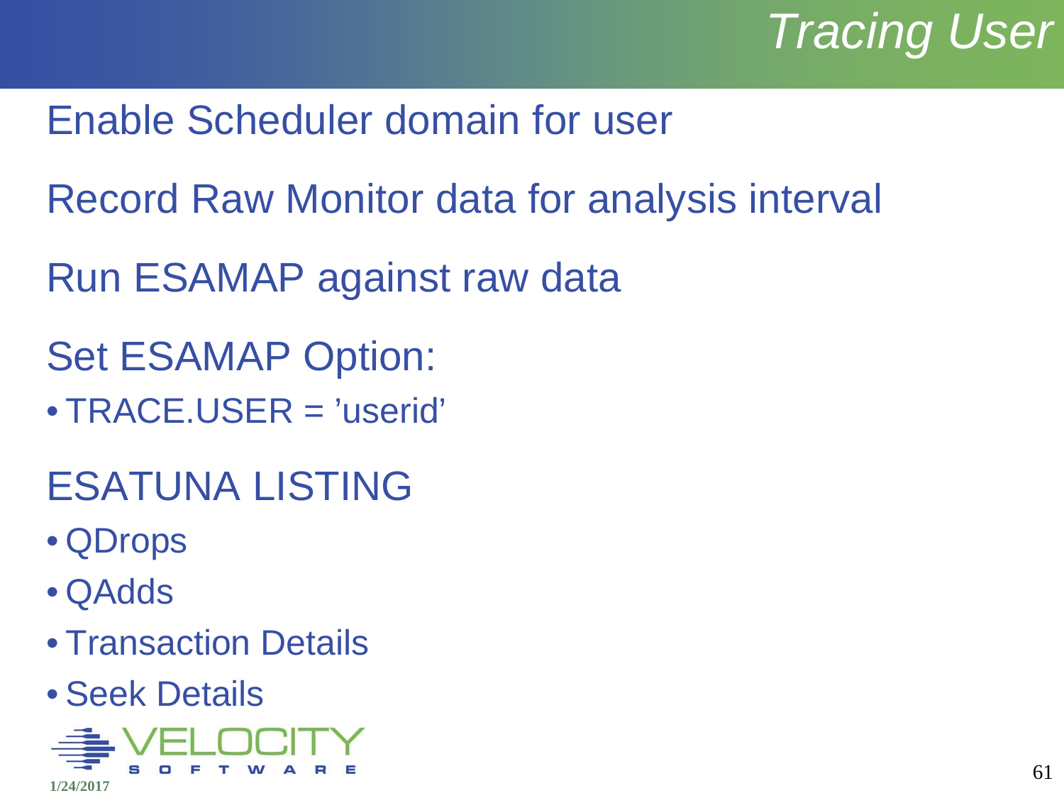# Tracing User

Enable Scheduler domain for user

Record Raw Monitor data for analysis interval

Run ESAMAP against raw data

Set ESAMAP Option:

- TRACE.USER = ’userid’

ESATUNA LISTING

- QDrops
- QAdds
- Transaction Details
- Seek Details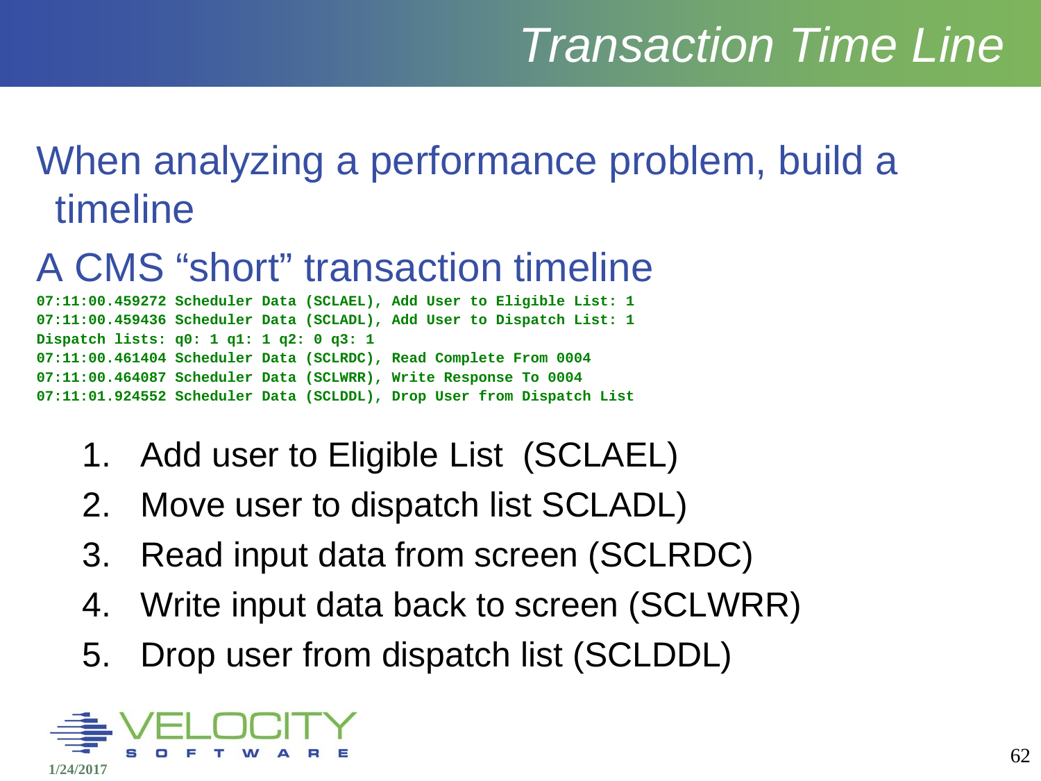# Transaction Time Line

## When analyzing a performance problem, build a timeline

## A CMS "short" transaction timeline

```
07:11:00.459272 Scheduler Data (SCLAEL), Add User to Eligible List: 1
07:11:00.459436 Scheduler Data (SCLADL), Add User to Dispatch List: 1
Dispatch lists: q0: 1 q1: 1 q2: 0 q3: 1
07:11:00.461404 Scheduler Data (SCLRDC), Read Complete From 0004
07:11:00.464087 Scheduler Data (SCLWRR), Write Response To 0004
07:11:01.924552 Scheduler Data (SCLDDL), Drop User from Dispatch List
```

1. Add user to Eligible List (SCLAEL)
2. Move user to dispatch list SCLADL)
3. Read input data from screen (SCLRDC)
4. Write input data back to screen (SCLWRR)
5. Drop user from dispatch list (SCLDDL)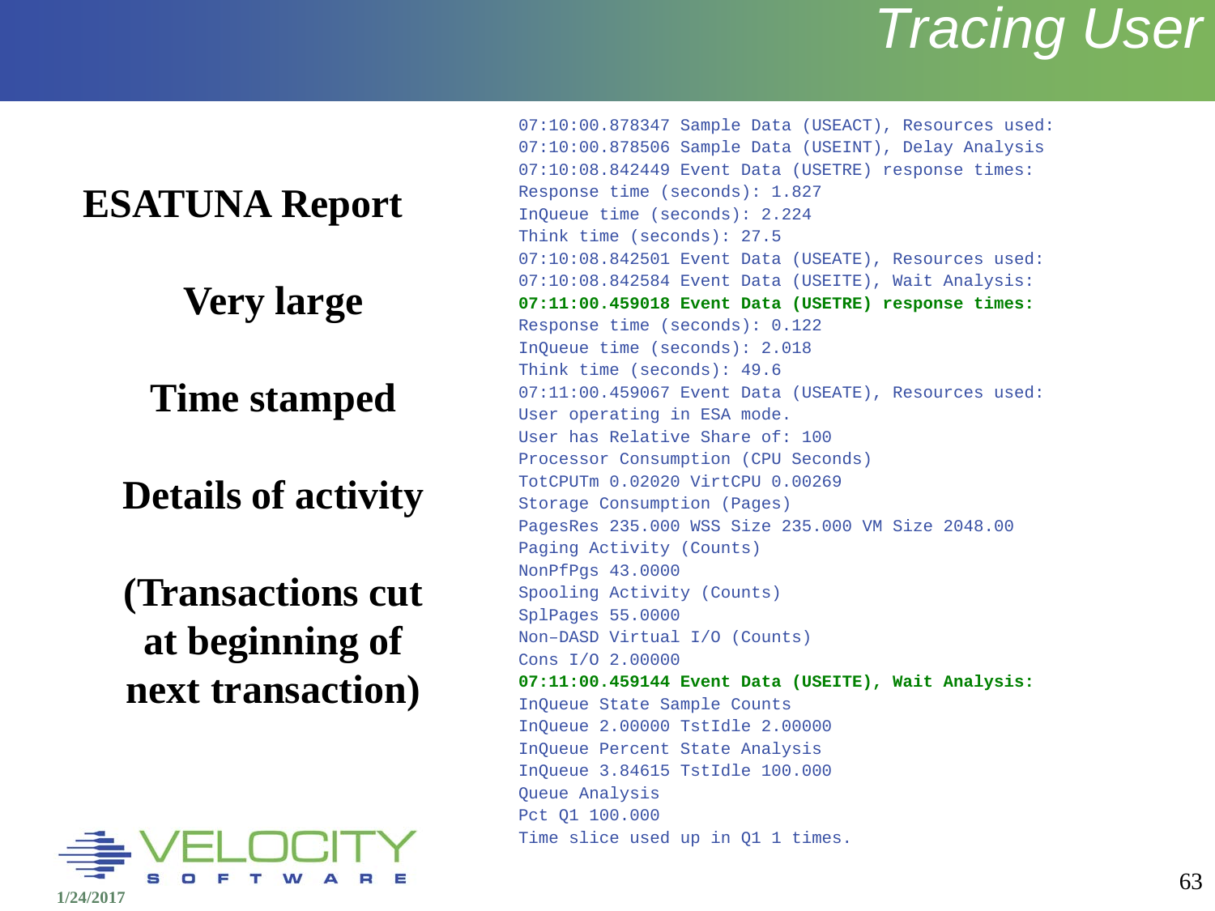# Tracing User

**ESATUNA Report**

**Very large**

**Time stamped**

**Details of activity**

**(Transactions cut at beginning of next transaction)**

```
07:10:00.878347 Sample Data (USEACT), Resources used:
07:10:00.878506 Sample Data (USEINT), Delay Analysis
07:10:08.842449 Event Data (USETRE) response times:
Response time (seconds): 1.827
InQueue time (seconds): 2.224
Think time (seconds): 27.5
07:10:08.842501 Event Data (USEATE), Resources used:
07:10:08.842584 Event Data (USEITE), Wait Analysis:
07:11:00.459018 Event Data (USETRE) response times:
Response time (seconds): 0.122
InQueue time (seconds): 2.018
Think time (seconds): 49.6
07:11:00.459067 Event Data (USEATE), Resources used:
User operating in ESA mode.
User has Relative Share of: 100
Processor Consumption (CPU Seconds)
TotCPUTm 0.02020 VirtCPU 0.00269
Storage Consumption (Pages)
PagesRes 235.000 WSS Size 235.000 VM Size 2048.00
Paging Activity (Counts)
NonPfPgs 43.0000
Spooling Activity (Counts)
SplPages 55.0000
Non-DASD Virtual I/O (Counts)
Cons I/O 2.00000
07:11:00.459144 Event Data (USEITE), Wait Analysis:
InQueue State Sample Counts
InQueue 2.00000 TstIdle 2.00000
InQueue Percent State Analysis
InQueue 3.84615 TstIdle 100.000
Queue Analysis
Pct Q1 100.000
Time slice used up in Q1 1 times.
```

VELOCITY SOFTWARE

1/24/2017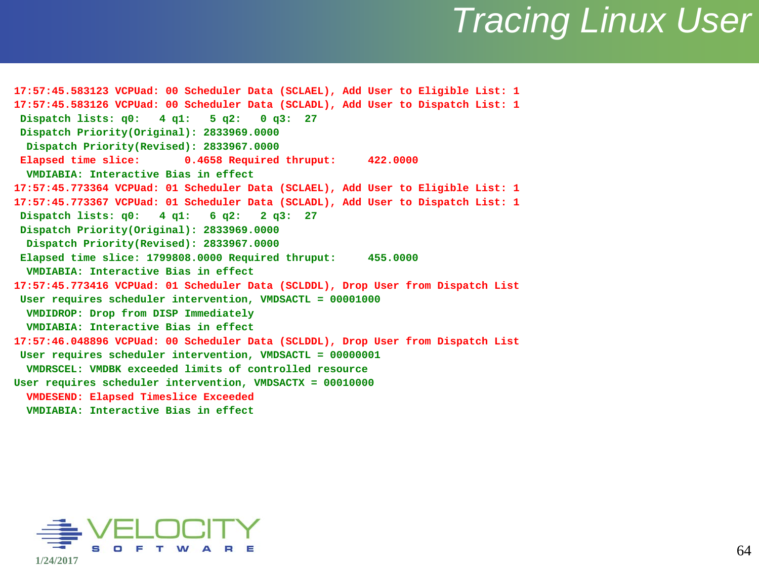# Tracing Linux User

```
17:57:45.583123 VCPUad: 00 Scheduler Data (SCLAEL), Add User to Eligible List: 1
17:57:45.583126 VCPUad: 00 Scheduler Data (SCLADL), Add User to Dispatch List: 1
 Dispatch lists: q0:   4 q1:   5 q2:   0 q3:  27
 Dispatch Priority(Original): 2833969.0000
  Dispatch Priority(Revised): 2833967.0000
 Elapsed time slice:       0.4658 Required thruput:     422.0000
  VMDIABIA: Interactive Bias in effect
17:57:45.773364 VCPUad: 01 Scheduler Data (SCLAEL), Add User to Eligible List: 1
17:57:45.773367 VCPUad: 01 Scheduler Data (SCLADL), Add User to Dispatch List: 1
 Dispatch lists: q0:   4 q1:   6 q2:   2 q3:  27
 Dispatch Priority(Original): 2833969.0000
  Dispatch Priority(Revised): 2833967.0000
 Elapsed time slice: 1799808.0000 Required thruput:     455.0000
  VMDIABIA: Interactive Bias in effect
17:57:45.773416 VCPUad: 01 Scheduler Data (SCLDDL), Drop User from Dispatch List
 User requires scheduler intervention, VMDSACTL = 00001000
  VMDIDROP: Drop from DISP Immediately
  VMDIABIA: Interactive Bias in effect
17:57:46.048896 VCPUad: 00 Scheduler Data (SCLDDL), Drop User from Dispatch List
 User requires scheduler intervention, VMDSACTL = 00000001
  VMDRSCEL: VMDBK exceeded limits of controlled resource
User requires scheduler intervention, VMDSACTX = 00010000
  VMDESEND: Elapsed Timeslice Exceeded
  VMDIABIA: Interactive Bias in effect
```

1/24/2017